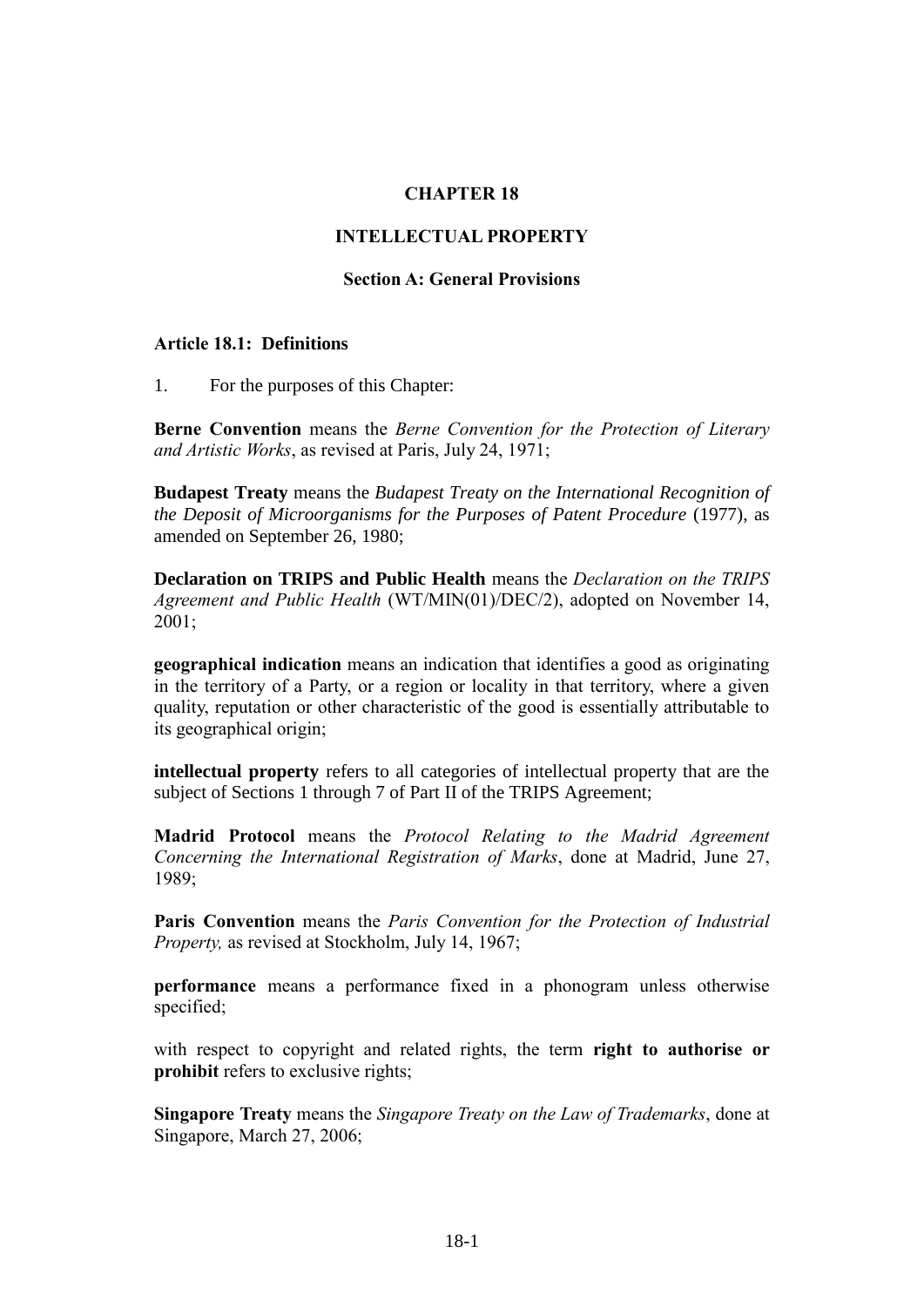# CHAPTER 18

## INTELLECTUAL PROPERTY

### Section A: General Provisions

**Article 18.1: Definitions**

1. For the purposes of this Chapter:

**Berne Convention** means the *Berne Convention for the Protection of Literary and Artistic Works*, as revised at Paris, July 24, 1971;

**Budapest Treaty** means the *Budapest Treaty on the International Recognition of the Deposit of Microorganisms for the Purposes of Patent Procedure* (1977), as amended on September 26, 1980;

**Declaration on TRIPS and Public Health** means the *Declaration on the TRIPS Agreement and Public Health* (WT/MIN(01)/DEC/2), adopted on November 14, 2001;

**geographical indication** means an indication that identifies a good as originating in the territory of a Party, or a region or locality in that territory, where a given quality, reputation or other characteristic of the good is essentially attributable to its geographical origin;

**intellectual property** refers to all categories of intellectual property that are the subject of Sections 1 through 7 of Part II of the TRIPS Agreement;

**Madrid Protocol** means the *Protocol Relating to the Madrid Agreement Concerning the International Registration of Marks*, done at Madrid, June 27, 1989;

**Paris Convention** means the *Paris Convention for the Protection of Industrial Property,* as revised at Stockholm, July 14, 1967;

**performance** means a performance fixed in a phonogram unless otherwise specified;

with respect to copyright and related rights, the term **right to authorise or prohibit** refers to exclusive rights;

**Singapore Treaty** means the *Singapore Treaty on the Law of Trademarks*, done at Singapore, March 27, 2006;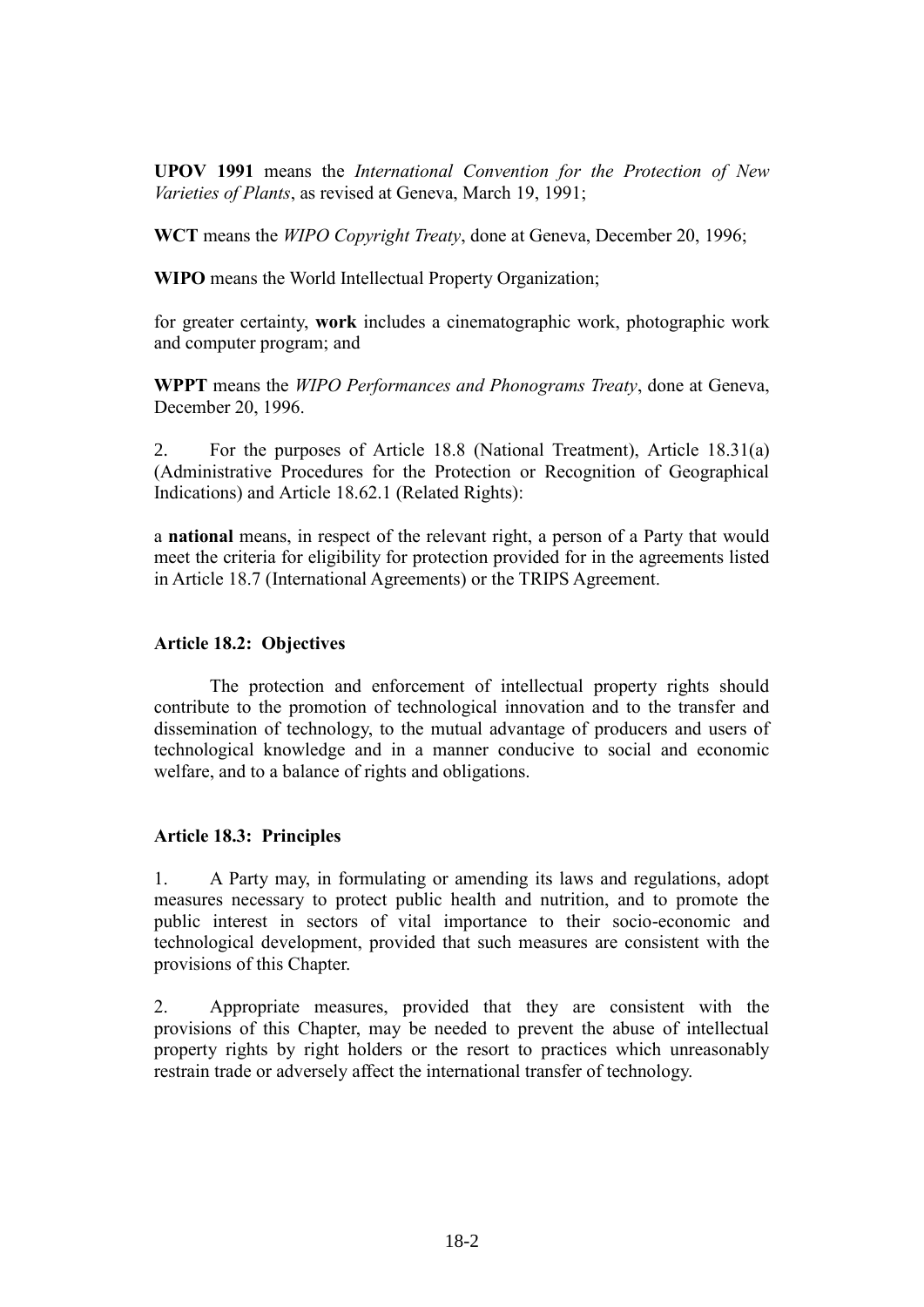**UPOV 1991** means the *International Convention for the Protection of New Varieties of Plants*, as revised at Geneva, March 19, 1991;

**WCT** means the *WIPO Copyright Treaty*, done at Geneva, December 20, 1996;

**WIPO** means the World Intellectual Property Organization;

for greater certainty, **work** includes a cinematographic work, photographic work and computer program; and

**WPPT** means the *WIPO Performances and Phonograms Treaty*, done at Geneva, December 20, 1996.

2. For the purposes of Article 18.8 (National Treatment), Article 18.31(a) (Administrative Procedures for the Protection or Recognition of Geographical Indications) and Article 18.62.1 (Related Rights):

a **national** means, in respect of the relevant right, a person of a Party that would meet the criteria for eligibility for protection provided for in the agreements listed in Article 18.7 (International Agreements) or the TRIPS Agreement.

### Article 18.2: Objectives

The protection and enforcement of intellectual property rights should contribute to the promotion of technological innovation and to the transfer and dissemination of technology, to the mutual advantage of producers and users of technological knowledge and in a manner conducive to social and economic welfare, and to a balance of rights and obligations.

### Article 18.3: Principles

1. A Party may, in formulating or amending its laws and regulations, adopt measures necessary to protect public health and nutrition, and to promote the public interest in sectors of vital importance to their socio-economic and technological development, provided that such measures are consistent with the provisions of this Chapter.

2. Appropriate measures, provided that they are consistent with the provisions of this Chapter, may be needed to prevent the abuse of intellectual property rights by right holders or the resort to practices which unreasonably restrain trade or adversely affect the international transfer of technology.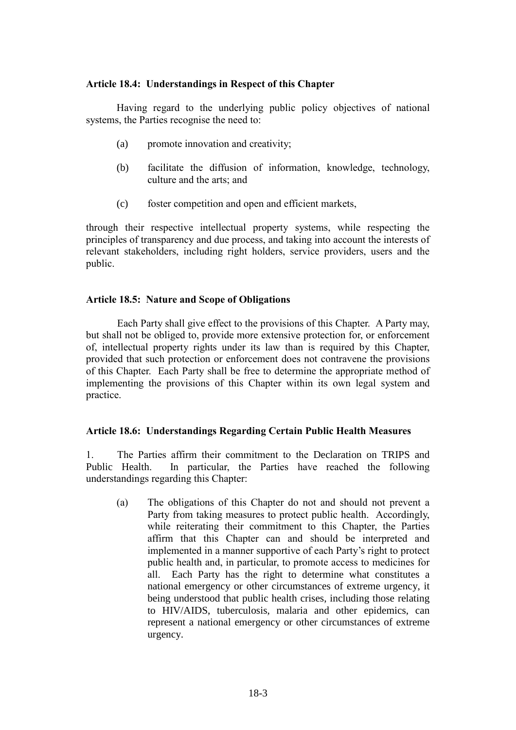### Article 18.4: Understandings in Respect of this Chapter

Having regard to the underlying public policy objectives of national systems, the Parties recognise the need to:

(a) promote innovation and creativity;

(b) facilitate the diffusion of information, knowledge, technology, culture and the arts; and

(c) foster competition and open and efficient markets,

through their respective intellectual property systems, while respecting the principles of transparency and due process, and taking into account the interests of relevant stakeholders, including right holders, service providers, users and the public.

### Article 18.5: Nature and Scope of Obligations

Each Party shall give effect to the provisions of this Chapter. A Party may, but shall not be obliged to, provide more extensive protection for, or enforcement of, intellectual property rights under its law than is required by this Chapter, provided that such protection or enforcement does not contravene the provisions of this Chapter. Each Party shall be free to determine the appropriate method of implementing the provisions of this Chapter within its own legal system and practice.

### Article 18.6: Understandings Regarding Certain Public Health Measures

1. The Parties affirm their commitment to the Declaration on TRIPS and Public Health. In particular, the Parties have reached the following understandings regarding this Chapter:

(a) The obligations of this Chapter do not and should not prevent a Party from taking measures to protect public health. Accordingly, while reiterating their commitment to this Chapter, the Parties affirm that this Chapter can and should be interpreted and implemented in a manner supportive of each Party's right to protect public health and, in particular, to promote access to medicines for all. Each Party has the right to determine what constitutes a national emergency or other circumstances of extreme urgency, it being understood that public health crises, including those relating to HIV/AIDS, tuberculosis, malaria and other epidemics, can represent a national emergency or other circumstances of extreme urgency.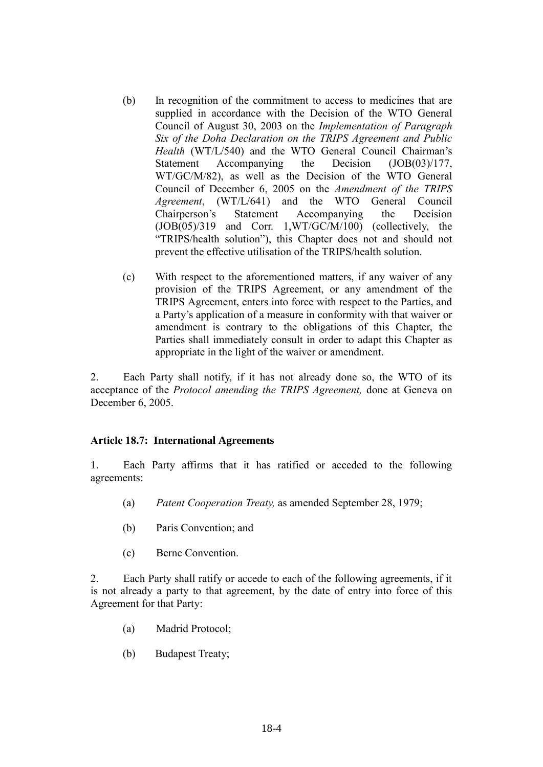(b) In recognition of the commitment to access to medicines that are supplied in accordance with the Decision of the WTO General Council of August 30, 2003 on the *Implementation of Paragraph Six of the Doha Declaration on the TRIPS Agreement and Public Health* (WT/L/540) and the WTO General Council Chairman's Statement Accompanying the Decision (JOB(03)/177, WT/GC/M/82), as well as the Decision of the WTO General Council of December 6, 2005 on the *Amendment of the TRIPS Agreement*, (WT/L/641) and the WTO General Council Chairperson's Statement Accompanying the Decision (JOB(05)/319 and Corr. 1,WT/GC/M/100) (collectively, the "TRIPS/health solution"), this Chapter does not and should not prevent the effective utilisation of the TRIPS/health solution.

(c) With respect to the aforementioned matters, if any waiver of any provision of the TRIPS Agreement, or any amendment of the TRIPS Agreement, enters into force with respect to the Parties, and a Party's application of a measure in conformity with that waiver or amendment is contrary to the obligations of this Chapter, the Parties shall immediately consult in order to adapt this Chapter as appropriate in the light of the waiver or amendment.

2. Each Party shall notify, if it has not already done so, the WTO of its acceptance of the *Protocol amending the TRIPS Agreement,* done at Geneva on December 6, 2005.

**Article 18.7: International Agreements**

1. Each Party affirms that it has ratified or acceded to the following agreements:

(a) *Patent Cooperation Treaty,* as amended September 28, 1979;

(b) Paris Convention; and

(c) Berne Convention.

2. Each Party shall ratify or accede to each of the following agreements, if it is not already a party to that agreement, by the date of entry into force of this Agreement for that Party:

(a) Madrid Protocol;

(b) Budapest Treaty;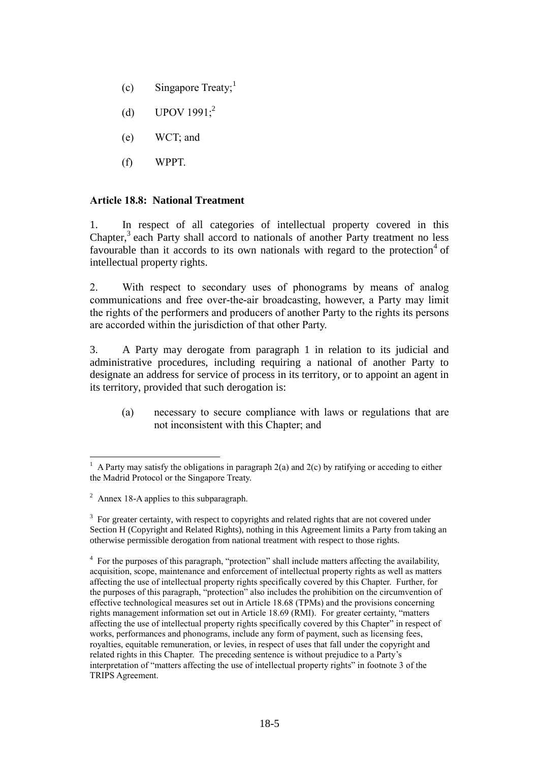(c) Singapore Treaty;[1]

(d) UPOV 1991;[2]

(e) WCT; and

(f) WPPT.

**Article 18.8: National Treatment**

1. In respect of all categories of intellectual property covered in this Chapter,[3] each Party shall accord to nationals of another Party treatment no less favourable than it accords to its own nationals with regard to the protection[4] of intellectual property rights.

2. With respect to secondary uses of phonograms by means of analog communications and free over-the-air broadcasting, however, a Party may limit the rights of the performers and producers of another Party to the rights its persons are accorded within the jurisdiction of that other Party.

3. A Party may derogate from paragraph 1 in relation to its judicial and administrative procedures, including requiring a national of another Party to designate an address for service of process in its territory, or to appoint an agent in its territory, provided that such derogation is:

(a) necessary to secure compliance with laws or regulations that are not inconsistent with this Chapter; and

---

[1] A Party may satisfy the obligations in paragraph 2(a) and 2(c) by ratifying or acceding to either the Madrid Protocol or the Singapore Treaty.

[2] Annex 18-A applies to this subparagraph.

[3] For greater certainty, with respect to copyrights and related rights that are not covered under Section H (Copyright and Related Rights), nothing in this Agreement limits a Party from taking an otherwise permissible derogation from national treatment with respect to those rights.

[4] For the purposes of this paragraph, "protection" shall include matters affecting the availability, acquisition, scope, maintenance and enforcement of intellectual property rights as well as matters affecting the use of intellectual property rights specifically covered by this Chapter. Further, for the purposes of this paragraph, "protection" also includes the prohibition on the circumvention of effective technological measures set out in Article 18.68 (TPMs) and the provisions concerning rights management information set out in Article 18.69 (RMI). For greater certainty, "matters affecting the use of intellectual property rights specifically covered by this Chapter" in respect of works, performances and phonograms, include any form of payment, such as licensing fees, royalties, equitable remuneration, or levies, in respect of uses that fall under the copyright and related rights in this Chapter. The preceding sentence is without prejudice to a Party's interpretation of "matters affecting the use of intellectual property rights" in footnote 3 of the TRIPS Agreement.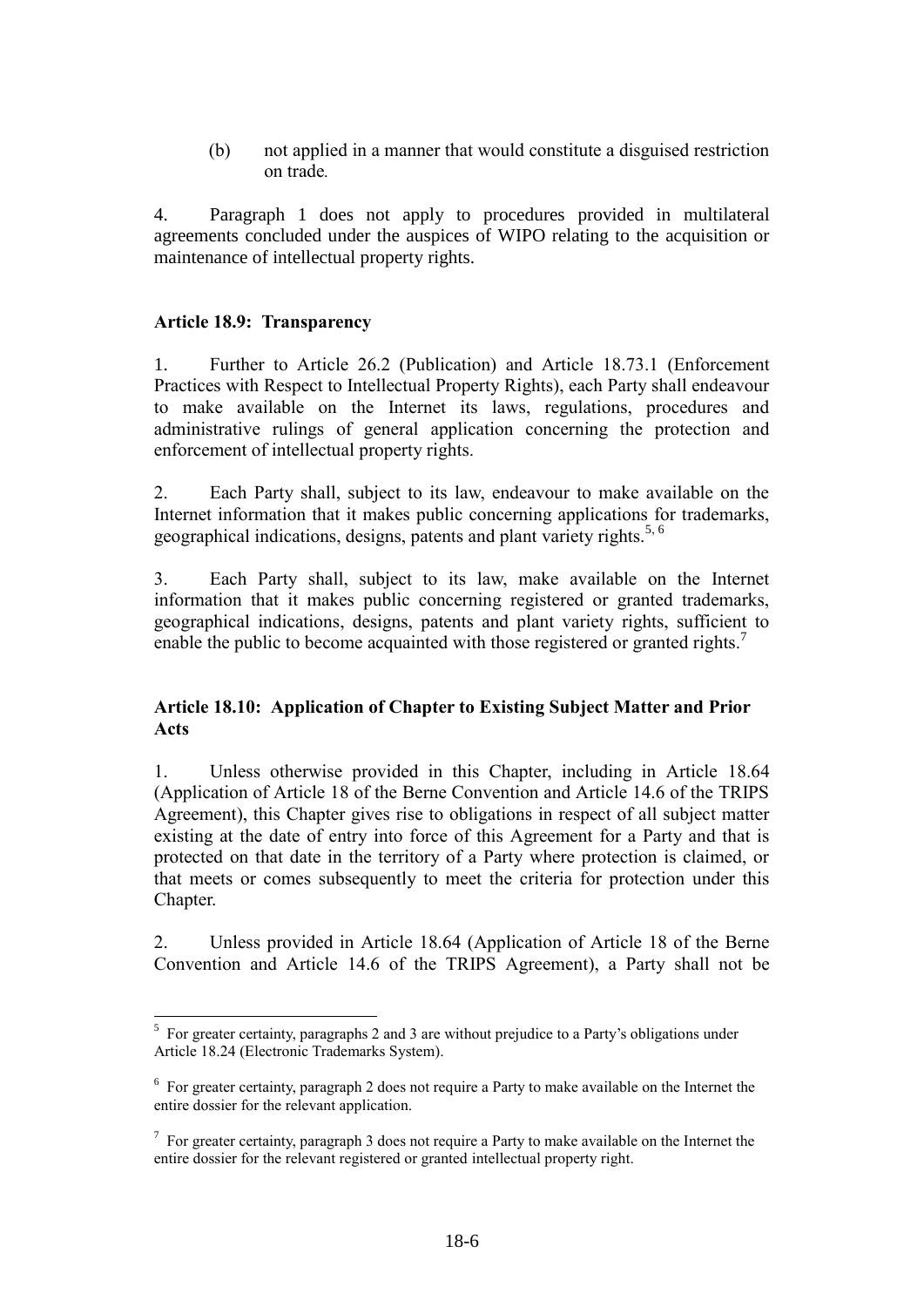(b) not applied in a manner that would constitute a disguised restriction on trade.

4. Paragraph 1 does not apply to procedures provided in multilateral agreements concluded under the auspices of WIPO relating to the acquisition or maintenance of intellectual property rights.

**Article 18.9: Transparency**

1. Further to Article 26.2 (Publication) and Article 18.73.1 (Enforcement Practices with Respect to Intellectual Property Rights), each Party shall endeavour to make available on the Internet its laws, regulations, procedures and administrative rulings of general application concerning the protection and enforcement of intellectual property rights.

2. Each Party shall, subject to its law, endeavour to make available on the Internet information that it makes public concerning applications for trademarks, geographical indications, designs, patents and plant variety rights.[5, 6]

3. Each Party shall, subject to its law, make available on the Internet information that it makes public concerning registered or granted trademarks, geographical indications, designs, patents and plant variety rights, sufficient to enable the public to become acquainted with those registered or granted rights.[7]

**Article 18.10: Application of Chapter to Existing Subject Matter and Prior Acts**

1. Unless otherwise provided in this Chapter, including in Article 18.64 (Application of Article 18 of the Berne Convention and Article 14.6 of the TRIPS Agreement), this Chapter gives rise to obligations in respect of all subject matter existing at the date of entry into force of this Agreement for a Party and that is protected on that date in the territory of a Party where protection is claimed, or that meets or comes subsequently to meet the criteria for protection under this Chapter.

2. Unless provided in Article 18.64 (Application of Article 18 of the Berne Convention and Article 14.6 of the TRIPS Agreement), a Party shall not be

---

[5] For greater certainty, paragraphs 2 and 3 are without prejudice to a Party's obligations under Article 18.24 (Electronic Trademarks System).

[6] For greater certainty, paragraph 2 does not require a Party to make available on the Internet the entire dossier for the relevant application.

[7] For greater certainty, paragraph 3 does not require a Party to make available on the Internet the entire dossier for the relevant registered or granted intellectual property right.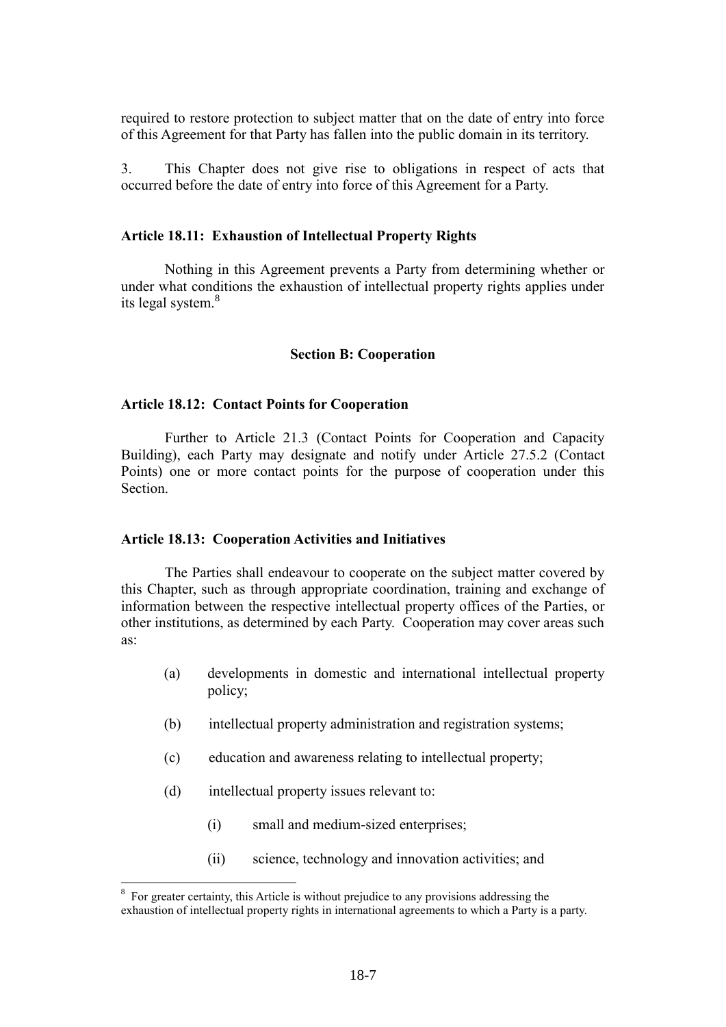required to restore protection to subject matter that on the date of entry into force of this Agreement for that Party has fallen into the public domain in its territory.

3. This Chapter does not give rise to obligations in respect of acts that occurred before the date of entry into force of this Agreement for a Party.

**Article 18.11: Exhaustion of Intellectual Property Rights**

Nothing in this Agreement prevents a Party from determining whether or under what conditions the exhaustion of intellectual property rights applies under its legal system.[8]

**Section B: Cooperation**

**Article 18.12: Contact Points for Cooperation**

Further to Article 21.3 (Contact Points for Cooperation and Capacity Building), each Party may designate and notify under Article 27.5.2 (Contact Points) one or more contact points for the purpose of cooperation under this Section.

**Article 18.13: Cooperation Activities and Initiatives**

The Parties shall endeavour to cooperate on the subject matter covered by this Chapter, such as through appropriate coordination, training and exchange of information between the respective intellectual property offices of the Parties, or other institutions, as determined by each Party. Cooperation may cover areas such as:

(a) developments in domestic and international intellectual property policy;

(b) intellectual property administration and registration systems;

(c) education and awareness relating to intellectual property;

(d) intellectual property issues relevant to:

    (i) small and medium-sized enterprises;

    (ii) science, technology and innovation activities; and

---

[8] For greater certainty, this Article is without prejudice to any provisions addressing the exhaustion of intellectual property rights in international agreements to which a Party is a party.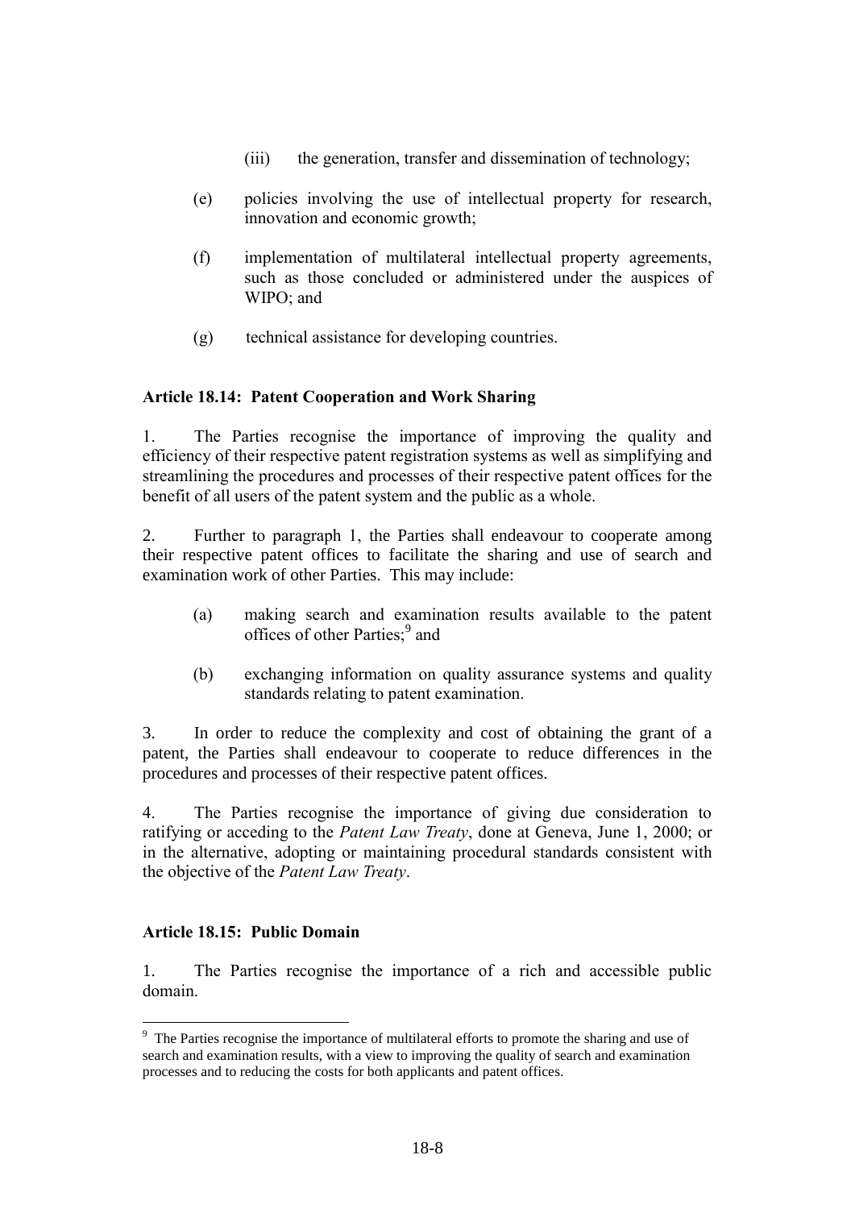(iii) the generation, transfer and dissemination of technology;

(e) policies involving the use of intellectual property for research, innovation and economic growth;

(f) implementation of multilateral intellectual property agreements, such as those concluded or administered under the auspices of WIPO; and

(g) technical assistance for developing countries.

**Article 18.14: Patent Cooperation and Work Sharing**

1. The Parties recognise the importance of improving the quality and efficiency of their respective patent registration systems as well as simplifying and streamlining the procedures and processes of their respective patent offices for the benefit of all users of the patent system and the public as a whole.

2. Further to paragraph 1, the Parties shall endeavour to cooperate among their respective patent offices to facilitate the sharing and use of search and examination work of other Parties. This may include:

(a) making search and examination results available to the patent offices of other Parties;[9] and

(b) exchanging information on quality assurance systems and quality standards relating to patent examination.

3. In order to reduce the complexity and cost of obtaining the grant of a patent, the Parties shall endeavour to cooperate to reduce differences in the procedures and processes of their respective patent offices.

4. The Parties recognise the importance of giving due consideration to ratifying or acceding to the *Patent Law Treaty*, done at Geneva, June 1, 2000; or in the alternative, adopting or maintaining procedural standards consistent with the objective of the *Patent Law Treaty*.

**Article 18.15: Public Domain**

1. The Parties recognise the importance of a rich and accessible public domain.

---

[9] The Parties recognise the importance of multilateral efforts to promote the sharing and use of search and examination results, with a view to improving the quality of search and examination processes and to reducing the costs for both applicants and patent offices.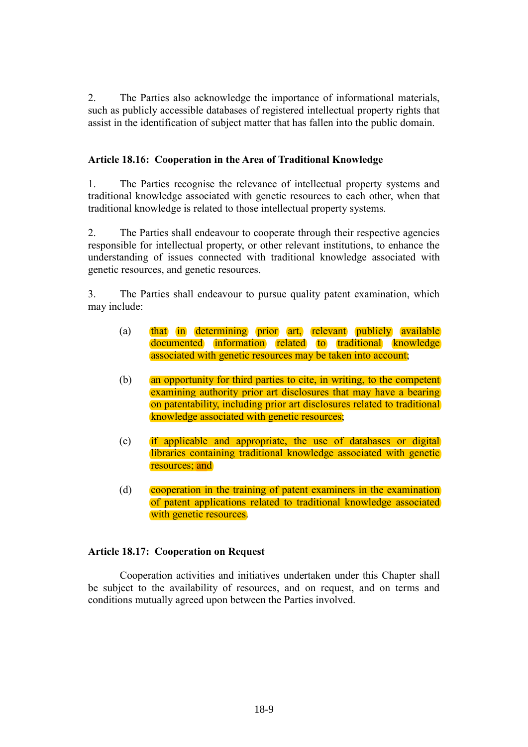2. The Parties also acknowledge the importance of informational materials, such as publicly accessible databases of registered intellectual property rights that assist in the identification of subject matter that has fallen into the public domain.

### Article 18.16: Cooperation in the Area of Traditional Knowledge

1. The Parties recognise the relevance of intellectual property systems and traditional knowledge associated with genetic resources to each other, when that traditional knowledge is related to those intellectual property systems.

2. The Parties shall endeavour to cooperate through their respective agencies responsible for intellectual property, or other relevant institutions, to enhance the understanding of issues connected with traditional knowledge associated with genetic resources, and genetic resources.

3. The Parties shall endeavour to pursue quality patent examination, which may include:

(a) that in determining prior art, relevant publicly available documented information related to traditional knowledge associated with genetic resources may be taken into account;

(b) an opportunity for third parties to cite, in writing, to the competent examining authority prior art disclosures that may have a bearing on patentability, including prior art disclosures related to traditional knowledge associated with genetic resources;

(c) if applicable and appropriate, the use of databases or digital libraries containing traditional knowledge associated with genetic resources; and

(d) cooperation in the training of patent examiners in the examination of patent applications related to traditional knowledge associated with genetic resources.

### Article 18.17: Cooperation on Request

Cooperation activities and initiatives undertaken under this Chapter shall be subject to the availability of resources, and on request, and on terms and conditions mutually agreed upon between the Parties involved.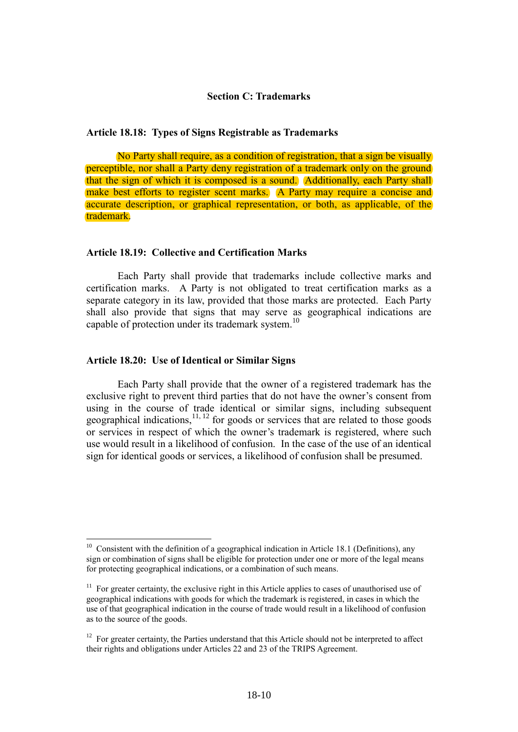## Section C: Trademarks

### Article 18.18: Types of Signs Registrable as Trademarks

No Party shall require, as a condition of registration, that a sign be visually perceptible, nor shall a Party deny registration of a trademark only on the ground that the sign of which it is composed is a sound. Additionally, each Party shall make best efforts to register scent marks. A Party may require a concise and accurate description, or graphical representation, or both, as applicable, of the trademark.

### Article 18.19: Collective and Certification Marks

Each Party shall provide that trademarks include collective marks and certification marks. A Party is not obligated to treat certification marks as a separate category in its law, provided that those marks are protected. Each Party shall also provide that signs that may serve as geographical indications are capable of protection under its trademark system.[10]

### Article 18.20: Use of Identical or Similar Signs

Each Party shall provide that the owner of a registered trademark has the exclusive right to prevent third parties that do not have the owner's consent from using in the course of trade identical or similar signs, including subsequent geographical indications,[11, 12] for goods or services that are related to those goods or services in respect of which the owner's trademark is registered, where such use would result in a likelihood of confusion. In the case of the use of an identical sign for identical goods or services, a likelihood of confusion shall be presumed.

---

[10] Consistent with the definition of a geographical indication in Article 18.1 (Definitions), any sign or combination of signs shall be eligible for protection under one or more of the legal means for protecting geographical indications, or a combination of such means.

[11] For greater certainty, the exclusive right in this Article applies to cases of unauthorised use of geographical indications with goods for which the trademark is registered, in cases in which the use of that geographical indication in the course of trade would result in a likelihood of confusion as to the source of the goods.

[12] For greater certainty, the Parties understand that this Article should not be interpreted to affect their rights and obligations under Articles 22 and 23 of the TRIPS Agreement.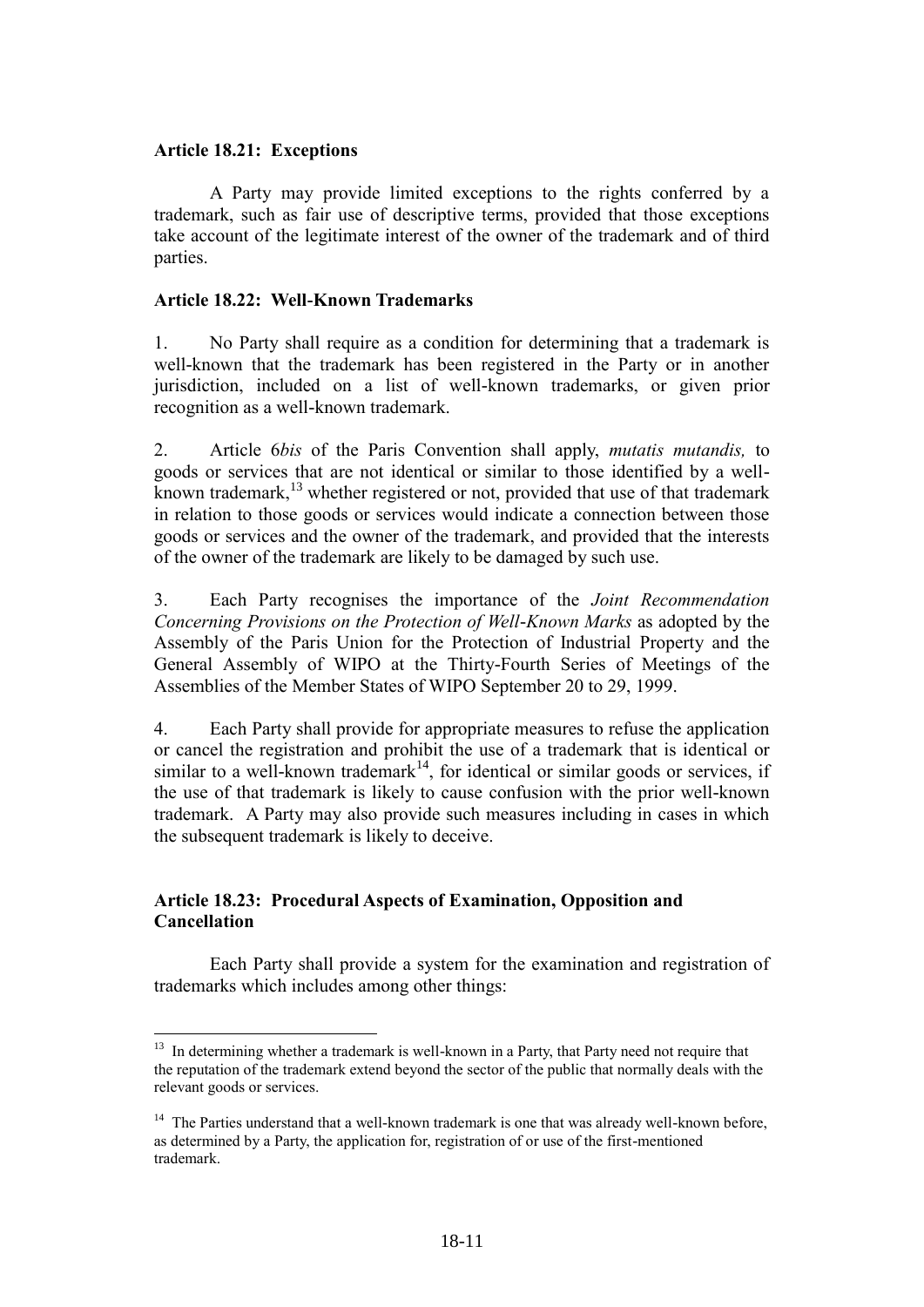**Article 18.21: Exceptions**

A Party may provide limited exceptions to the rights conferred by a trademark, such as fair use of descriptive terms, provided that those exceptions take account of the legitimate interest of the owner of the trademark and of third parties.

**Article 18.22: Well-Known Trademarks**

1. No Party shall require as a condition for determining that a trademark is well-known that the trademark has been registered in the Party or in another jurisdiction, included on a list of well-known trademarks, or given prior recognition as a well-known trademark.

2. Article 6*bis* of the Paris Convention shall apply, *mutatis mutandis,* to goods or services that are not identical or similar to those identified by a well-known trademark,[13] whether registered or not, provided that use of that trademark in relation to those goods or services would indicate a connection between those goods or services and the owner of the trademark, and provided that the interests of the owner of the trademark are likely to be damaged by such use.

3. Each Party recognises the importance of the *Joint Recommendation Concerning Provisions on the Protection of Well-Known Marks* as adopted by the Assembly of the Paris Union for the Protection of Industrial Property and the General Assembly of WIPO at the Thirty-Fourth Series of Meetings of the Assemblies of the Member States of WIPO September 20 to 29, 1999.

4. Each Party shall provide for appropriate measures to refuse the application or cancel the registration and prohibit the use of a trademark that is identical or similar to a well-known trademark[14], for identical or similar goods or services, if the use of that trademark is likely to cause confusion with the prior well-known trademark. A Party may also provide such measures including in cases in which the subsequent trademark is likely to deceive.

**Article 18.23: Procedural Aspects of Examination, Opposition and Cancellation**

Each Party shall provide a system for the examination and registration of trademarks which includes among other things:

---

[13] In determining whether a trademark is well-known in a Party, that Party need not require that the reputation of the trademark extend beyond the sector of the public that normally deals with the relevant goods or services.

[14] The Parties understand that a well-known trademark is one that was already well-known before, as determined by a Party, the application for, registration of or use of the first-mentioned trademark.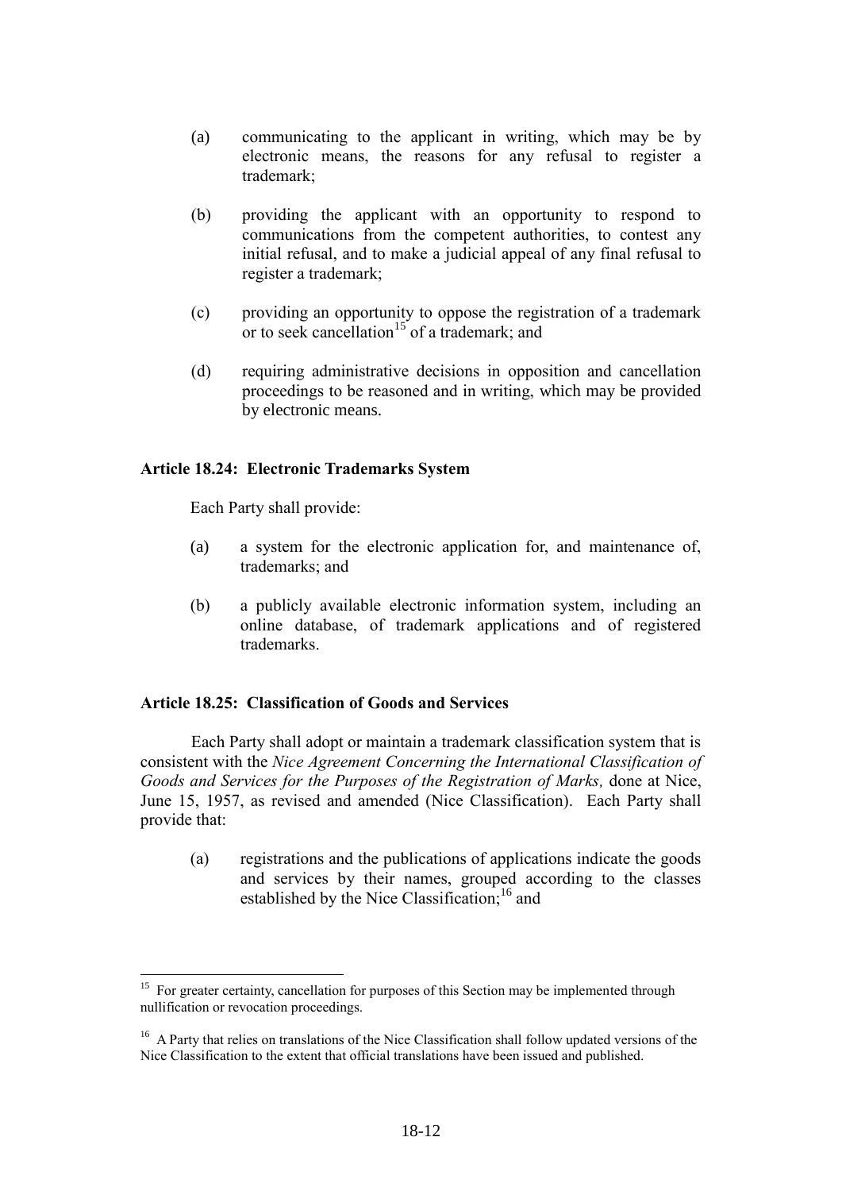(a) communicating to the applicant in writing, which may be by electronic means, the reasons for any refusal to register a trademark;

(b) providing the applicant with an opportunity to respond to communications from the competent authorities, to contest any initial refusal, and to make a judicial appeal of any final refusal to register a trademark;

(c) providing an opportunity to oppose the registration of a trademark or to seek cancellation[15] of a trademark; and

(d) requiring administrative decisions in opposition and cancellation proceedings to be reasoned and in writing, which may be provided by electronic means.

**Article 18.24: Electronic Trademarks System**

Each Party shall provide:

(a) a system for the electronic application for, and maintenance of, trademarks; and

(b) a publicly available electronic information system, including an online database, of trademark applications and of registered trademarks.

**Article 18.25: Classification of Goods and Services**

Each Party shall adopt or maintain a trademark classification system that is consistent with the *Nice Agreement Concerning the International Classification of Goods and Services for the Purposes of the Registration of Marks,* done at Nice, June 15, 1957, as revised and amended (Nice Classification). Each Party shall provide that:

(a) registrations and the publications of applications indicate the goods and services by their names, grouped according to the classes established by the Nice Classification;[16] and

---

[15] For greater certainty, cancellation for purposes of this Section may be implemented through nullification or revocation proceedings.

[16] A Party that relies on translations of the Nice Classification shall follow updated versions of the Nice Classification to the extent that official translations have been issued and published.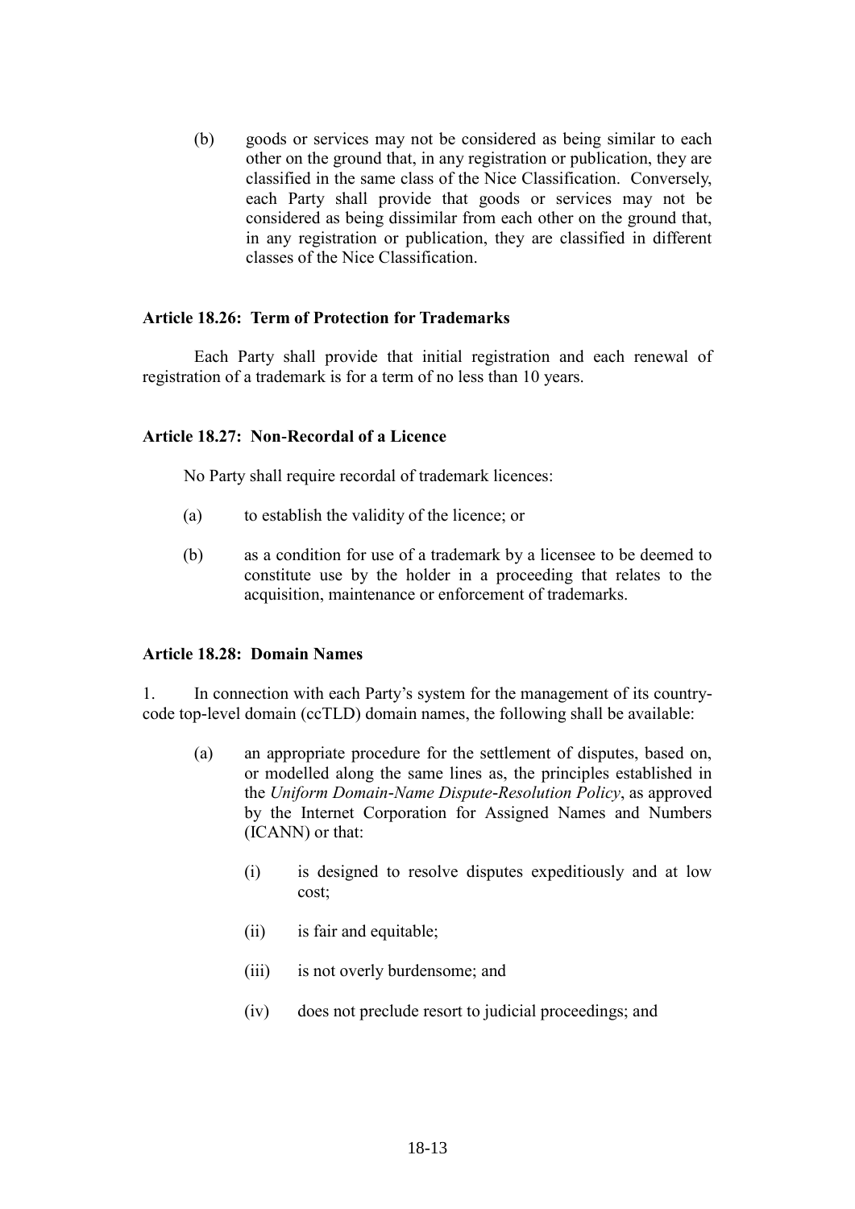(b) goods or services may not be considered as being similar to each other on the ground that, in any registration or publication, they are classified in the same class of the Nice Classification. Conversely, each Party shall provide that goods or services may not be considered as being dissimilar from each other on the ground that, in any registration or publication, they are classified in different classes of the Nice Classification.

**Article 18.26: Term of Protection for Trademarks**

Each Party shall provide that initial registration and each renewal of registration of a trademark is for a term of no less than 10 years.

**Article 18.27: Non-Recordal of a Licence**

No Party shall require recordal of trademark licences:

(a) to establish the validity of the licence; or

(b) as a condition for use of a trademark by a licensee to be deemed to constitute use by the holder in a proceeding that relates to the acquisition, maintenance or enforcement of trademarks.

**Article 18.28: Domain Names**

1. In connection with each Party's system for the management of its country-code top-level domain (ccTLD) domain names, the following shall be available:

(a) an appropriate procedure for the settlement of disputes, based on, or modelled along the same lines as, the principles established in the *Uniform Domain-Name Dispute-Resolution Policy*, as approved by the Internet Corporation for Assigned Names and Numbers (ICANN) or that:

(i) is designed to resolve disputes expeditiously and at low cost;

(ii) is fair and equitable;

(iii) is not overly burdensome; and

(iv) does not preclude resort to judicial proceedings; and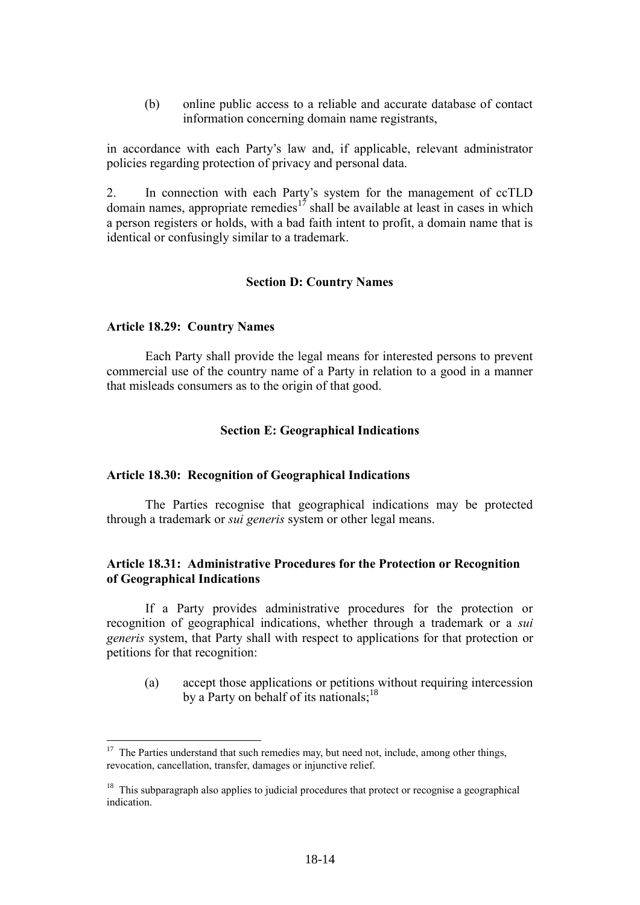(b) online public access to a reliable and accurate database of contact information concerning domain name registrants,

in accordance with each Party's law and, if applicable, relevant administrator policies regarding protection of privacy and personal data.

2. In connection with each Party's system for the management of ccTLD domain names, appropriate remedies[17] shall be available at least in cases in which a person registers or holds, with a bad faith intent to profit, a domain name that is identical or confusingly similar to a trademark.

## Section D: Country Names

### Article 18.29: Country Names

Each Party shall provide the legal means for interested persons to prevent commercial use of the country name of a Party in relation to a good in a manner that misleads consumers as to the origin of that good.

## Section E: Geographical Indications

### Article 18.30: Recognition of Geographical Indications

The Parties recognise that geographical indications may be protected through a trademark or *sui generis* system or other legal means.

### Article 18.31: Administrative Procedures for the Protection or Recognition of Geographical Indications

If a Party provides administrative procedures for the protection or recognition of geographical indications, whether through a trademark or a *sui generis* system, that Party shall with respect to applications for that protection or petitions for that recognition:

(a) accept those applications or petitions without requiring intercession by a Party on behalf of its nationals;[18]

---

[17] The Parties understand that such remedies may, but need not, include, among other things, revocation, cancellation, transfer, damages or injunctive relief.

[18] This subparagraph also applies to judicial procedures that protect or recognise a geographical indication.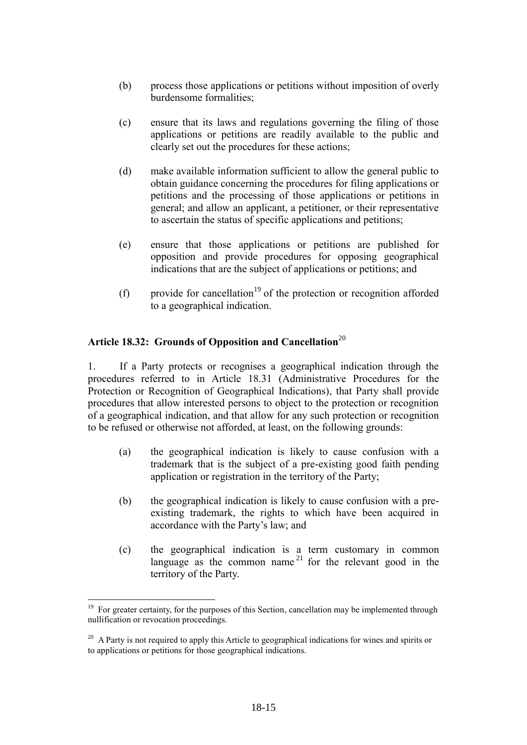(b) process those applications or petitions without imposition of overly burdensome formalities;

(c) ensure that its laws and regulations governing the filing of those applications or petitions are readily available to the public and clearly set out the procedures for these actions;

(d) make available information sufficient to allow the general public to obtain guidance concerning the procedures for filing applications or petitions and the processing of those applications or petitions in general; and allow an applicant, a petitioner, or their representative to ascertain the status of specific applications and petitions;

(e) ensure that those applications or petitions are published for opposition and provide procedures for opposing geographical indications that are the subject of applications or petitions; and

(f) provide for cancellation[19] of the protection or recognition afforded to a geographical indication.

### Article 18.32: Grounds of Opposition and Cancellation[20]

1. If a Party protects or recognises a geographical indication through the procedures referred to in Article 18.31 (Administrative Procedures for the Protection or Recognition of Geographical Indications), that Party shall provide procedures that allow interested persons to object to the protection or recognition of a geographical indication, and that allow for any such protection or recognition to be refused or otherwise not afforded, at least, on the following grounds:

(a) the geographical indication is likely to cause confusion with a trademark that is the subject of a pre-existing good faith pending application or registration in the territory of the Party;

(b) the geographical indication is likely to cause confusion with a pre-existing trademark, the rights to which have been acquired in accordance with the Party's law; and

(c) the geographical indication is a term customary in common language as the common name[21] for the relevant good in the territory of the Party.

---

[19] For greater certainty, for the purposes of this Section, cancellation may be implemented through nullification or revocation proceedings.

[20] A Party is not required to apply this Article to geographical indications for wines and spirits or to applications or petitions for those geographical indications.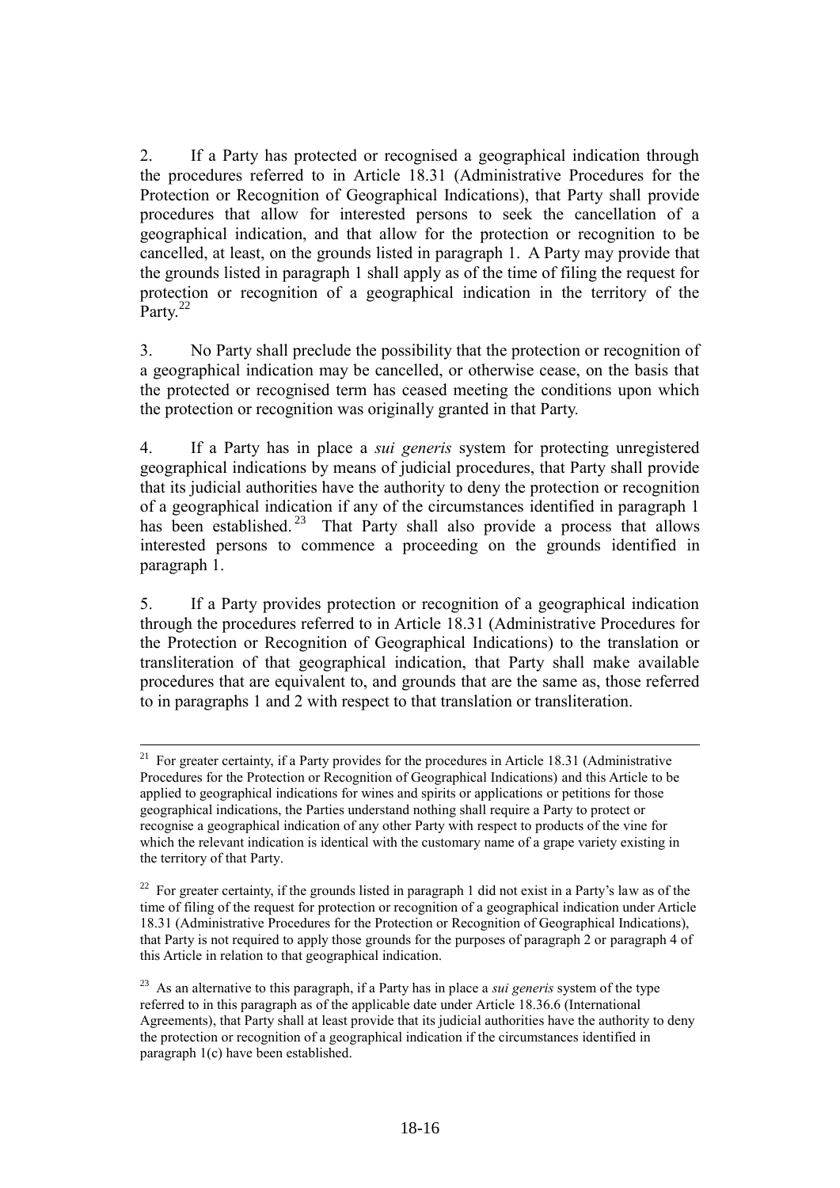2. If a Party has protected or recognised a geographical indication through the procedures referred to in Article 18.31 (Administrative Procedures for the Protection or Recognition of Geographical Indications), that Party shall provide procedures that allow for interested persons to seek the cancellation of a geographical indication, and that allow for the protection or recognition to be cancelled, at least, on the grounds listed in paragraph 1. A Party may provide that the grounds listed in paragraph 1 shall apply as of the time of filing the request for protection or recognition of a geographical indication in the territory of the Party.[22]

3. No Party shall preclude the possibility that the protection or recognition of a geographical indication may be cancelled, or otherwise cease, on the basis that the protected or recognised term has ceased meeting the conditions upon which the protection or recognition was originally granted in that Party.

4. If a Party has in place a *sui generis* system for protecting unregistered geographical indications by means of judicial procedures, that Party shall provide that its judicial authorities have the authority to deny the protection or recognition of a geographical indication if any of the circumstances identified in paragraph 1 has been established.[23] That Party shall also provide a process that allows interested persons to commence a proceeding on the grounds identified in paragraph 1.

5. If a Party provides protection or recognition of a geographical indication through the procedures referred to in Article 18.31 (Administrative Procedures for the Protection or Recognition of Geographical Indications) to the translation or transliteration of that geographical indication, that Party shall make available procedures that are equivalent to, and grounds that are the same as, those referred to in paragraphs 1 and 2 with respect to that translation or transliteration.

---

[21] For greater certainty, if a Party provides for the procedures in Article 18.31 (Administrative Procedures for the Protection or Recognition of Geographical Indications) and this Article to be applied to geographical indications for wines and spirits or applications or petitions for those geographical indications, the Parties understand nothing shall require a Party to protect or recognise a geographical indication of any other Party with respect to products of the vine for which the relevant indication is identical with the customary name of a grape variety existing in the territory of that Party.

[22] For greater certainty, if the grounds listed in paragraph 1 did not exist in a Party's law as of the time of filing of the request for protection or recognition of a geographical indication under Article 18.31 (Administrative Procedures for the Protection or Recognition of Geographical Indications), that Party is not required to apply those grounds for the purposes of paragraph 2 or paragraph 4 of this Article in relation to that geographical indication.

[23] As an alternative to this paragraph, if a Party has in place a *sui generis* system of the type referred to in this paragraph as of the applicable date under Article 18.36.6 (International Agreements), that Party shall at least provide that its judicial authorities have the authority to deny the protection or recognition of a geographical indication if the circumstances identified in paragraph 1(c) have been established.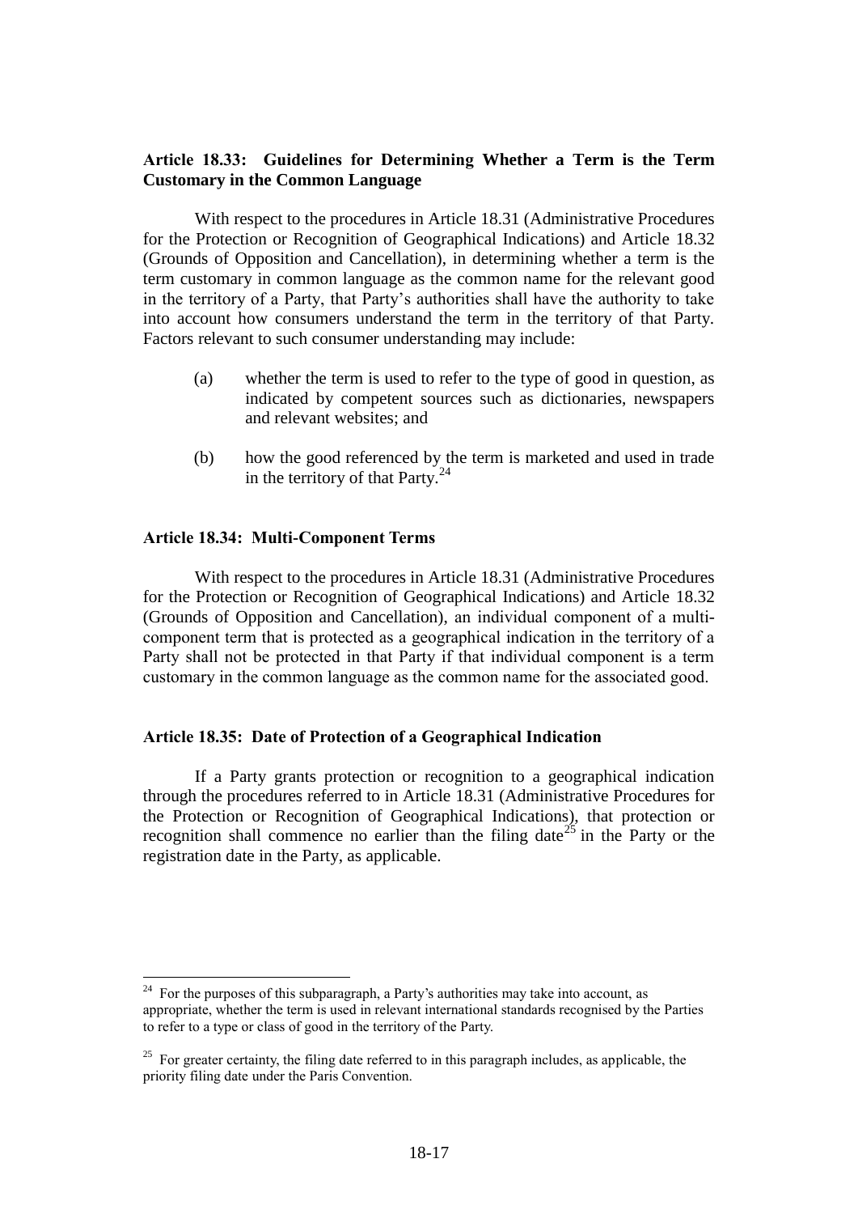### Article 18.33: Guidelines for Determining Whether a Term is the Term Customary in the Common Language

With respect to the procedures in Article 18.31 (Administrative Procedures for the Protection or Recognition of Geographical Indications) and Article 18.32 (Grounds of Opposition and Cancellation), in determining whether a term is the term customary in common language as the common name for the relevant good in the territory of a Party, that Party's authorities shall have the authority to take into account how consumers understand the term in the territory of that Party. Factors relevant to such consumer understanding may include:

(a) whether the term is used to refer to the type of good in question, as indicated by competent sources such as dictionaries, newspapers and relevant websites; and

(b) how the good referenced by the term is marketed and used in trade in the territory of that Party.[24]

### Article 18.34: Multi-Component Terms

With respect to the procedures in Article 18.31 (Administrative Procedures for the Protection or Recognition of Geographical Indications) and Article 18.32 (Grounds of Opposition and Cancellation), an individual component of a multi-component term that is protected as a geographical indication in the territory of a Party shall not be protected in that Party if that individual component is a term customary in the common language as the common name for the associated good.

### Article 18.35: Date of Protection of a Geographical Indication

If a Party grants protection or recognition to a geographical indication through the procedures referred to in Article 18.31 (Administrative Procedures for the Protection or Recognition of Geographical Indications), that protection or recognition shall commence no earlier than the filing date[25] in the Party or the registration date in the Party, as applicable.

---

[24] For the purposes of this subparagraph, a Party's authorities may take into account, as appropriate, whether the term is used in relevant international standards recognised by the Parties to refer to a type or class of good in the territory of the Party.

[25] For greater certainty, the filing date referred to in this paragraph includes, as applicable, the priority filing date under the Paris Convention.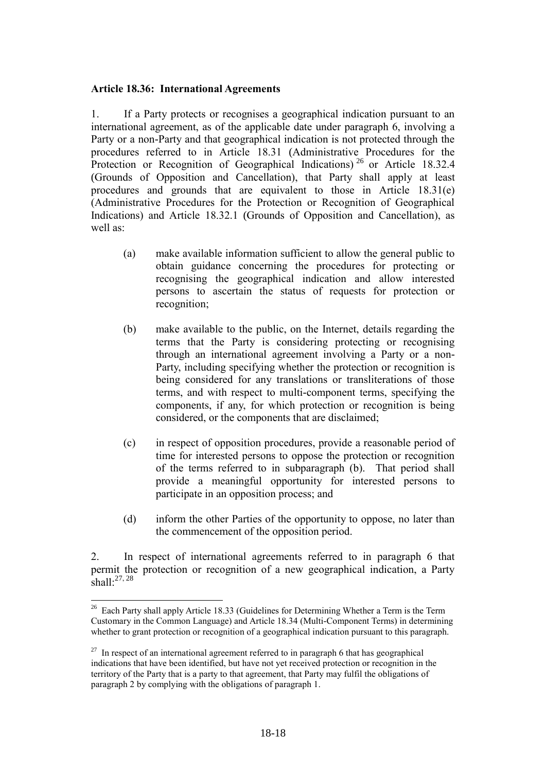**Article 18.36: International Agreements**

1. If a Party protects or recognises a geographical indication pursuant to an international agreement, as of the applicable date under paragraph 6, involving a Party or a non-Party and that geographical indication is not protected through the procedures referred to in Article 18.31 (Administrative Procedures for the Protection or Recognition of Geographical Indications) [26] or Article 18.32.4 (Grounds of Opposition and Cancellation), that Party shall apply at least procedures and grounds that are equivalent to those in Article 18.31(e) (Administrative Procedures for the Protection or Recognition of Geographical Indications) and Article 18.32.1 (Grounds of Opposition and Cancellation), as well as:

(a) make available information sufficient to allow the general public to obtain guidance concerning the procedures for protecting or recognising the geographical indication and allow interested persons to ascertain the status of requests for protection or recognition;

(b) make available to the public, on the Internet, details regarding the terms that the Party is considering protecting or recognising through an international agreement involving a Party or a non-Party, including specifying whether the protection or recognition is being considered for any translations or transliterations of those terms, and with respect to multi-component terms, specifying the components, if any, for which protection or recognition is being considered, or the components that are disclaimed;

(c) in respect of opposition procedures, provide a reasonable period of time for interested persons to oppose the protection or recognition of the terms referred to in subparagraph (b). That period shall provide a meaningful opportunity for interested persons to participate in an opposition process; and

(d) inform the other Parties of the opportunity to oppose, no later than the commencement of the opposition period.

2. In respect of international agreements referred to in paragraph 6 that permit the protection or recognition of a new geographical indication, a Party shall: [27, 28]

---

[26] Each Party shall apply Article 18.33 (Guidelines for Determining Whether a Term is the Term Customary in the Common Language) and Article 18.34 (Multi-Component Terms) in determining whether to grant protection or recognition of a geographical indication pursuant to this paragraph.

[27] In respect of an international agreement referred to in paragraph 6 that has geographical indications that have been identified, but have not yet received protection or recognition in the territory of the Party that is a party to that agreement, that Party may fulfil the obligations of paragraph 2 by complying with the obligations of paragraph 1.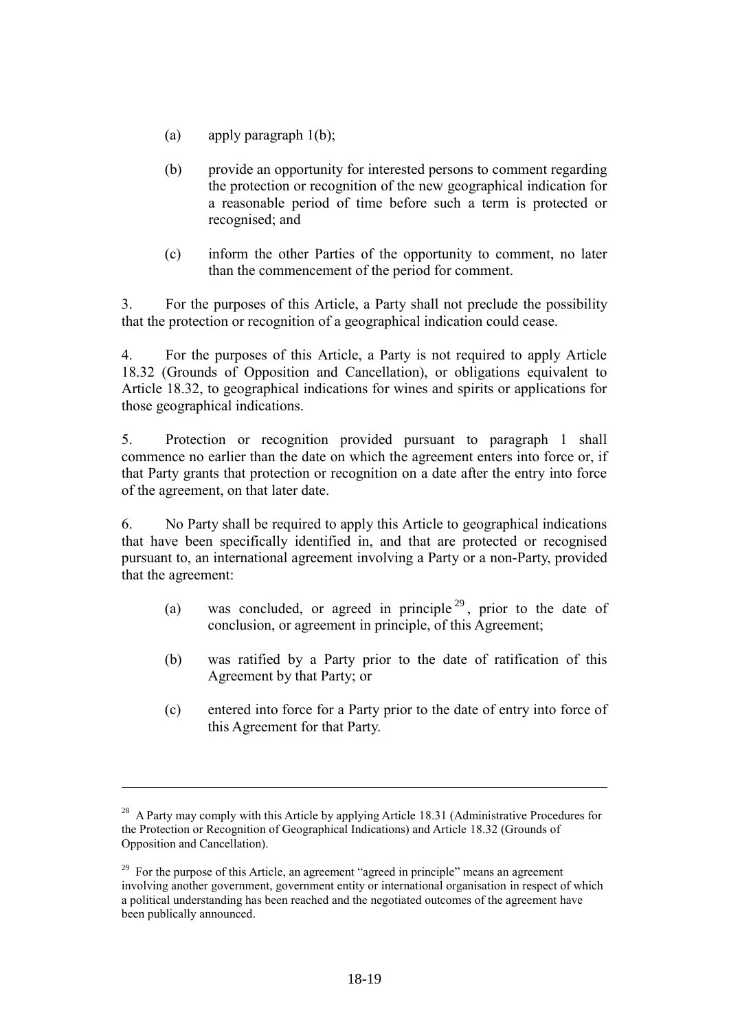(a) apply paragraph 1(b);

(b) provide an opportunity for interested persons to comment regarding the protection or recognition of the new geographical indication for a reasonable period of time before such a term is protected or recognised; and

(c) inform the other Parties of the opportunity to comment, no later than the commencement of the period for comment.

3. For the purposes of this Article, a Party shall not preclude the possibility that the protection or recognition of a geographical indication could cease.

4. For the purposes of this Article, a Party is not required to apply Article 18.32 (Grounds of Opposition and Cancellation), or obligations equivalent to Article 18.32, to geographical indications for wines and spirits or applications for those geographical indications.

5. Protection or recognition provided pursuant to paragraph 1 shall commence no earlier than the date on which the agreement enters into force or, if that Party grants that protection or recognition on a date after the entry into force of the agreement, on that later date.

6. No Party shall be required to apply this Article to geographical indications that have been specifically identified in, and that are protected or recognised pursuant to, an international agreement involving a Party or a non-Party, provided that the agreement:

(a) was concluded, or agreed in principle[29], prior to the date of conclusion, or agreement in principle, of this Agreement;

(b) was ratified by a Party prior to the date of ratification of this Agreement by that Party; or

(c) entered into force for a Party prior to the date of entry into force of this Agreement for that Party.

---

[28] A Party may comply with this Article by applying Article 18.31 (Administrative Procedures for the Protection or Recognition of Geographical Indications) and Article 18.32 (Grounds of Opposition and Cancellation).

[29] For the purpose of this Article, an agreement "agreed in principle" means an agreement involving another government, government entity or international organisation in respect of which a political understanding has been reached and the negotiated outcomes of the agreement have been publically announced.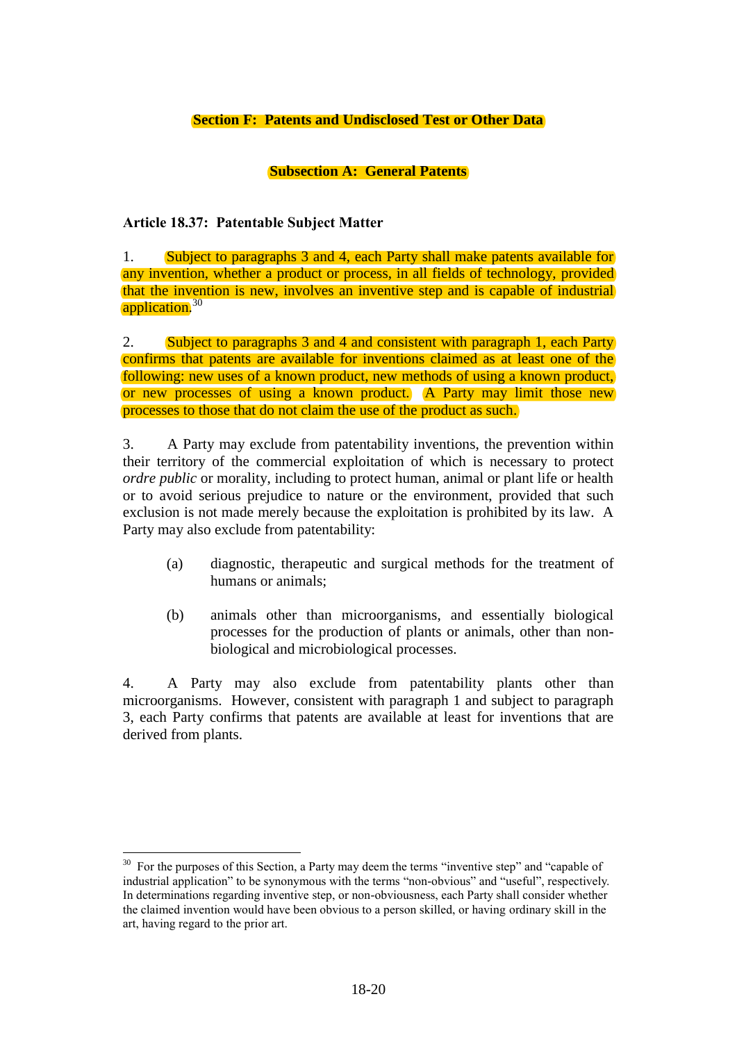## Section F: Patents and Undisclosed Test or Other Data

### Subsection A: General Patents

**Article 18.37: Patentable Subject Matter**

1. Subject to paragraphs 3 and 4, each Party shall make patents available for any invention, whether a product or process, in all fields of technology, provided that the invention is new, involves an inventive step and is capable of industrial application.[30]

2. Subject to paragraphs 3 and 4 and consistent with paragraph 1, each Party confirms that patents are available for inventions claimed as at least one of the following: new uses of a known product, new methods of using a known product, or new processes of using a known product. A Party may limit those new processes to those that do not claim the use of the product as such.

3. A Party may exclude from patentability inventions, the prevention within their territory of the commercial exploitation of which is necessary to protect *ordre public* or morality, including to protect human, animal or plant life or health or to avoid serious prejudice to nature or the environment, provided that such exclusion is not made merely because the exploitation is prohibited by its law. A Party may also exclude from patentability:

   (a) diagnostic, therapeutic and surgical methods for the treatment of humans or animals;

   (b) animals other than microorganisms, and essentially biological processes for the production of plants or animals, other than non-biological and microbiological processes.

4. A Party may also exclude from patentability plants other than microorganisms. However, consistent with paragraph 1 and subject to paragraph 3, each Party confirms that patents are available at least for inventions that are derived from plants.

---

[30] For the purposes of this Section, a Party may deem the terms "inventive step" and "capable of industrial application" to be synonymous with the terms "non-obvious" and "useful", respectively. In determinations regarding inventive step, or non-obviousness, each Party shall consider whether the claimed invention would have been obvious to a person skilled, or having ordinary skill in the art, having regard to the prior art.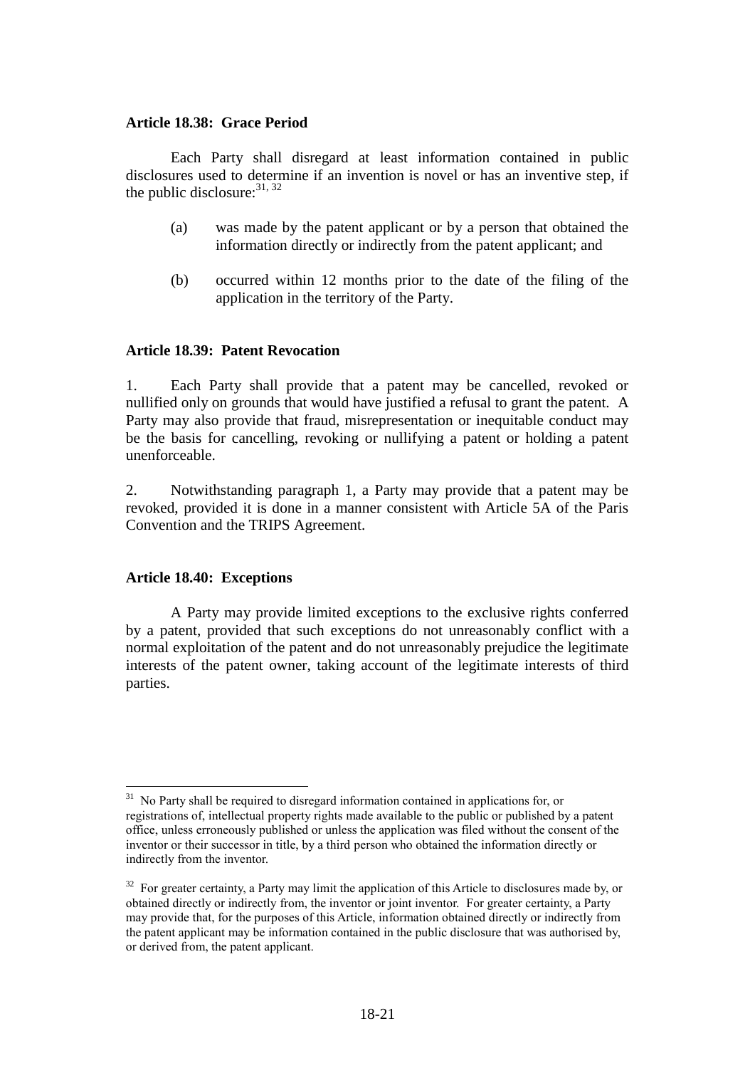**Article 18.38: Grace Period**

Each Party shall disregard at least information contained in public disclosures used to determine if an invention is novel or has an inventive step, if the public disclosure:[31, 32]

(a) was made by the patent applicant or by a person that obtained the information directly or indirectly from the patent applicant; and

(b) occurred within 12 months prior to the date of the filing of the application in the territory of the Party.

**Article 18.39: Patent Revocation**

1. Each Party shall provide that a patent may be cancelled, revoked or nullified only on grounds that would have justified a refusal to grant the patent. A Party may also provide that fraud, misrepresentation or inequitable conduct may be the basis for cancelling, revoking or nullifying a patent or holding a patent unenforceable.

2. Notwithstanding paragraph 1, a Party may provide that a patent may be revoked, provided it is done in a manner consistent with Article 5A of the Paris Convention and the TRIPS Agreement.

**Article 18.40: Exceptions**

A Party may provide limited exceptions to the exclusive rights conferred by a patent, provided that such exceptions do not unreasonably conflict with a normal exploitation of the patent and do not unreasonably prejudice the legitimate interests of the patent owner, taking account of the legitimate interests of third parties.

---

[31] No Party shall be required to disregard information contained in applications for, or registrations of, intellectual property rights made available to the public or published by a patent office, unless erroneously published or unless the application was filed without the consent of the inventor or their successor in title, by a third person who obtained the information directly or indirectly from the inventor.

[32] For greater certainty, a Party may limit the application of this Article to disclosures made by, or obtained directly or indirectly from, the inventor or joint inventor. For greater certainty, a Party may provide that, for the purposes of this Article, information obtained directly or indirectly from the patent applicant may be information contained in the public disclosure that was authorised by, or derived from, the patent applicant.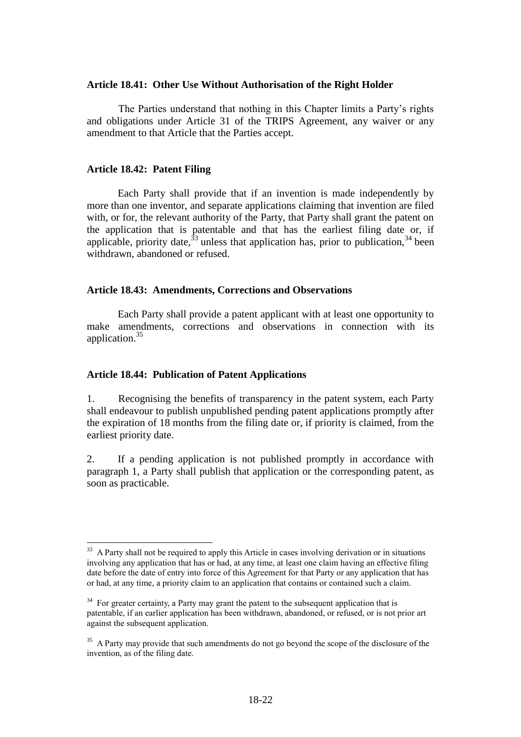**Article 18.41: Other Use Without Authorisation of the Right Holder**

The Parties understand that nothing in this Chapter limits a Party's rights and obligations under Article 31 of the TRIPS Agreement, any waiver or any amendment to that Article that the Parties accept.

**Article 18.42: Patent Filing**

Each Party shall provide that if an invention is made independently by more than one inventor, and separate applications claiming that invention are filed with, or for, the relevant authority of the Party, that Party shall grant the patent on the application that is patentable and that has the earliest filing date or, if applicable, priority date,[33] unless that application has, prior to publication,[34] been withdrawn, abandoned or refused.

**Article 18.43: Amendments, Corrections and Observations**

Each Party shall provide a patent applicant with at least one opportunity to make amendments, corrections and observations in connection with its application.[35]

**Article 18.44: Publication of Patent Applications**

1. Recognising the benefits of transparency in the patent system, each Party shall endeavour to publish unpublished pending patent applications promptly after the expiration of 18 months from the filing date or, if priority is claimed, from the earliest priority date.

2. If a pending application is not published promptly in accordance with paragraph 1, a Party shall publish that application or the corresponding patent, as soon as practicable.

---

[33] A Party shall not be required to apply this Article in cases involving derivation or in situations involving any application that has or had, at any time, at least one claim having an effective filing date before the date of entry into force of this Agreement for that Party or any application that has or had, at any time, a priority claim to an application that contains or contained such a claim.

[34] For greater certainty, a Party may grant the patent to the subsequent application that is patentable, if an earlier application has been withdrawn, abandoned, or refused, or is not prior art against the subsequent application.

[35] A Party may provide that such amendments do not go beyond the scope of the disclosure of the invention, as of the filing date.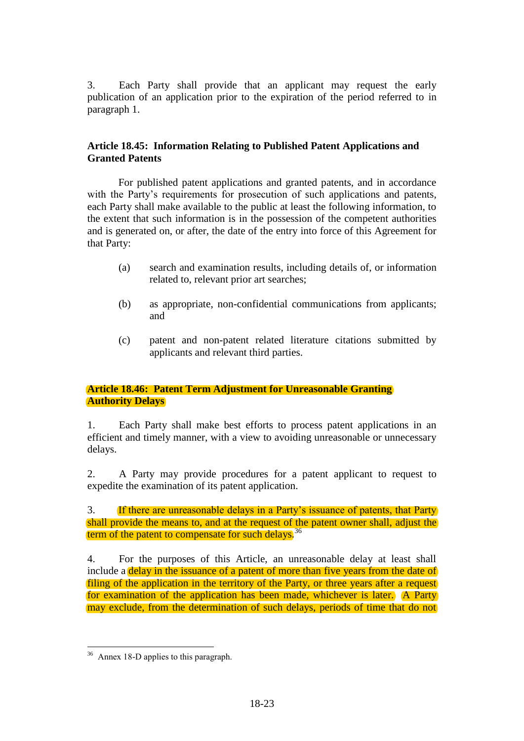3. Each Party shall provide that an applicant may request the early publication of an application prior to the expiration of the period referred to in paragraph 1.

### Article 18.45: Information Relating to Published Patent Applications and Granted Patents

For published patent applications and granted patents, and in accordance with the Party's requirements for prosecution of such applications and patents, each Party shall make available to the public at least the following information, to the extent that such information is in the possession of the competent authorities and is generated on, or after, the date of the entry into force of this Agreement for that Party:

(a) search and examination results, including details of, or information related to, relevant prior art searches;

(b) as appropriate, non-confidential communications from applicants; and

(c) patent and non-patent related literature citations submitted by applicants and relevant third parties.

### Article 18.46: Patent Term Adjustment for Unreasonable Granting Authority Delays

1. Each Party shall make best efforts to process patent applications in an efficient and timely manner, with a view to avoiding unreasonable or unnecessary delays.

2. A Party may provide procedures for a patent applicant to request to expedite the examination of its patent application.

3. If there are unreasonable delays in a Party's issuance of patents, that Party shall provide the means to, and at the request of the patent owner shall, adjust the term of the patent to compensate for such delays.[36]

4. For the purposes of this Article, an unreasonable delay at least shall include a delay in the issuance of a patent of more than five years from the date of filing of the application in the territory of the Party, or three years after a request for examination of the application has been made, whichever is later. A Party may exclude, from the determination of such delays, periods of time that do not

[36] Annex 18-D applies to this paragraph.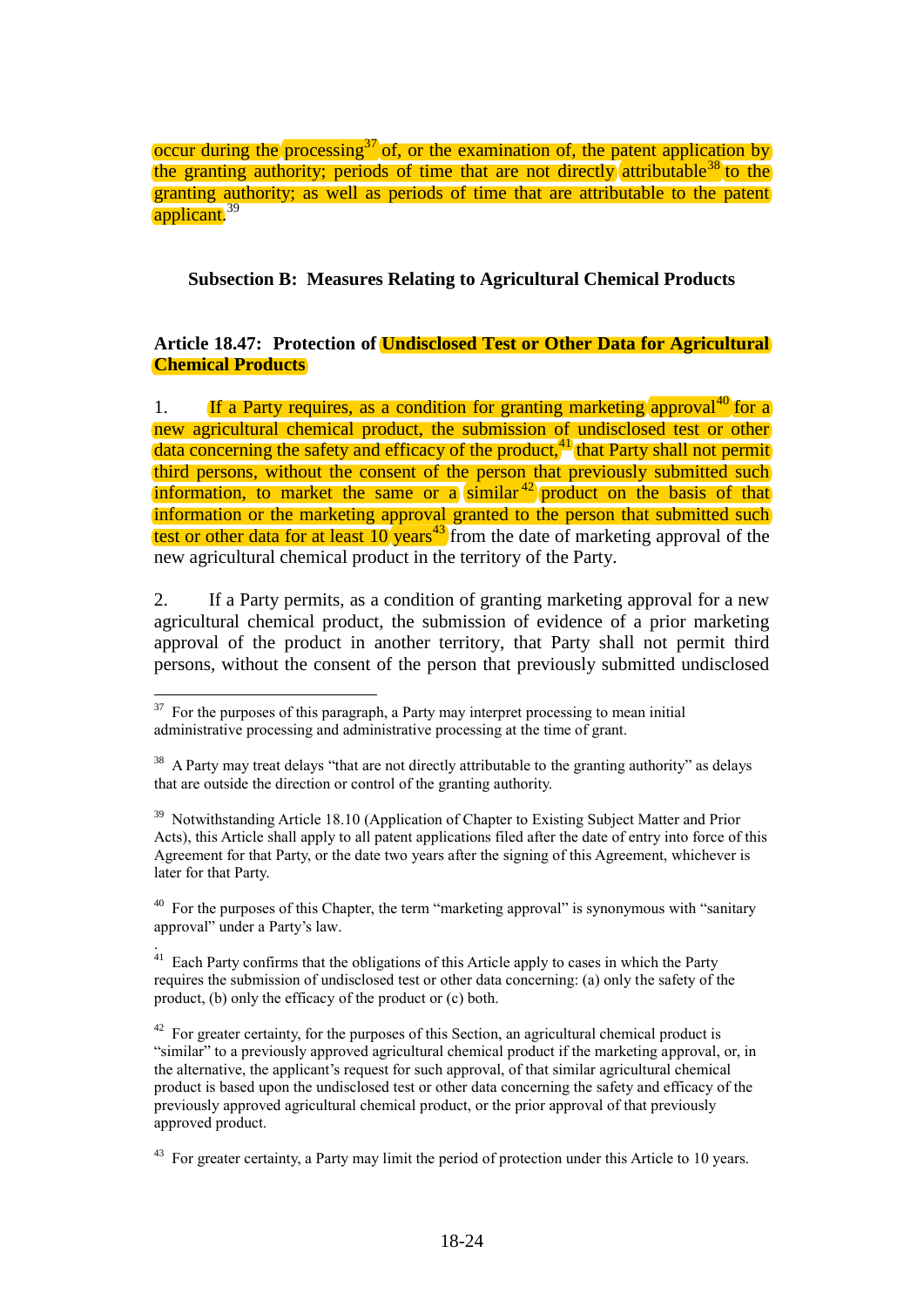occur during the processing[37] of, or the examination of, the patent application by the granting authority; periods of time that are not directly attributable[38] to the granting authority; as well as periods of time that are attributable to the patent applicant.[39]

### Subsection B: Measures Relating to Agricultural Chemical Products

### Article 18.47: Protection of Undisclosed Test or Other Data for Agricultural Chemical Products

1. If a Party requires, as a condition for granting marketing approval[40] for a new agricultural chemical product, the submission of undisclosed test or other data concerning the safety and efficacy of the product,[41] that Party shall not permit third persons, without the consent of the person that previously submitted such information, to market the same or a similar[42] product on the basis of that information or the marketing approval granted to the person that submitted such test or other data for at least 10 years[43] from the date of marketing approval of the new agricultural chemical product in the territory of the Party.

2. If a Party permits, as a condition of granting marketing approval for a new agricultural chemical product, the submission of evidence of a prior marketing approval of the product in another territory, that Party shall not permit third persons, without the consent of the person that previously submitted undisclosed

---

[37] For the purposes of this paragraph, a Party may interpret processing to mean initial administrative processing and administrative processing at the time of grant.

[38] A Party may treat delays "that are not directly attributable to the granting authority" as delays that are outside the direction or control of the granting authority.

[39] Notwithstanding Article 18.10 (Application of Chapter to Existing Subject Matter and Prior Acts), this Article shall apply to all patent applications filed after the date of entry into force of this Agreement for that Party, or the date two years after the signing of this Agreement, whichever is later for that Party.

[40] For the purposes of this Chapter, the term "marketing approval" is synonymous with "sanitary approval" under a Party's law.

[41] Each Party confirms that the obligations of this Article apply to cases in which the Party requires the submission of undisclosed test or other data concerning: (a) only the safety of the product, (b) only the efficacy of the product or (c) both.

[42] For greater certainty, for the purposes of this Section, an agricultural chemical product is "similar" to a previously approved agricultural chemical product if the marketing approval, or, in the alternative, the applicant's request for such approval, of that similar agricultural chemical product is based upon the undisclosed test or other data concerning the safety and efficacy of the previously approved agricultural chemical product, or the prior approval of that previously approved product.

[43] For greater certainty, a Party may limit the period of protection under this Article to 10 years.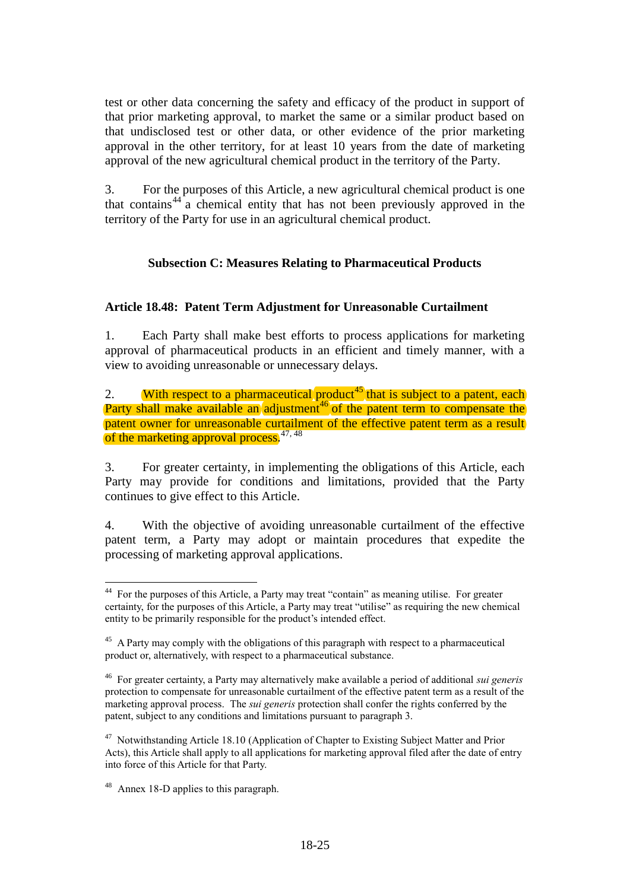test or other data concerning the safety and efficacy of the product in support of that prior marketing approval, to market the same or a similar product based on that undisclosed test or other data, or other evidence of the prior marketing approval in the other territory, for at least 10 years from the date of marketing approval of the new agricultural chemical product in the territory of the Party.

3. For the purposes of this Article, a new agricultural chemical product is one that contains[44] a chemical entity that has not been previously approved in the territory of the Party for use in an agricultural chemical product.

### Subsection C: Measures Relating to Pharmaceutical Products

#### Article 18.48: Patent Term Adjustment for Unreasonable Curtailment

1. Each Party shall make best efforts to process applications for marketing approval of pharmaceutical products in an efficient and timely manner, with a view to avoiding unreasonable or unnecessary delays.

2. With respect to a pharmaceutical product[45] that is subject to a patent, each Party shall make available an adjustment[46] of the patent term to compensate the patent owner for unreasonable curtailment of the effective patent term as a result of the marketing approval process.[47, 48]

3. For greater certainty, in implementing the obligations of this Article, each Party may provide for conditions and limitations, provided that the Party continues to give effect to this Article.

4. With the objective of avoiding unreasonable curtailment of the effective patent term, a Party may adopt or maintain procedures that expedite the processing of marketing approval applications.

---

[44] For the purposes of this Article, a Party may treat "contain" as meaning utilise. For greater certainty, for the purposes of this Article, a Party may treat "utilise" as requiring the new chemical entity to be primarily responsible for the product's intended effect.

[45] A Party may comply with the obligations of this paragraph with respect to a pharmaceutical product or, alternatively, with respect to a pharmaceutical substance.

[46] For greater certainty, a Party may alternatively make available a period of additional *sui generis* protection to compensate for unreasonable curtailment of the effective patent term as a result of the marketing approval process. The *sui generis* protection shall confer the rights conferred by the patent, subject to any conditions and limitations pursuant to paragraph 3.

[47] Notwithstanding Article 18.10 (Application of Chapter to Existing Subject Matter and Prior Acts), this Article shall apply to all applications for marketing approval filed after the date of entry into force of this Article for that Party.

[48] Annex 18-D applies to this paragraph.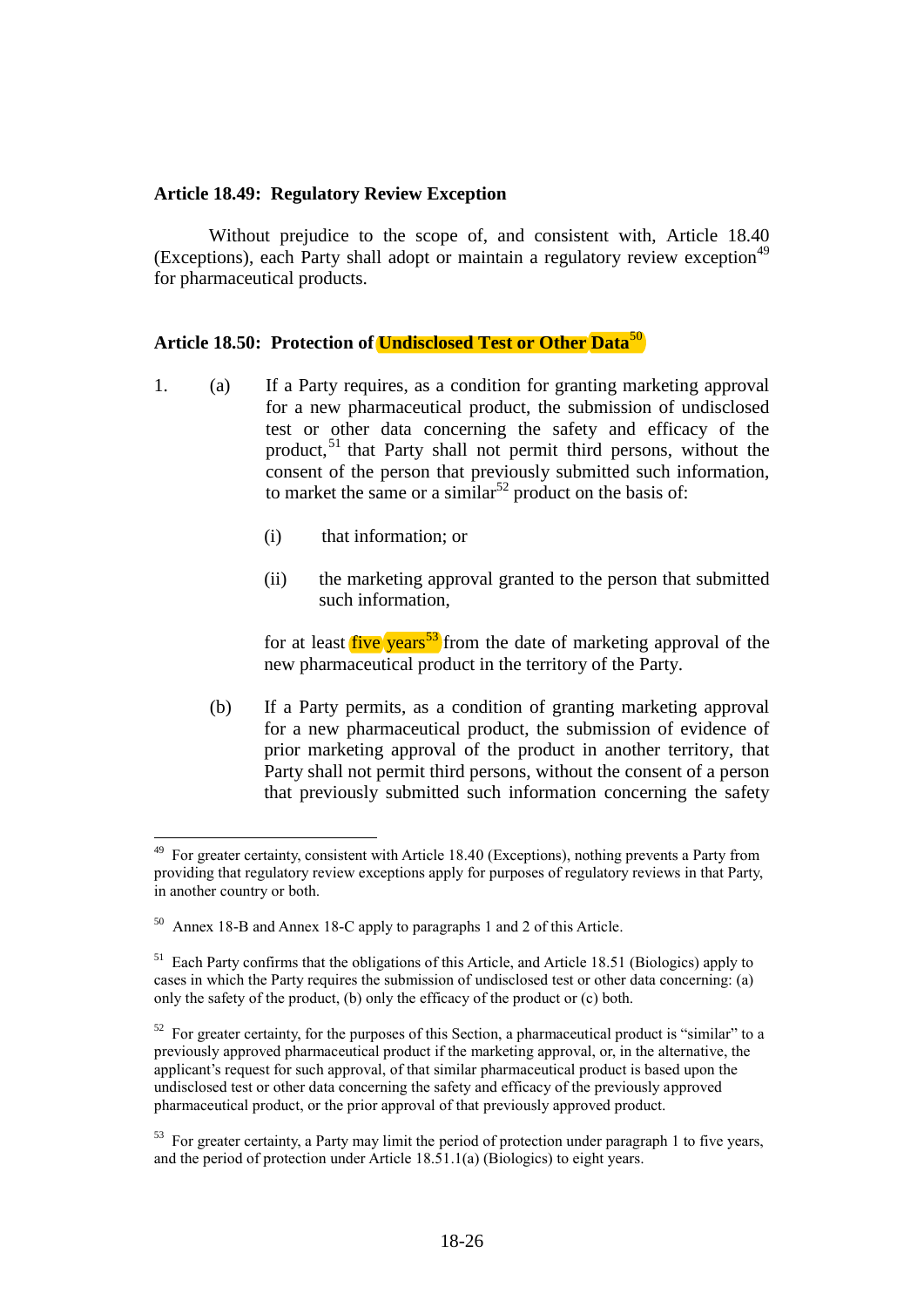### Article 18.49: Regulatory Review Exception

Without prejudice to the scope of, and consistent with, Article 18.40 (Exceptions), each Party shall adopt or maintain a regulatory review exception[49] for pharmaceutical products.

### Article 18.50: Protection of Undisclosed Test or Other Data[50]

1. (a) If a Party requires, as a condition for granting marketing approval for a new pharmaceutical product, the submission of undisclosed test or other data concerning the safety and efficacy of the product,[51] that Party shall not permit third persons, without the consent of the person that previously submitted such information, to market the same or a similar[52] product on the basis of:

   (i) that information; or

   (ii) the marketing approval granted to the person that submitted such information,

   for at least five years[53] from the date of marketing approval of the new pharmaceutical product in the territory of the Party.

   (b) If a Party permits, as a condition of granting marketing approval for a new pharmaceutical product, the submission of evidence of prior marketing approval of the product in another territory, that Party shall not permit third persons, without the consent of a person that previously submitted such information concerning the safety

---

[49] For greater certainty, consistent with Article 18.40 (Exceptions), nothing prevents a Party from providing that regulatory review exceptions apply for purposes of regulatory reviews in that Party, in another country or both.

[50] Annex 18-B and Annex 18-C apply to paragraphs 1 and 2 of this Article.

[51] Each Party confirms that the obligations of this Article, and Article 18.51 (Biologics) apply to cases in which the Party requires the submission of undisclosed test or other data concerning: (a) only the safety of the product, (b) only the efficacy of the product or (c) both.

[52] For greater certainty, for the purposes of this Section, a pharmaceutical product is "similar" to a previously approved pharmaceutical product if the marketing approval, or, in the alternative, the applicant's request for such approval, of that similar pharmaceutical product is based upon the undisclosed test or other data concerning the safety and efficacy of the previously approved pharmaceutical product, or the prior approval of that previously approved product.

[53] For greater certainty, a Party may limit the period of protection under paragraph 1 to five years, and the period of protection under Article 18.51.1(a) (Biologics) to eight years.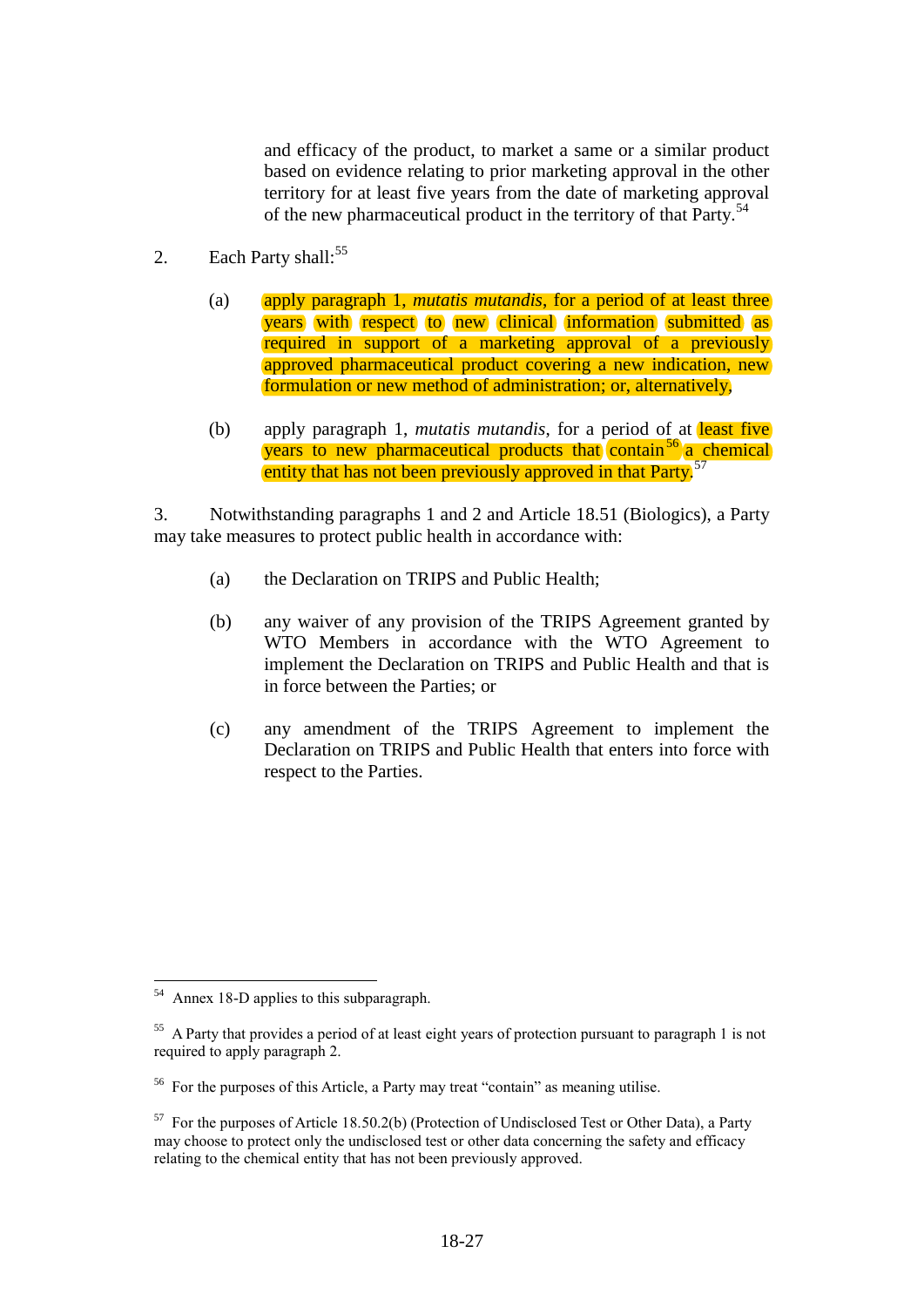and efficacy of the product, to market a same or a similar product based on evidence relating to prior marketing approval in the other territory for at least five years from the date of marketing approval of the new pharmaceutical product in the territory of that Party.[54]

2. Each Party shall:[55]

   (a) apply paragraph 1, *mutatis mutandis*, for a period of at least three years with respect to new clinical information submitted as required in support of a marketing approval of a previously approved pharmaceutical product covering a new indication, new formulation or new method of administration; or, alternatively,

   (b) apply paragraph 1, *mutatis mutandis*, for a period of at least five years to new pharmaceutical products that contain[56] a chemical entity that has not been previously approved in that Party.[57]

3. Notwithstanding paragraphs 1 and 2 and Article 18.51 (Biologics), a Party may take measures to protect public health in accordance with:

   (a) the Declaration on TRIPS and Public Health;

   (b) any waiver of any provision of the TRIPS Agreement granted by WTO Members in accordance with the WTO Agreement to implement the Declaration on TRIPS and Public Health and that is in force between the Parties; or

   (c) any amendment of the TRIPS Agreement to implement the Declaration on TRIPS and Public Health that enters into force with respect to the Parties.

---

[54] Annex 18-D applies to this subparagraph.

[55] A Party that provides a period of at least eight years of protection pursuant to paragraph 1 is not required to apply paragraph 2.

[56] For the purposes of this Article, a Party may treat "contain" as meaning utilise.

[57] For the purposes of Article 18.50.2(b) (Protection of Undisclosed Test or Other Data), a Party may choose to protect only the undisclosed test or other data concerning the safety and efficacy relating to the chemical entity that has not been previously approved.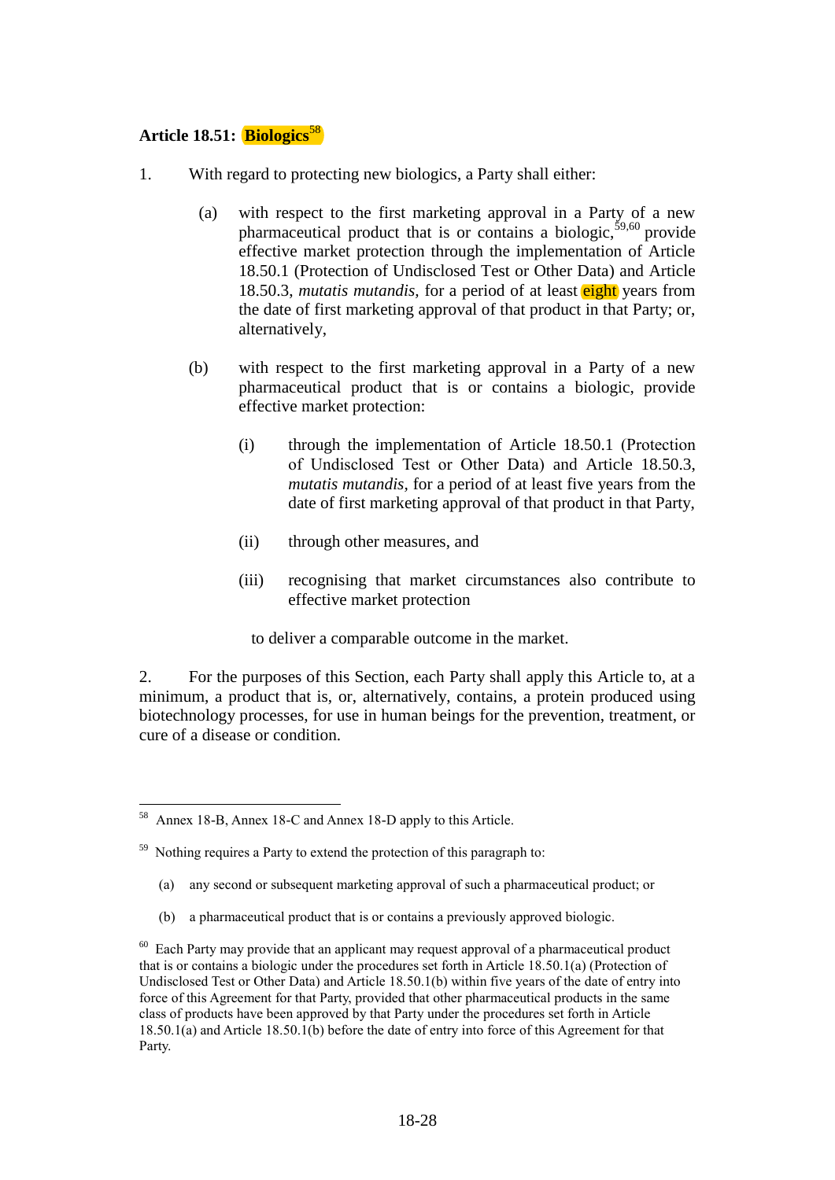**Article 18.51: Biologics**[58]

1. With regard to protecting new biologics, a Party shall either:

   (a) with respect to the first marketing approval in a Party of a new pharmaceutical product that is or contains a biologic,[59,60] provide effective market protection through the implementation of Article 18.50.1 (Protection of Undisclosed Test or Other Data) and Article 18.50.3, *mutatis mutandis*, for a period of at least eight years from the date of first marketing approval of that product in that Party; or, alternatively,

   (b) with respect to the first marketing approval in a Party of a new pharmaceutical product that is or contains a biologic, provide effective market protection:

      (i) through the implementation of Article 18.50.1 (Protection of Undisclosed Test or Other Data) and Article 18.50.3, *mutatis mutandis*, for a period of at least five years from the date of first marketing approval of that product in that Party,

      (ii) through other measures, and

      (iii) recognising that market circumstances also contribute to effective market protection

   to deliver a comparable outcome in the market.

2. For the purposes of this Section, each Party shall apply this Article to, at a minimum, a product that is, or, alternatively, contains, a protein produced using biotechnology processes, for use in human beings for the prevention, treatment, or cure of a disease or condition.

---

[58] Annex 18-B, Annex 18-C and Annex 18-D apply to this Article.

[59] Nothing requires a Party to extend the protection of this paragraph to:

(a) any second or subsequent marketing approval of such a pharmaceutical product; or

(b) a pharmaceutical product that is or contains a previously approved biologic.

[60] Each Party may provide that an applicant may request approval of a pharmaceutical product that is or contains a biologic under the procedures set forth in Article 18.50.1(a) (Protection of Undisclosed Test or Other Data) and Article 18.50.1(b) within five years of the date of entry into force of this Agreement for that Party, provided that other pharmaceutical products in the same class of products have been approved by that Party under the procedures set forth in Article 18.50.1(a) and Article 18.50.1(b) before the date of entry into force of this Agreement for that Party.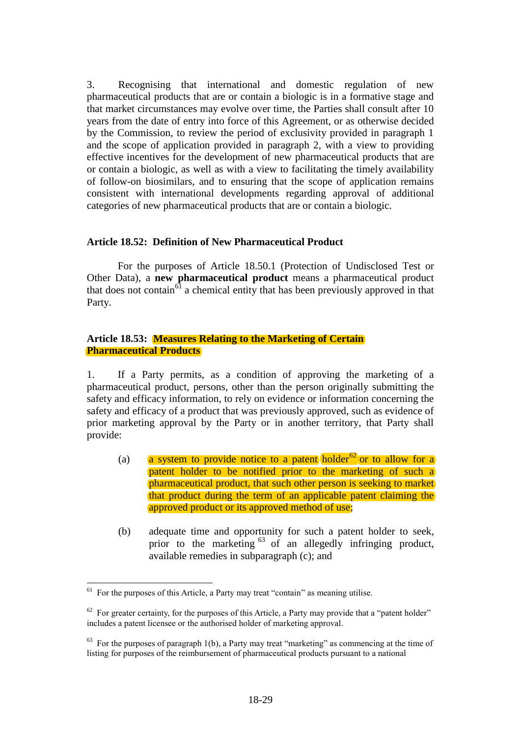3. Recognising that international and domestic regulation of new pharmaceutical products that are or contain a biologic is in a formative stage and that market circumstances may evolve over time, the Parties shall consult after 10 years from the date of entry into force of this Agreement, or as otherwise decided by the Commission, to review the period of exclusivity provided in paragraph 1 and the scope of application provided in paragraph 2, with a view to providing effective incentives for the development of new pharmaceutical products that are or contain a biologic, as well as with a view to facilitating the timely availability of follow-on biosimilars, and to ensuring that the scope of application remains consistent with international developments regarding approval of additional categories of new pharmaceutical products that are or contain a biologic.

### Article 18.52: Definition of New Pharmaceutical Product

For the purposes of Article 18.50.1 (Protection of Undisclosed Test or Other Data), a **new pharmaceutical product** means a pharmaceutical product that does not contain[61] a chemical entity that has been previously approved in that Party.

### Article 18.53: Measures Relating to the Marketing of Certain Pharmaceutical Products

1. If a Party permits, as a condition of approving the marketing of a pharmaceutical product, persons, other than the person originally submitting the safety and efficacy information, to rely on evidence or information concerning the safety and efficacy of a product that was previously approved, such as evidence of prior marketing approval by the Party or in another territory, that Party shall provide:

(a) a system to provide notice to a patent holder[62] or to allow for a patent holder to be notified prior to the marketing of such a pharmaceutical product, that such other person is seeking to market that product during the term of an applicable patent claiming the approved product or its approved method of use;

(b) adequate time and opportunity for such a patent holder to seek, prior to the marketing[63] of an allegedly infringing product, available remedies in subparagraph (c); and

---

[61] For the purposes of this Article, a Party may treat "contain" as meaning utilise.

[62] For greater certainty, for the purposes of this Article, a Party may provide that a "patent holder" includes a patent licensee or the authorised holder of marketing approval.

[63] For the purposes of paragraph 1(b), a Party may treat "marketing" as commencing at the time of listing for purposes of the reimbursement of pharmaceutical products pursuant to a national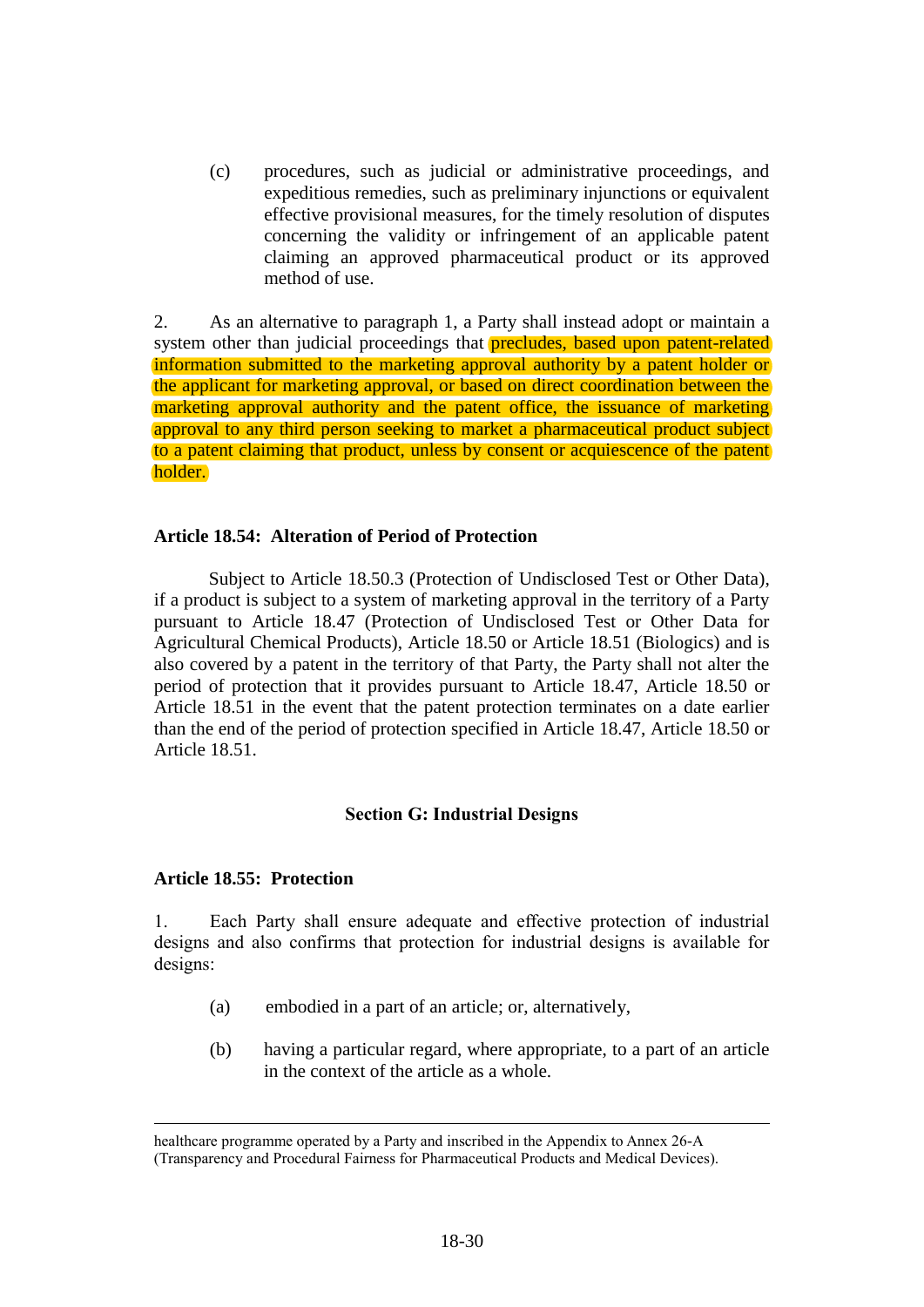(c) procedures, such as judicial or administrative proceedings, and expeditious remedies, such as preliminary injunctions or equivalent effective provisional measures, for the timely resolution of disputes concerning the validity or infringement of an applicable patent claiming an approved pharmaceutical product or its approved method of use.

2. As an alternative to paragraph 1, a Party shall instead adopt or maintain a system other than judicial proceedings that precludes, based upon patent-related information submitted to the marketing approval authority by a patent holder or the applicant for marketing approval, or based on direct coordination between the marketing approval authority and the patent office, the issuance of marketing approval to any third person seeking to market a pharmaceutical product subject to a patent claiming that product, unless by consent or acquiescence of the patent holder.

**Article 18.54: Alteration of Period of Protection**

Subject to Article 18.50.3 (Protection of Undisclosed Test or Other Data), if a product is subject to a system of marketing approval in the territory of a Party pursuant to Article 18.47 (Protection of Undisclosed Test or Other Data for Agricultural Chemical Products), Article 18.50 or Article 18.51 (Biologics) and is also covered by a patent in the territory of that Party, the Party shall not alter the period of protection that it provides pursuant to Article 18.47, Article 18.50 or Article 18.51 in the event that the patent protection terminates on a date earlier than the end of the period of protection specified in Article 18.47, Article 18.50 or Article 18.51.

## Section G: Industrial Designs

**Article 18.55: Protection**

1. Each Party shall ensure adequate and effective protection of industrial designs and also confirms that protection for industrial designs is available for designs:

(a) embodied in a part of an article; or, alternatively,

(b) having a particular regard, where appropriate, to a part of an article in the context of the article as a whole.

---

healthcare programme operated by a Party and inscribed in the Appendix to Annex 26-A (Transparency and Procedural Fairness for Pharmaceutical Products and Medical Devices).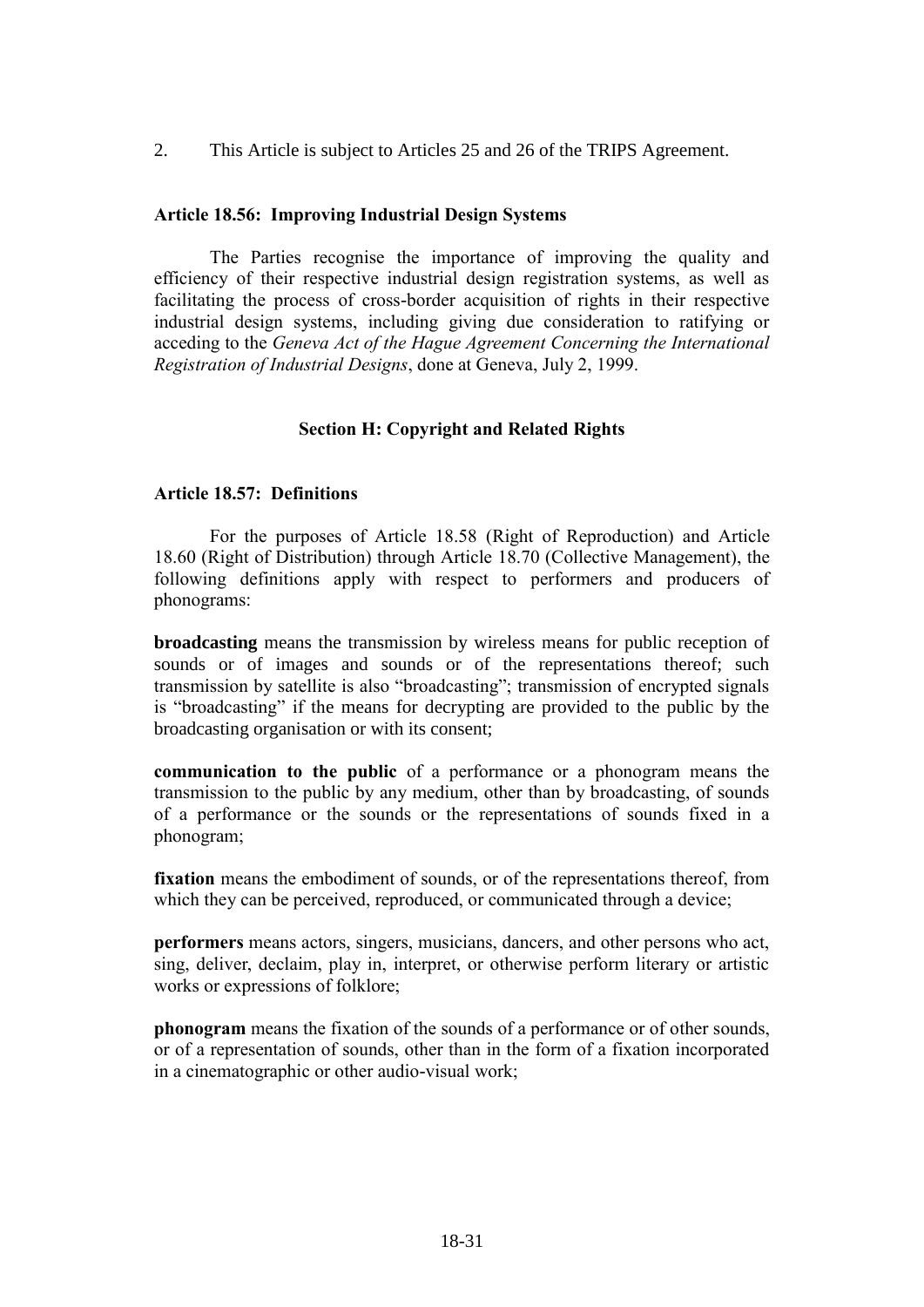2. This Article is subject to Articles 25 and 26 of the TRIPS Agreement.

### Article 18.56: Improving Industrial Design Systems

The Parties recognise the importance of improving the quality and efficiency of their respective industrial design registration systems, as well as facilitating the process of cross-border acquisition of rights in their respective industrial design systems, including giving due consideration to ratifying or acceding to the *Geneva Act of the Hague Agreement Concerning the International Registration of Industrial Designs*, done at Geneva, July 2, 1999.

## Section H: Copyright and Related Rights

### Article 18.57: Definitions

For the purposes of Article 18.58 (Right of Reproduction) and Article 18.60 (Right of Distribution) through Article 18.70 (Collective Management), the following definitions apply with respect to performers and producers of phonograms:

**broadcasting** means the transmission by wireless means for public reception of sounds or of images and sounds or of the representations thereof; such transmission by satellite is also "broadcasting"; transmission of encrypted signals is "broadcasting" if the means for decrypting are provided to the public by the broadcasting organisation or with its consent;

**communication to the public** of a performance or a phonogram means the transmission to the public by any medium, other than by broadcasting, of sounds of a performance or the sounds or the representations of sounds fixed in a phonogram;

**fixation** means the embodiment of sounds, or of the representations thereof, from which they can be perceived, reproduced, or communicated through a device;

**performers** means actors, singers, musicians, dancers, and other persons who act, sing, deliver, declaim, play in, interpret, or otherwise perform literary or artistic works or expressions of folklore;

**phonogram** means the fixation of the sounds of a performance or of other sounds, or of a representation of sounds, other than in the form of a fixation incorporated in a cinematographic or other audio-visual work;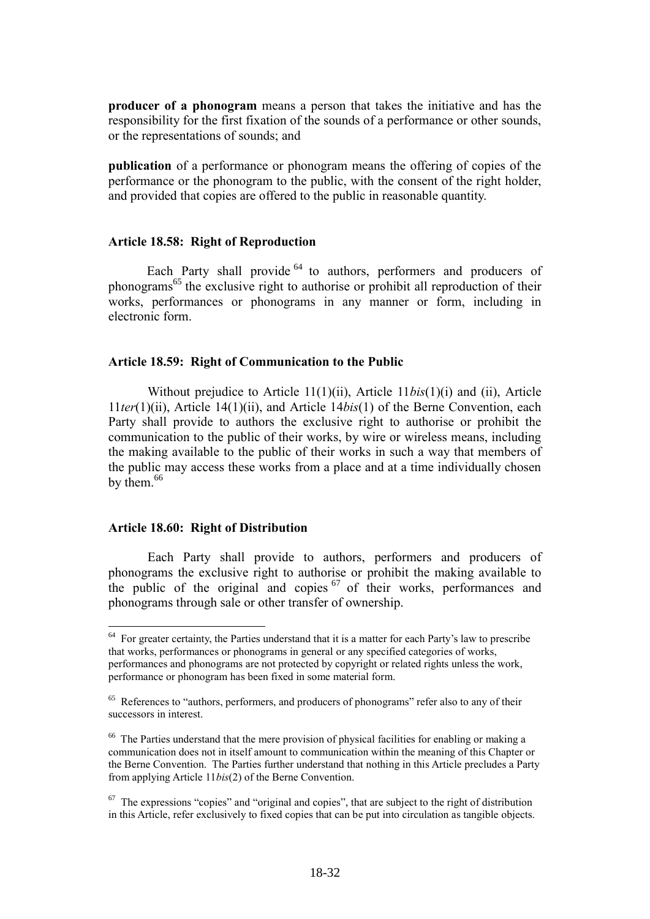**producer of a phonogram** means a person that takes the initiative and has the responsibility for the first fixation of the sounds of a performance or other sounds, or the representations of sounds; and

**publication** of a performance or phonogram means the offering of copies of the performance or the phonogram to the public, with the consent of the right holder, and provided that copies are offered to the public in reasonable quantity.

#### Article 18.58: Right of Reproduction

Each Party shall provide [64] to authors, performers and producers of phonograms[65] the exclusive right to authorise or prohibit all reproduction of their works, performances or phonograms in any manner or form, including in electronic form.

#### Article 18.59: Right of Communication to the Public

Without prejudice to Article 11(1)(ii), Article 11*bis*(1)(i) and (ii), Article 11*ter*(1)(ii), Article 14(1)(ii), and Article 14*bis*(1) of the Berne Convention, each Party shall provide to authors the exclusive right to authorise or prohibit the communication to the public of their works, by wire or wireless means, including the making available to the public of their works in such a way that members of the public may access these works from a place and at a time individually chosen by them.[66]

#### Article 18.60: Right of Distribution

Each Party shall provide to authors, performers and producers of phonograms the exclusive right to authorise or prohibit the making available to the public of the original and copies [67] of their works, performances and phonograms through sale or other transfer of ownership.

---

[64] For greater certainty, the Parties understand that it is a matter for each Party's law to prescribe that works, performances or phonograms in general or any specified categories of works, performances and phonograms are not protected by copyright or related rights unless the work, performance or phonogram has been fixed in some material form.

[65] References to "authors, performers, and producers of phonograms" refer also to any of their successors in interest.

[66] The Parties understand that the mere provision of physical facilities for enabling or making a communication does not in itself amount to communication within the meaning of this Chapter or the Berne Convention. The Parties further understand that nothing in this Article precludes a Party from applying Article 11*bis*(2) of the Berne Convention.

[67] The expressions "copies" and "original and copies", that are subject to the right of distribution in this Article, refer exclusively to fixed copies that can be put into circulation as tangible objects.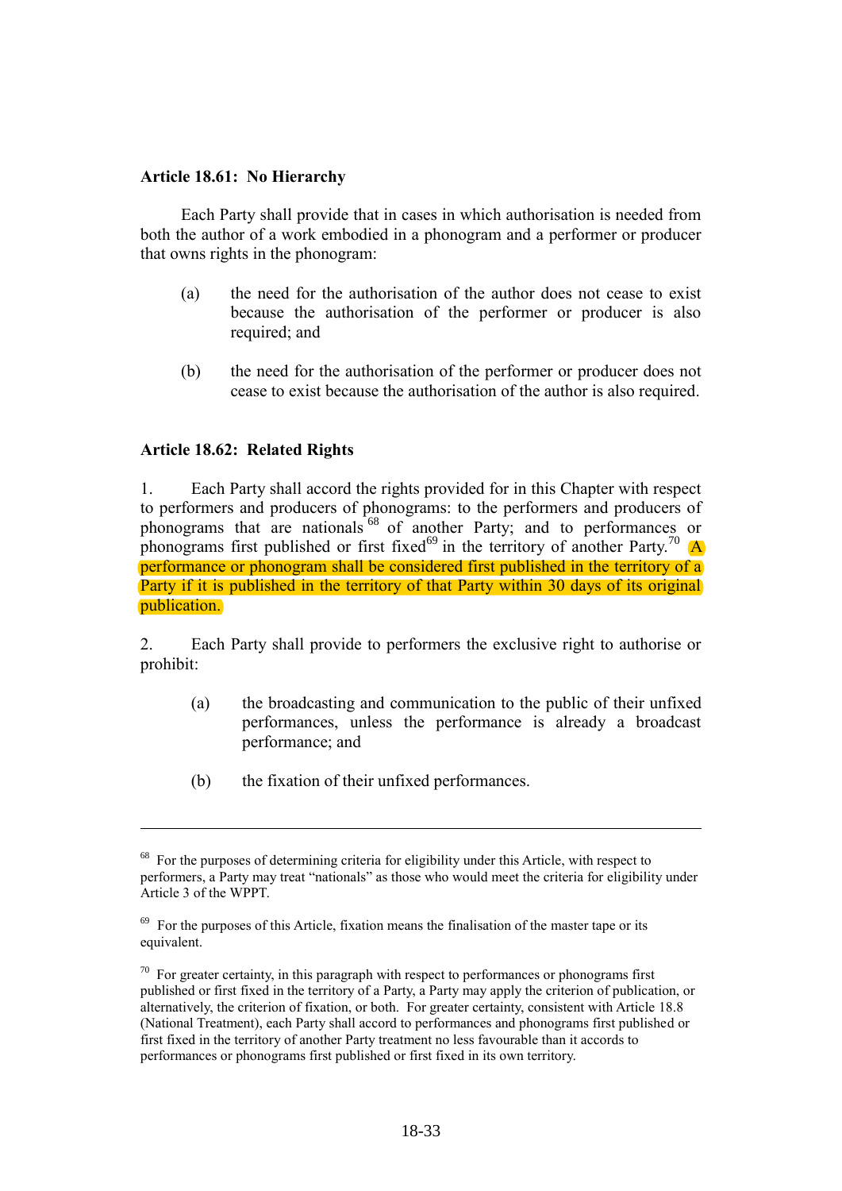**Article 18.61: No Hierarchy**

Each Party shall provide that in cases in which authorisation is needed from both the author of a work embodied in a phonogram and a performer or producer that owns rights in the phonogram:

(a) the need for the authorisation of the author does not cease to exist because the authorisation of the performer or producer is also required; and

(b) the need for the authorisation of the performer or producer does not cease to exist because the authorisation of the author is also required.

**Article 18.62: Related Rights**

1. Each Party shall accord the rights provided for in this Chapter with respect to performers and producers of phonograms: to the performers and producers of phonograms that are nationals[68] of another Party; and to performances or phonograms first published or first fixed[69] in the territory of another Party.[70] A performance or phonogram shall be considered first published in the territory of a Party if it is published in the territory of that Party within 30 days of its original publication.

2. Each Party shall provide to performers the exclusive right to authorise or prohibit:

(a) the broadcasting and communication to the public of their unfixed performances, unless the performance is already a broadcast performance; and

(b) the fixation of their unfixed performances.

---

[68] For the purposes of determining criteria for eligibility under this Article, with respect to performers, a Party may treat "nationals" as those who would meet the criteria for eligibility under Article 3 of the WPPT.

[69] For the purposes of this Article, fixation means the finalisation of the master tape or its equivalent.

[70] For greater certainty, in this paragraph with respect to performances or phonograms first published or first fixed in the territory of a Party, a Party may apply the criterion of publication, or alternatively, the criterion of fixation, or both. For greater certainty, consistent with Article 18.8 (National Treatment), each Party shall accord to performances and phonograms first published or first fixed in the territory of another Party treatment no less favourable than it accords to performances or phonograms first published or first fixed in its own territory.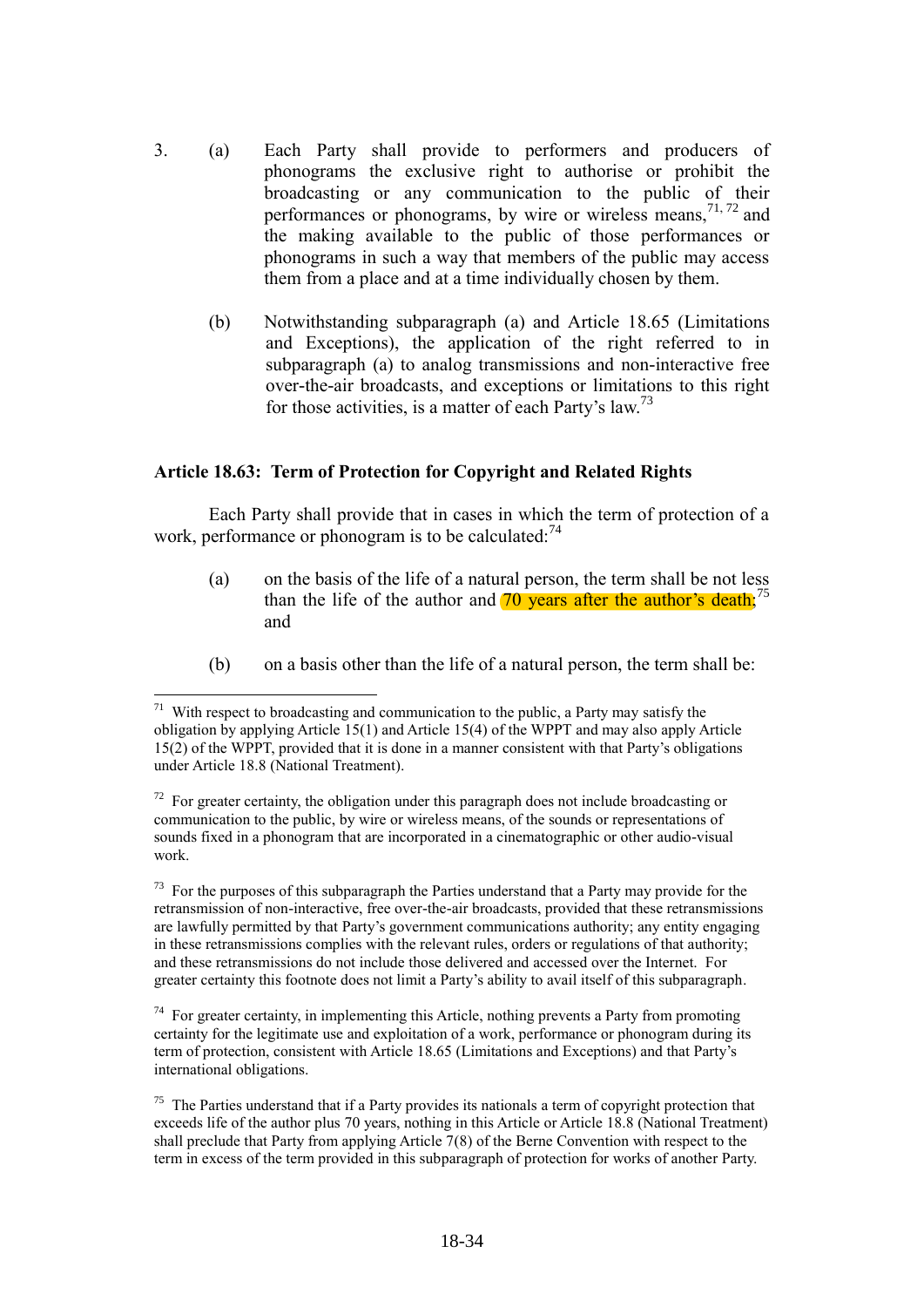3. (a) Each Party shall provide to performers and producers of phonograms the exclusive right to authorise or prohibit the broadcasting or any communication to the public of their performances or phonograms, by wire or wireless means,[71, 72] and the making available to the public of those performances or phonograms in such a way that members of the public may access them from a place and at a time individually chosen by them.

   (b) Notwithstanding subparagraph (a) and Article 18.65 (Limitations and Exceptions), the application of the right referred to in subparagraph (a) to analog transmissions and non-interactive free over-the-air broadcasts, and exceptions or limitations to this right for those activities, is a matter of each Party's law.[73]

**Article 18.63: Term of Protection for Copyright and Related Rights**

Each Party shall provide that in cases in which the term of protection of a work, performance or phonogram is to be calculated:[74]

(a) on the basis of the life of a natural person, the term shall be not less than the life of the author and 70 years after the author's death;[75] and

(b) on a basis other than the life of a natural person, the term shall be:

---

[71] With respect to broadcasting and communication to the public, a Party may satisfy the obligation by applying Article 15(1) and Article 15(4) of the WPPT and may also apply Article 15(2) of the WPPT, provided that it is done in a manner consistent with that Party's obligations under Article 18.8 (National Treatment).

[72] For greater certainty, the obligation under this paragraph does not include broadcasting or communication to the public, by wire or wireless means, of the sounds or representations of sounds fixed in a phonogram that are incorporated in a cinematographic or other audio-visual work.

[73] For the purposes of this subparagraph the Parties understand that a Party may provide for the retransmission of non-interactive, free over-the-air broadcasts, provided that these retransmissions are lawfully permitted by that Party's government communications authority; any entity engaging in these retransmissions complies with the relevant rules, orders or regulations of that authority; and these retransmissions do not include those delivered and accessed over the Internet. For greater certainty this footnote does not limit a Party's ability to avail itself of this subparagraph.

[74] For greater certainty, in implementing this Article, nothing prevents a Party from promoting certainty for the legitimate use and exploitation of a work, performance or phonogram during its term of protection, consistent with Article 18.65 (Limitations and Exceptions) and that Party's international obligations.

[75] The Parties understand that if a Party provides its nationals a term of copyright protection that exceeds life of the author plus 70 years, nothing in this Article or Article 18.8 (National Treatment) shall preclude that Party from applying Article 7(8) of the Berne Convention with respect to the term in excess of the term provided in this subparagraph of protection for works of another Party.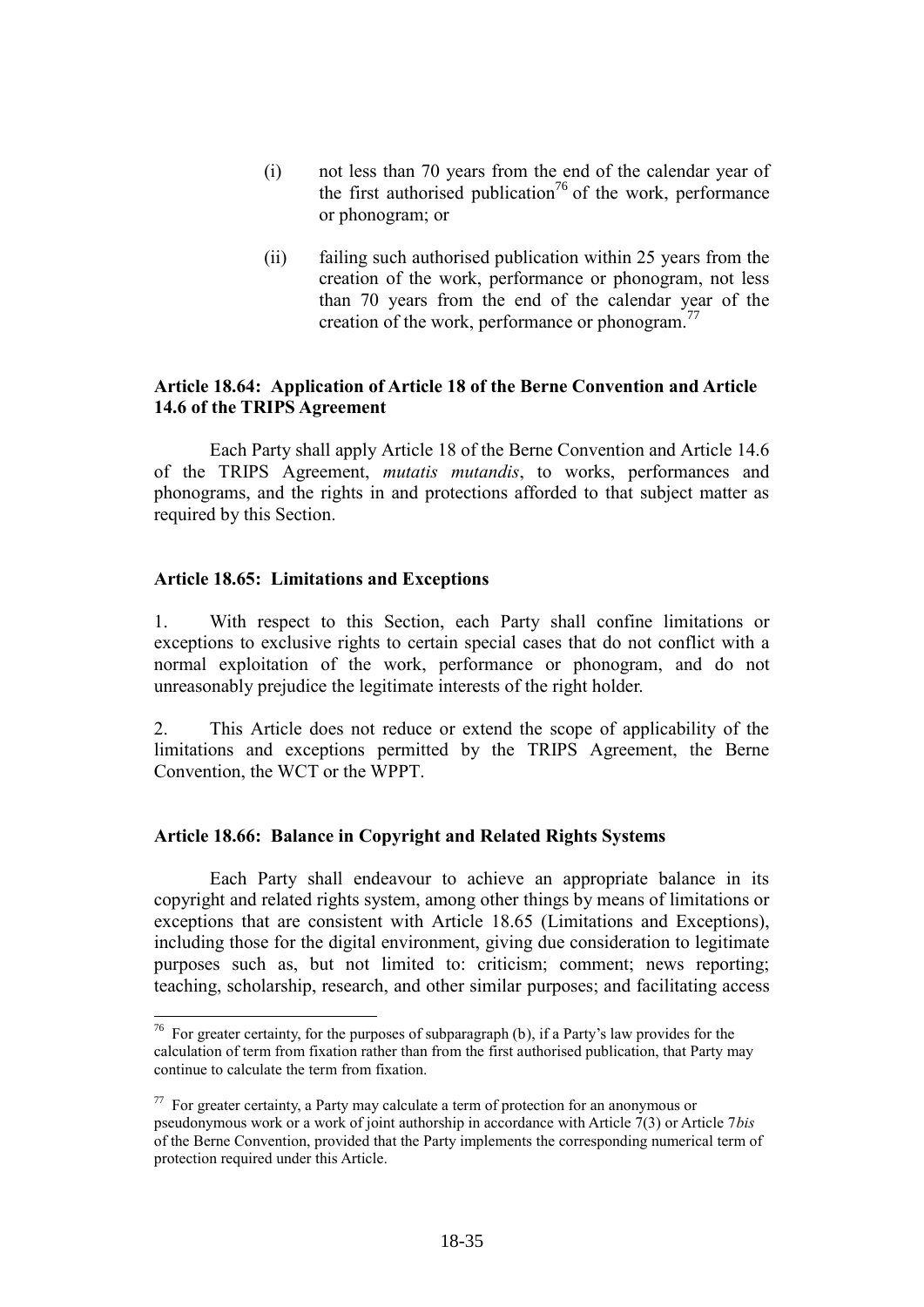(i) not less than 70 years from the end of the calendar year of the first authorised publication[76] of the work, performance or phonogram; or

(ii) failing such authorised publication within 25 years from the creation of the work, performance or phonogram, not less than 70 years from the end of the calendar year of the creation of the work, performance or phonogram.[77]

**Article 18.64: Application of Article 18 of the Berne Convention and Article 14.6 of the TRIPS Agreement**

Each Party shall apply Article 18 of the Berne Convention and Article 14.6 of the TRIPS Agreement, *mutatis mutandis*, to works, performances and phonograms, and the rights in and protections afforded to that subject matter as required by this Section.

**Article 18.65: Limitations and Exceptions**

1. With respect to this Section, each Party shall confine limitations or exceptions to exclusive rights to certain special cases that do not conflict with a normal exploitation of the work, performance or phonogram, and do not unreasonably prejudice the legitimate interests of the right holder.

2. This Article does not reduce or extend the scope of applicability of the limitations and exceptions permitted by the TRIPS Agreement, the Berne Convention, the WCT or the WPPT.

**Article 18.66: Balance in Copyright and Related Rights Systems**

Each Party shall endeavour to achieve an appropriate balance in its copyright and related rights system, among other things by means of limitations or exceptions that are consistent with Article 18.65 (Limitations and Exceptions), including those for the digital environment, giving due consideration to legitimate purposes such as, but not limited to: criticism; comment; news reporting; teaching, scholarship, research, and other similar purposes; and facilitating access

---

[76] For greater certainty, for the purposes of subparagraph (b), if a Party's law provides for the calculation of term from fixation rather than from the first authorised publication, that Party may continue to calculate the term from fixation.

[77] For greater certainty, a Party may calculate a term of protection for an anonymous or pseudonymous work or a work of joint authorship in accordance with Article 7(3) or Article 7*bis* of the Berne Convention, provided that the Party implements the corresponding numerical term of protection required under this Article.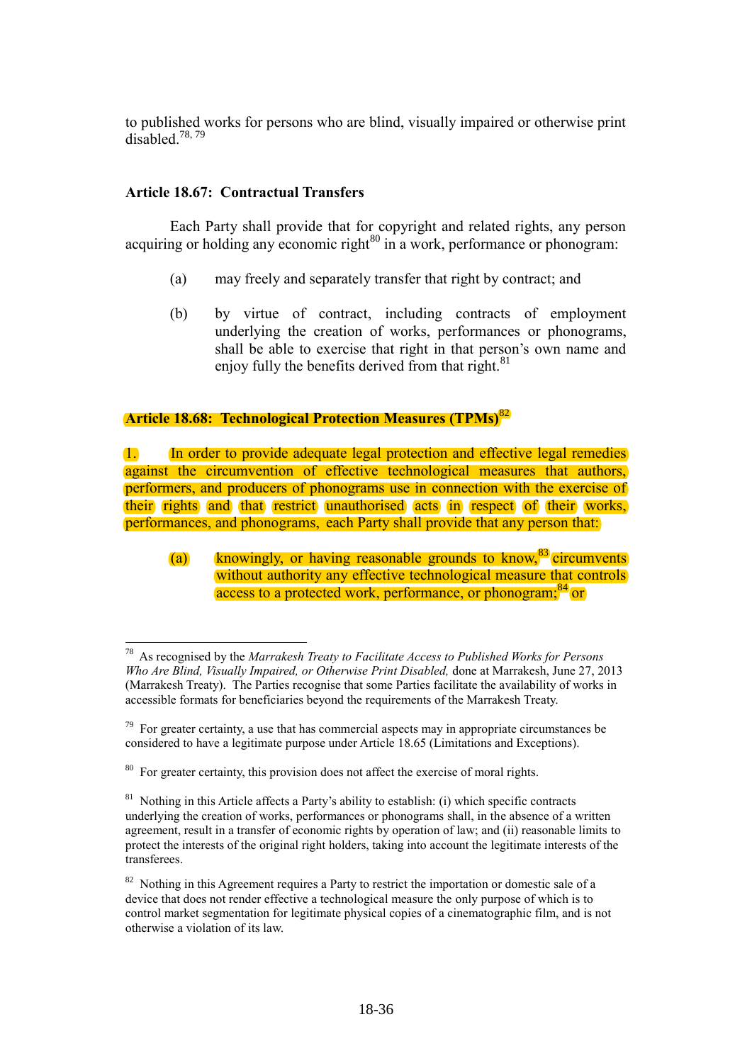to published works for persons who are blind, visually impaired or otherwise print disabled.[78, 79]

### Article 18.67: Contractual Transfers

Each Party shall provide that for copyright and related rights, any person acquiring or holding any economic right[80] in a work, performance or phonogram:

(a) may freely and separately transfer that right by contract; and

(b) by virtue of contract, including contracts of employment underlying the creation of works, performances or phonograms, shall be able to exercise that right in that person's own name and enjoy fully the benefits derived from that right.[81]

### Article 18.68: Technological Protection Measures (TPMs)[82]

1. In order to provide adequate legal protection and effective legal remedies against the circumvention of effective technological measures that authors, performers, and producers of phonograms use in connection with the exercise of their rights and that restrict unauthorised acts in respect of their works, performances, and phonograms, each Party shall provide that any person that:

(a) knowingly, or having reasonable grounds to know,[83] circumvents without authority any effective technological measure that controls access to a protected work, performance, or phonogram;[84] or

---

[78] As recognised by the *Marrakesh Treaty to Facilitate Access to Published Works for Persons Who Are Blind, Visually Impaired, or Otherwise Print Disabled,* done at Marrakesh, June 27, 2013 (Marrakesh Treaty). The Parties recognise that some Parties facilitate the availability of works in accessible formats for beneficiaries beyond the requirements of the Marrakesh Treaty.

[79] For greater certainty, a use that has commercial aspects may in appropriate circumstances be considered to have a legitimate purpose under Article 18.65 (Limitations and Exceptions).

[80] For greater certainty, this provision does not affect the exercise of moral rights.

[81] Nothing in this Article affects a Party's ability to establish: (i) which specific contracts underlying the creation of works, performances or phonograms shall, in the absence of a written agreement, result in a transfer of economic rights by operation of law; and (ii) reasonable limits to protect the interests of the original right holders, taking into account the legitimate interests of the transferees.

[82] Nothing in this Agreement requires a Party to restrict the importation or domestic sale of a device that does not render effective a technological measure the only purpose of which is to control market segmentation for legitimate physical copies of a cinematographic film, and is not otherwise a violation of its law.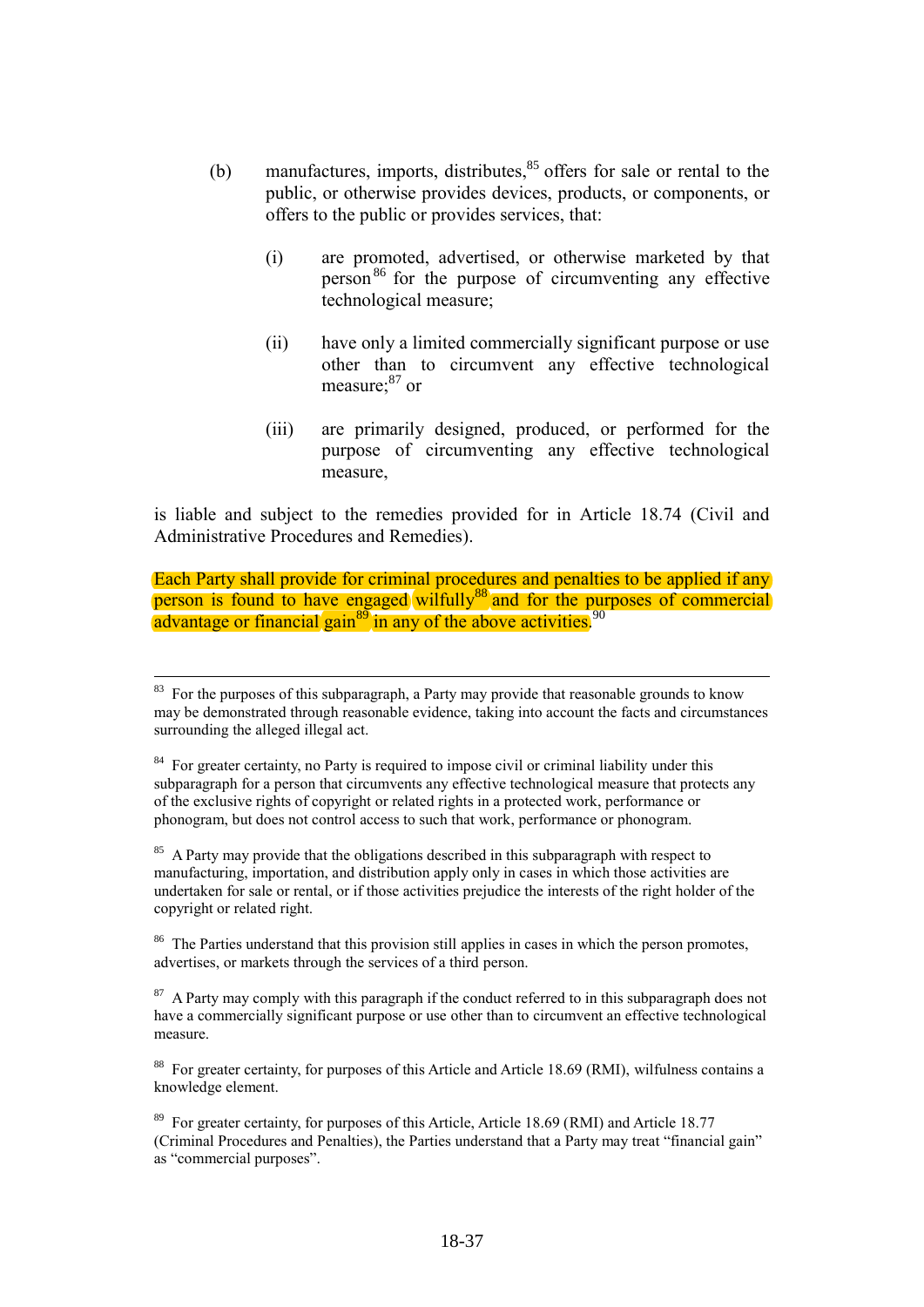(b) manufactures, imports, distributes,[85] offers for sale or rental to the public, or otherwise provides devices, products, or components, or offers to the public or provides services, that:

   (i) are promoted, advertised, or otherwise marketed by that person[86] for the purpose of circumventing any effective technological measure;

   (ii) have only a limited commercially significant purpose or use other than to circumvent any effective technological measure;[87] or

   (iii) are primarily designed, produced, or performed for the purpose of circumventing any effective technological measure,

is liable and subject to the remedies provided for in Article 18.74 (Civil and Administrative Procedures and Remedies).

Each Party shall provide for criminal procedures and penalties to be applied if any person is found to have engaged wilfully[88] and for the purposes of commercial advantage or financial gain[89] in any of the above activities.[90]

---

[83] For the purposes of this subparagraph, a Party may provide that reasonable grounds to know may be demonstrated through reasonable evidence, taking into account the facts and circumstances surrounding the alleged illegal act.

[84] For greater certainty, no Party is required to impose civil or criminal liability under this subparagraph for a person that circumvents any effective technological measure that protects any of the exclusive rights of copyright or related rights in a protected work, performance or phonogram, but does not control access to such that work, performance or phonogram.

[85] A Party may provide that the obligations described in this subparagraph with respect to manufacturing, importation, and distribution apply only in cases in which those activities are undertaken for sale or rental, or if those activities prejudice the interests of the right holder of the copyright or related right.

[86] The Parties understand that this provision still applies in cases in which the person promotes, advertises, or markets through the services of a third person.

[87] A Party may comply with this paragraph if the conduct referred to in this subparagraph does not have a commercially significant purpose or use other than to circumvent an effective technological measure.

[88] For greater certainty, for purposes of this Article and Article 18.69 (RMI), wilfulness contains a knowledge element.

[89] For greater certainty, for purposes of this Article, Article 18.69 (RMI) and Article 18.77 (Criminal Procedures and Penalties), the Parties understand that a Party may treat "financial gain" as "commercial purposes".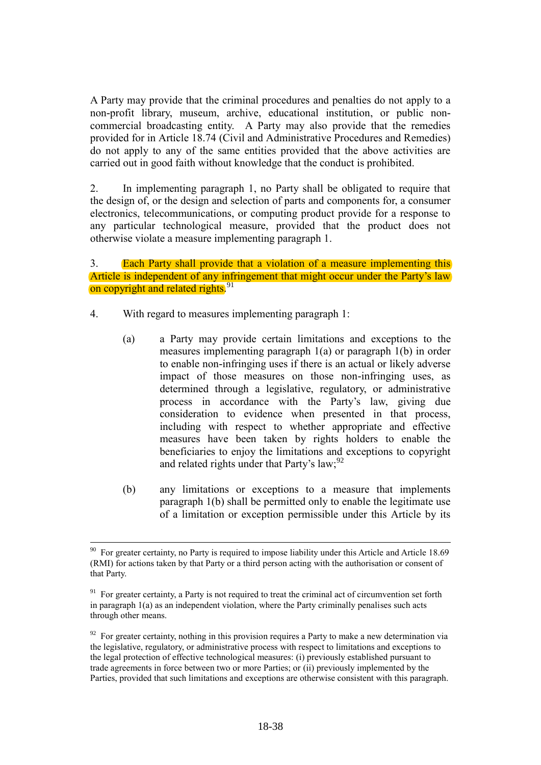A Party may provide that the criminal procedures and penalties do not apply to a non-profit library, museum, archive, educational institution, or public non-commercial broadcasting entity. A Party may also provide that the remedies provided for in Article 18.74 (Civil and Administrative Procedures and Remedies) do not apply to any of the same entities provided that the above activities are carried out in good faith without knowledge that the conduct is prohibited.

2. In implementing paragraph 1, no Party shall be obligated to require that the design of, or the design and selection of parts and components for, a consumer electronics, telecommunications, or computing product provide for a response to any particular technological measure, provided that the product does not otherwise violate a measure implementing paragraph 1.

3. Each Party shall provide that a violation of a measure implementing this Article is independent of any infringement that might occur under the Party's law on copyright and related rights.[91]

4. With regard to measures implementing paragraph 1:

(a) a Party may provide certain limitations and exceptions to the measures implementing paragraph 1(a) or paragraph 1(b) in order to enable non-infringing uses if there is an actual or likely adverse impact of those measures on those non-infringing uses, as determined through a legislative, regulatory, or administrative process in accordance with the Party's law, giving due consideration to evidence when presented in that process, including with respect to whether appropriate and effective measures have been taken by rights holders to enable the beneficiaries to enjoy the limitations and exceptions to copyright and related rights under that Party's law;[92]

(b) any limitations or exceptions to a measure that implements paragraph 1(b) shall be permitted only to enable the legitimate use of a limitation or exception permissible under this Article by its

---

[90] For greater certainty, no Party is required to impose liability under this Article and Article 18.69 (RMI) for actions taken by that Party or a third person acting with the authorisation or consent of that Party.

[91] For greater certainty, a Party is not required to treat the criminal act of circumvention set forth in paragraph 1(a) as an independent violation, where the Party criminally penalises such acts through other means.

[92] For greater certainty, nothing in this provision requires a Party to make a new determination via the legislative, regulatory, or administrative process with respect to limitations and exceptions to the legal protection of effective technological measures: (i) previously established pursuant to trade agreements in force between two or more Parties; or (ii) previously implemented by the Parties, provided that such limitations and exceptions are otherwise consistent with this paragraph.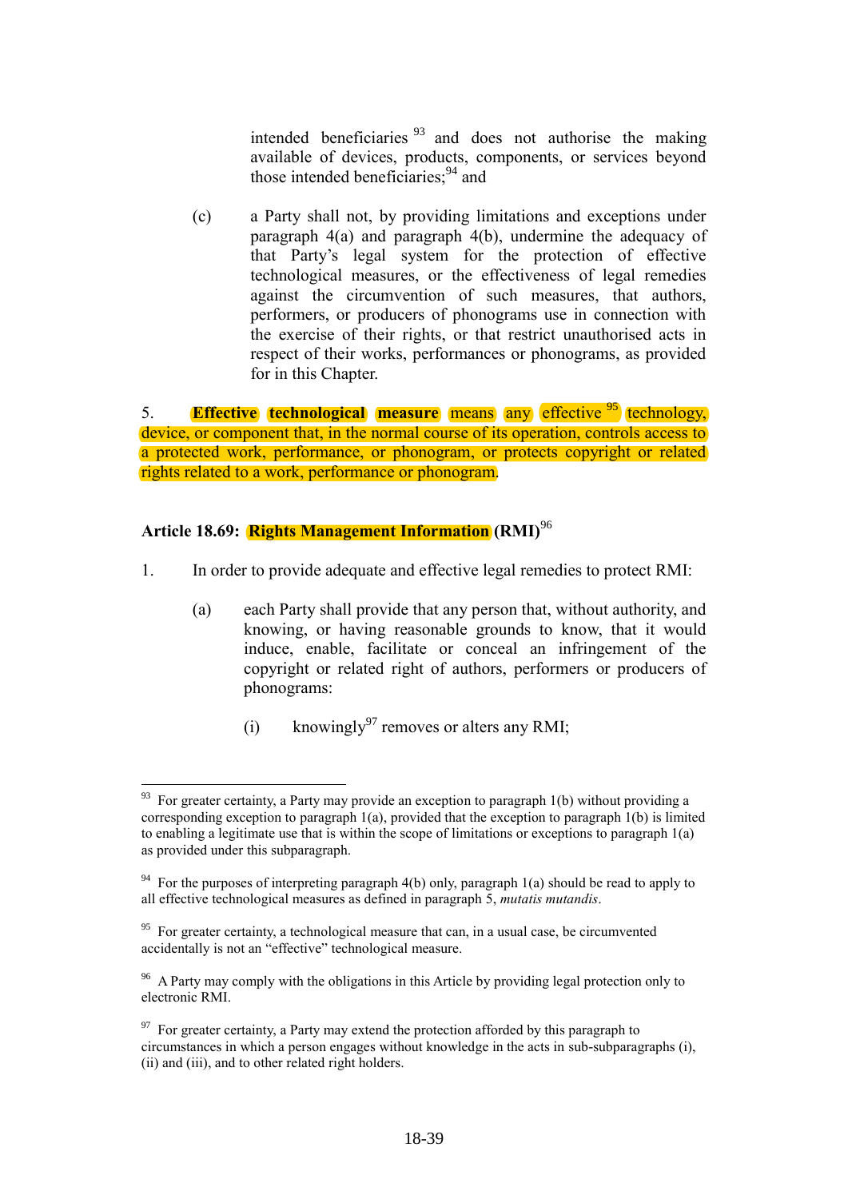intended beneficiaries [93] and does not authorise the making available of devices, products, components, or services beyond those intended beneficiaries;[94] and

(c) a Party shall not, by providing limitations and exceptions under paragraph 4(a) and paragraph 4(b), undermine the adequacy of that Party's legal system for the protection of effective technological measures, or the effectiveness of legal remedies against the circumvention of such measures, that authors, performers, or producers of phonograms use in connection with the exercise of their rights, or that restrict unauthorised acts in respect of their works, performances or phonograms, as provided for in this Chapter.

5. **Effective technological measure** means any effective [95] technology, device, or component that, in the normal course of its operation, controls access to a protected work, performance, or phonogram, or protects copyright or related rights related to a work, performance or phonogram.

### Article 18.69: Rights Management Information (RMI)[96]

1. In order to provide adequate and effective legal remedies to protect RMI:

   (a) each Party shall provide that any person that, without authority, and knowing, or having reasonable grounds to know, that it would induce, enable, facilitate or conceal an infringement of the copyright or related right of authors, performers or producers of phonograms:

      (i) knowingly[97] removes or alters any RMI;

---

[93] For greater certainty, a Party may provide an exception to paragraph 1(b) without providing a corresponding exception to paragraph 1(a), provided that the exception to paragraph 1(b) is limited to enabling a legitimate use that is within the scope of limitations or exceptions to paragraph 1(a) as provided under this subparagraph.

[94] For the purposes of interpreting paragraph 4(b) only, paragraph 1(a) should be read to apply to all effective technological measures as defined in paragraph 5, *mutatis mutandis*.

[95] For greater certainty, a technological measure that can, in a usual case, be circumvented accidentally is not an "effective" technological measure.

[96] A Party may comply with the obligations in this Article by providing legal protection only to electronic RMI.

[97] For greater certainty, a Party may extend the protection afforded by this paragraph to circumstances in which a person engages without knowledge in the acts in sub-subparagraphs (i), (ii) and (iii), and to other related right holders.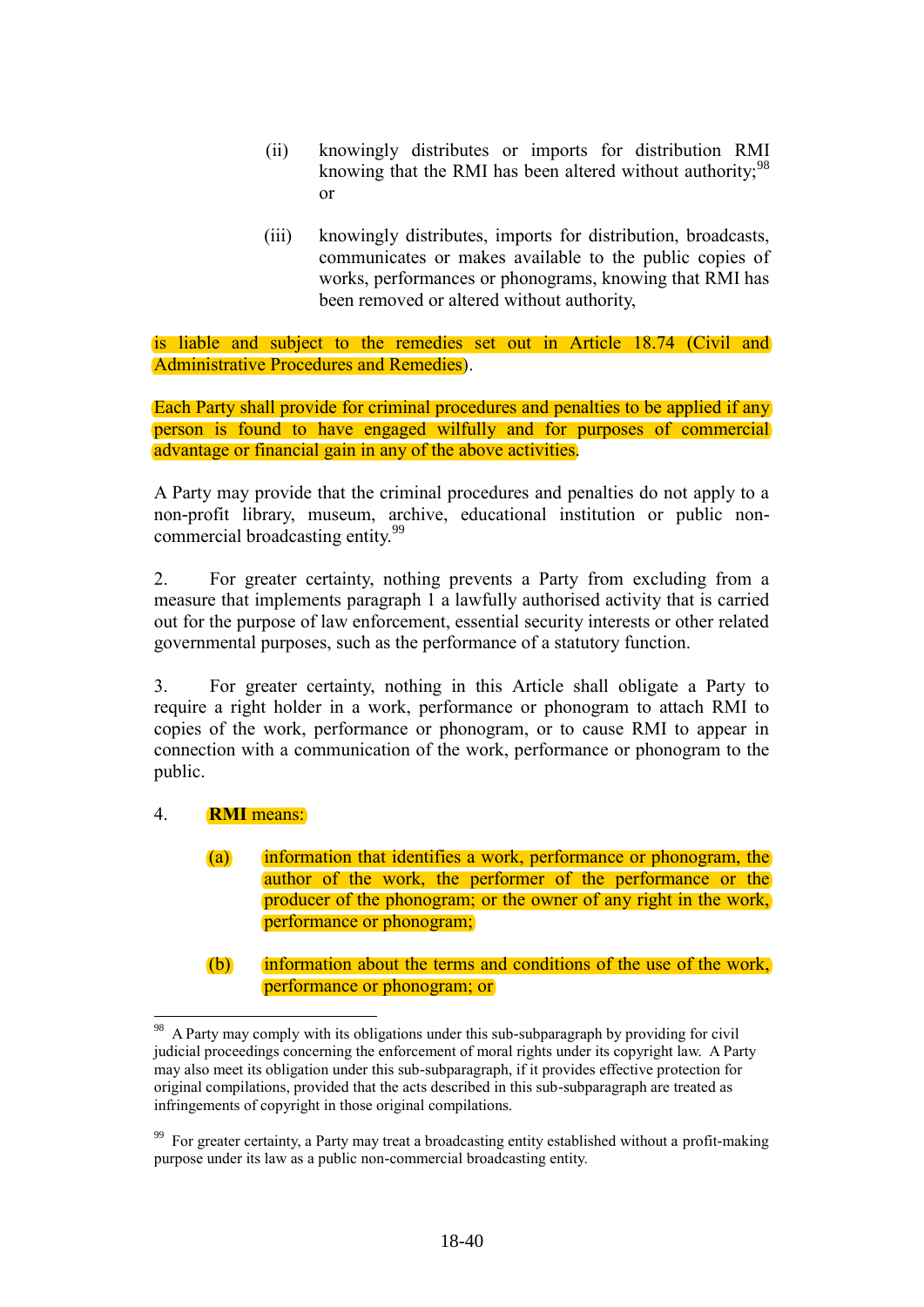(ii) knowingly distributes or imports for distribution RMI knowing that the RMI has been altered without authority;[98] or

(iii) knowingly distributes, imports for distribution, broadcasts, communicates or makes available to the public copies of works, performances or phonograms, knowing that RMI has been removed or altered without authority,

is liable and subject to the remedies set out in Article 18.74 (Civil and Administrative Procedures and Remedies).

Each Party shall provide for criminal procedures and penalties to be applied if any person is found to have engaged wilfully and for purposes of commercial advantage or financial gain in any of the above activities.

A Party may provide that the criminal procedures and penalties do not apply to a non-profit library, museum, archive, educational institution or public non-commercial broadcasting entity.[99]

2. For greater certainty, nothing prevents a Party from excluding from a measure that implements paragraph 1 a lawfully authorised activity that is carried out for the purpose of law enforcement, essential security interests or other related governmental purposes, such as the performance of a statutory function.

3. For greater certainty, nothing in this Article shall obligate a Party to require a right holder in a work, performance or phonogram to attach RMI to copies of the work, performance or phonogram, or to cause RMI to appear in connection with a communication of the work, performance or phonogram to the public.

4. **RMI** means:

(a) information that identifies a work, performance or phonogram, the author of the work, the performer of the performance or the producer of the phonogram; or the owner of any right in the work, performance or phonogram;

(b) information about the terms and conditions of the use of the work, performance or phonogram; or

---

[98] A Party may comply with its obligations under this sub-subparagraph by providing for civil judicial proceedings concerning the enforcement of moral rights under its copyright law. A Party may also meet its obligation under this sub-subparagraph, if it provides effective protection for original compilations, provided that the acts described in this sub-subparagraph are treated as infringements of copyright in those original compilations.

[99] For greater certainty, a Party may treat a broadcasting entity established without a profit-making purpose under its law as a public non-commercial broadcasting entity.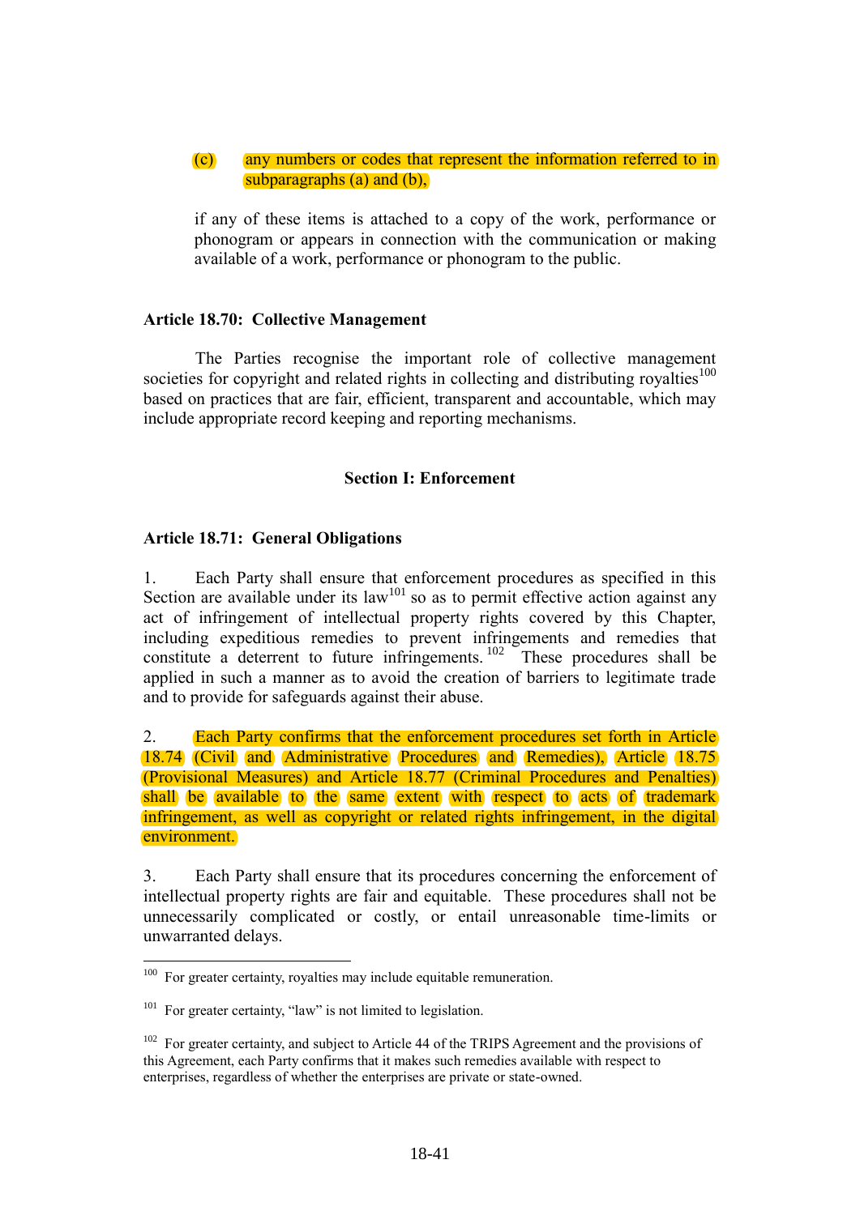(c) any numbers or codes that represent the information referred to in subparagraphs (a) and (b),

if any of these items is attached to a copy of the work, performance or phonogram or appears in connection with the communication or making available of a work, performance or phonogram to the public.

**Article 18.70: Collective Management**

The Parties recognise the important role of collective management societies for copyright and related rights in collecting and distributing royalties[100] based on practices that are fair, efficient, transparent and accountable, which may include appropriate record keeping and reporting mechanisms.

## Section I: Enforcement

**Article 18.71: General Obligations**

1. Each Party shall ensure that enforcement procedures as specified in this Section are available under its law[101] so as to permit effective action against any act of infringement of intellectual property rights covered by this Chapter, including expeditious remedies to prevent infringements and remedies that constitute a deterrent to future infringements.[102] These procedures shall be applied in such a manner as to avoid the creation of barriers to legitimate trade and to provide for safeguards against their abuse.

2. Each Party confirms that the enforcement procedures set forth in Article 18.74 (Civil and Administrative Procedures and Remedies), Article 18.75 (Provisional Measures) and Article 18.77 (Criminal Procedures and Penalties) shall be available to the same extent with respect to acts of trademark infringement, as well as copyright or related rights infringement, in the digital environment.

3. Each Party shall ensure that its procedures concerning the enforcement of intellectual property rights are fair and equitable. These procedures shall not be unnecessarily complicated or costly, or entail unreasonable time-limits or unwarranted delays.

---

[100] For greater certainty, royalties may include equitable remuneration.

[101] For greater certainty, "law" is not limited to legislation.

[102] For greater certainty, and subject to Article 44 of the TRIPS Agreement and the provisions of this Agreement, each Party confirms that it makes such remedies available with respect to enterprises, regardless of whether the enterprises are private or state-owned.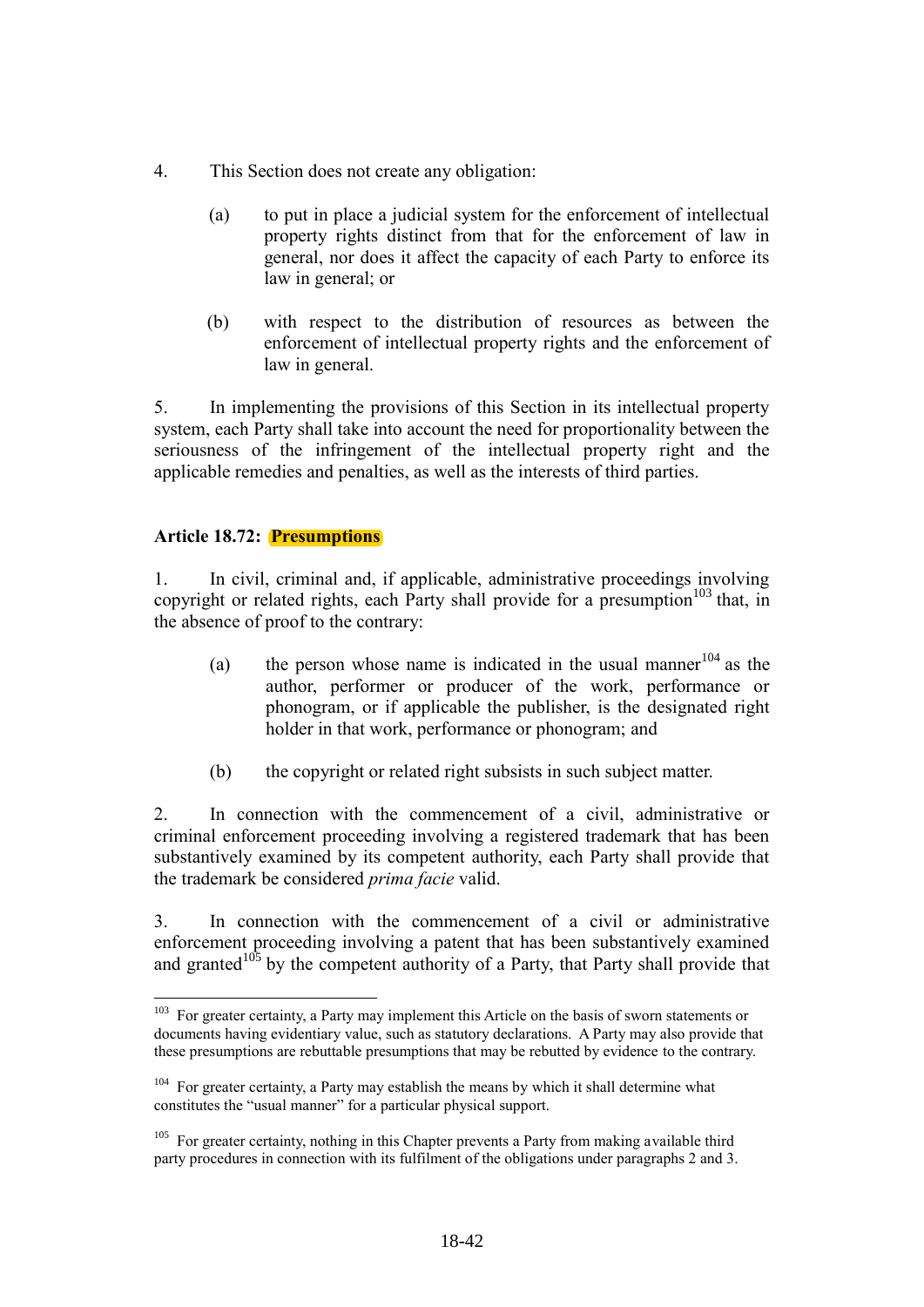4. This Section does not create any obligation:

   (a) to put in place a judicial system for the enforcement of intellectual property rights distinct from that for the enforcement of law in general, nor does it affect the capacity of each Party to enforce its law in general; or

   (b) with respect to the distribution of resources as between the enforcement of intellectual property rights and the enforcement of law in general.

5. In implementing the provisions of this Section in its intellectual property system, each Party shall take into account the need for proportionality between the seriousness of the infringement of the intellectual property right and the applicable remedies and penalties, as well as the interests of third parties.

**Article 18.72: Presumptions**

1. In civil, criminal and, if applicable, administrative proceedings involving copyright or related rights, each Party shall provide for a presumption[103] that, in the absence of proof to the contrary:

   (a) the person whose name is indicated in the usual manner[104] as the author, performer or producer of the work, performance or phonogram, or if applicable the publisher, is the designated right holder in that work, performance or phonogram; and

   (b) the copyright or related right subsists in such subject matter.

2. In connection with the commencement of a civil, administrative or criminal enforcement proceeding involving a registered trademark that has been substantively examined by its competent authority, each Party shall provide that the trademark be considered *prima facie* valid.

3. In connection with the commencement of a civil or administrative enforcement proceeding involving a patent that has been substantively examined and granted[105] by the competent authority of a Party, that Party shall provide that

---

[103] For greater certainty, a Party may implement this Article on the basis of sworn statements or documents having evidentiary value, such as statutory declarations. A Party may also provide that these presumptions are rebuttable presumptions that may be rebutted by evidence to the contrary.

[104] For greater certainty, a Party may establish the means by which it shall determine what constitutes the "usual manner" for a particular physical support.

[105] For greater certainty, nothing in this Chapter prevents a Party from making available third party procedures in connection with its fulfilment of the obligations under paragraphs 2 and 3.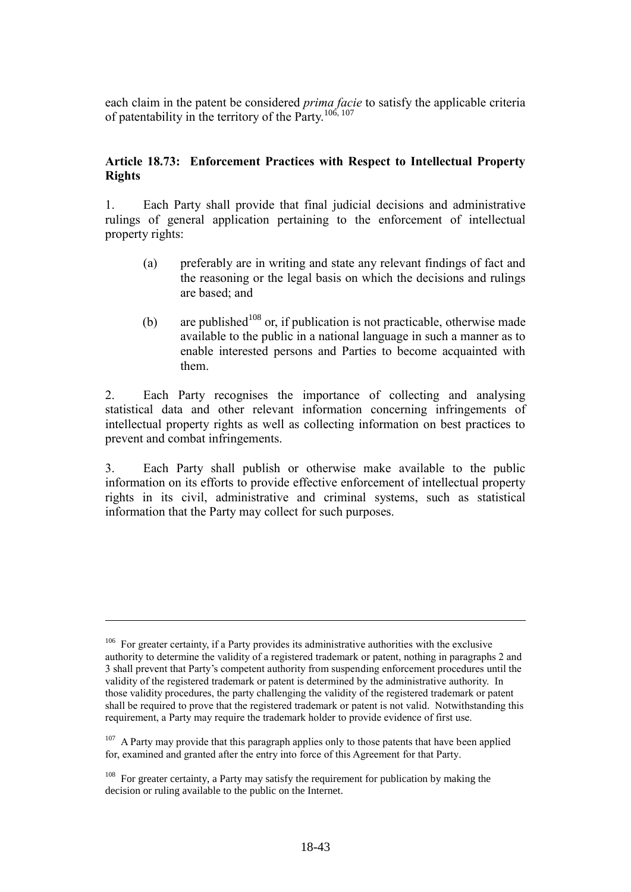each claim in the patent be considered *prima facie* to satisfy the applicable criteria of patentability in the territory of the Party.[106, 107]

**Article 18.73: Enforcement Practices with Respect to Intellectual Property Rights**

1. Each Party shall provide that final judicial decisions and administrative rulings of general application pertaining to the enforcement of intellectual property rights:

   (a) preferably are in writing and state any relevant findings of fact and the reasoning or the legal basis on which the decisions and rulings are based; and

   (b) are published[108] or, if publication is not practicable, otherwise made available to the public in a national language in such a manner as to enable interested persons and Parties to become acquainted with them.

2. Each Party recognises the importance of collecting and analysing statistical data and other relevant information concerning infringements of intellectual property rights as well as collecting information on best practices to prevent and combat infringements.

3. Each Party shall publish or otherwise make available to the public information on its efforts to provide effective enforcement of intellectual property rights in its civil, administrative and criminal systems, such as statistical information that the Party may collect for such purposes.

---

[106] For greater certainty, if a Party provides its administrative authorities with the exclusive authority to determine the validity of a registered trademark or patent, nothing in paragraphs 2 and 3 shall prevent that Party's competent authority from suspending enforcement procedures until the validity of the registered trademark or patent is determined by the administrative authority. In those validity procedures, the party challenging the validity of the registered trademark or patent shall be required to prove that the registered trademark or patent is not valid. Notwithstanding this requirement, a Party may require the trademark holder to provide evidence of first use.

[107] A Party may provide that this paragraph applies only to those patents that have been applied for, examined and granted after the entry into force of this Agreement for that Party.

[108] For greater certainty, a Party may satisfy the requirement for publication by making the decision or ruling available to the public on the Internet.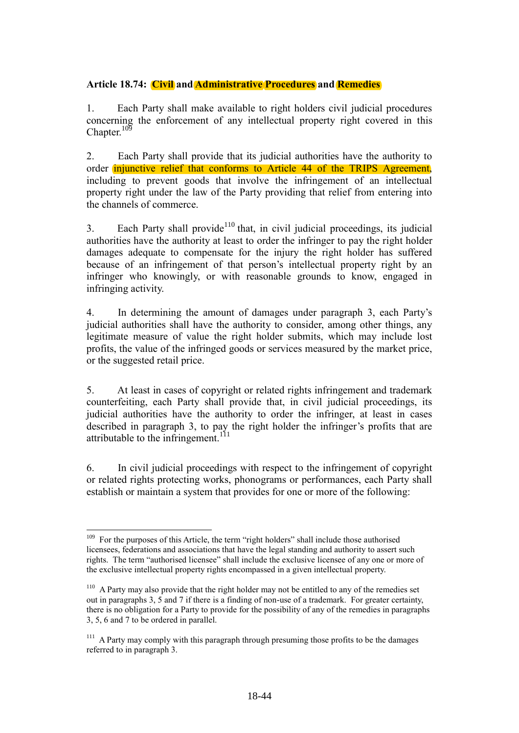**Article 18.74: Civil and Administrative Procedures and Remedies**

1. Each Party shall make available to right holders civil judicial procedures concerning the enforcement of any intellectual property right covered in this Chapter.[109]

2. Each Party shall provide that its judicial authorities have the authority to order injunctive relief that conforms to Article 44 of the TRIPS Agreement, including to prevent goods that involve the infringement of an intellectual property right under the law of the Party providing that relief from entering into the channels of commerce.

3. Each Party shall provide[110] that, in civil judicial proceedings, its judicial authorities have the authority at least to order the infringer to pay the right holder damages adequate to compensate for the injury the right holder has suffered because of an infringement of that person's intellectual property right by an infringer who knowingly, or with reasonable grounds to know, engaged in infringing activity.

4. In determining the amount of damages under paragraph 3, each Party's judicial authorities shall have the authority to consider, among other things, any legitimate measure of value the right holder submits, which may include lost profits, the value of the infringed goods or services measured by the market price, or the suggested retail price.

5. At least in cases of copyright or related rights infringement and trademark counterfeiting, each Party shall provide that, in civil judicial proceedings, its judicial authorities have the authority to order the infringer, at least in cases described in paragraph 3, to pay the right holder the infringer's profits that are attributable to the infringement.[111]

6. In civil judicial proceedings with respect to the infringement of copyright or related rights protecting works, phonograms or performances, each Party shall establish or maintain a system that provides for one or more of the following:

---

[109] For the purposes of this Article, the term "right holders" shall include those authorised licensees, federations and associations that have the legal standing and authority to assert such rights. The term "authorised licensee" shall include the exclusive licensee of any one or more of the exclusive intellectual property rights encompassed in a given intellectual property.

[110] A Party may also provide that the right holder may not be entitled to any of the remedies set out in paragraphs 3, 5 and 7 if there is a finding of non-use of a trademark. For greater certainty, there is no obligation for a Party to provide for the possibility of any of the remedies in paragraphs 3, 5, 6 and 7 to be ordered in parallel.

[111] A Party may comply with this paragraph through presuming those profits to be the damages referred to in paragraph 3.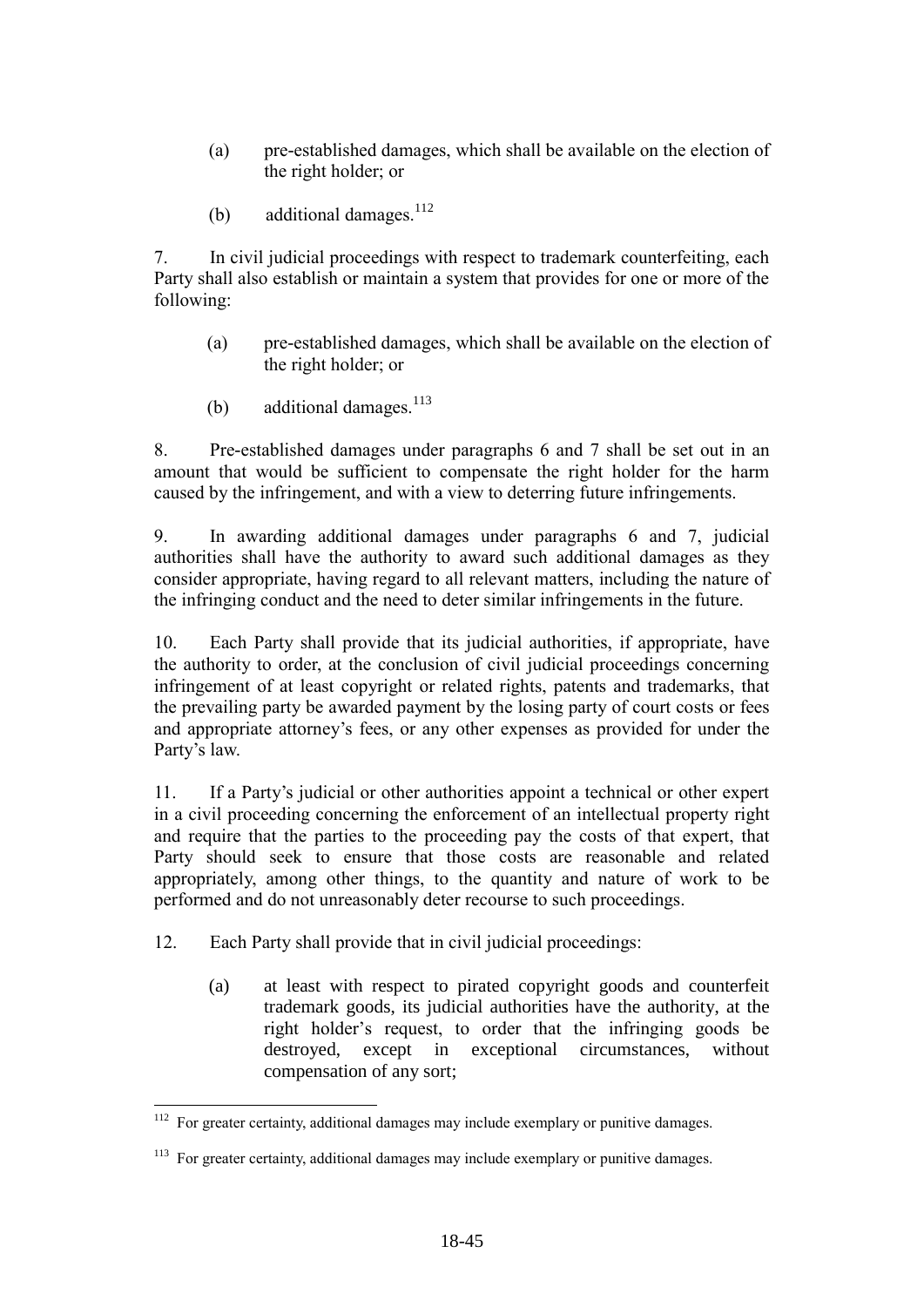(a) pre-established damages, which shall be available on the election of the right holder; or

(b) additional damages.[112]

7. In civil judicial proceedings with respect to trademark counterfeiting, each Party shall also establish or maintain a system that provides for one or more of the following:

(a) pre-established damages, which shall be available on the election of the right holder; or

(b) additional damages.[113]

8. Pre-established damages under paragraphs 6 and 7 shall be set out in an amount that would be sufficient to compensate the right holder for the harm caused by the infringement, and with a view to deterring future infringements.

9. In awarding additional damages under paragraphs 6 and 7, judicial authorities shall have the authority to award such additional damages as they consider appropriate, having regard to all relevant matters, including the nature of the infringing conduct and the need to deter similar infringements in the future.

10. Each Party shall provide that its judicial authorities, if appropriate, have the authority to order, at the conclusion of civil judicial proceedings concerning infringement of at least copyright or related rights, patents and trademarks, that the prevailing party be awarded payment by the losing party of court costs or fees and appropriate attorney's fees, or any other expenses as provided for under the Party's law.

11. If a Party's judicial or other authorities appoint a technical or other expert in a civil proceeding concerning the enforcement of an intellectual property right and require that the parties to the proceeding pay the costs of that expert, that Party should seek to ensure that those costs are reasonable and related appropriately, among other things, to the quantity and nature of work to be performed and do not unreasonably deter recourse to such proceedings.

12. Each Party shall provide that in civil judicial proceedings:

(a) at least with respect to pirated copyright goods and counterfeit trademark goods, its judicial authorities have the authority, at the right holder's request, to order that the infringing goods be destroyed, except in exceptional circumstances, without compensation of any sort;

---

[112] For greater certainty, additional damages may include exemplary or punitive damages.

[113] For greater certainty, additional damages may include exemplary or punitive damages.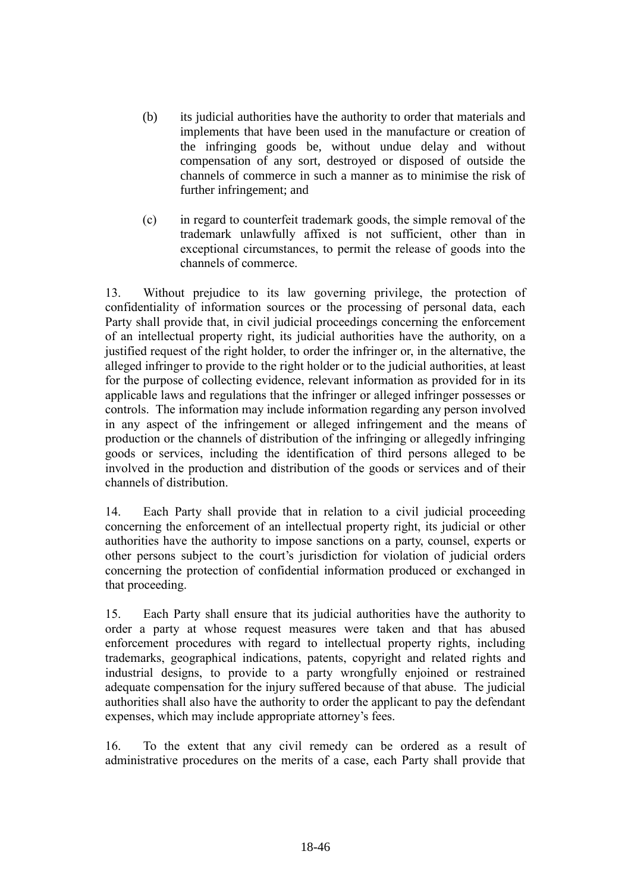(b) its judicial authorities have the authority to order that materials and implements that have been used in the manufacture or creation of the infringing goods be, without undue delay and without compensation of any sort, destroyed or disposed of outside the channels of commerce in such a manner as to minimise the risk of further infringement; and

(c) in regard to counterfeit trademark goods, the simple removal of the trademark unlawfully affixed is not sufficient, other than in exceptional circumstances, to permit the release of goods into the channels of commerce.

13. Without prejudice to its law governing privilege, the protection of confidentiality of information sources or the processing of personal data, each Party shall provide that, in civil judicial proceedings concerning the enforcement of an intellectual property right, its judicial authorities have the authority, on a justified request of the right holder, to order the infringer or, in the alternative, the alleged infringer to provide to the right holder or to the judicial authorities, at least for the purpose of collecting evidence, relevant information as provided for in its applicable laws and regulations that the infringer or alleged infringer possesses or controls. The information may include information regarding any person involved in any aspect of the infringement or alleged infringement and the means of production or the channels of distribution of the infringing or allegedly infringing goods or services, including the identification of third persons alleged to be involved in the production and distribution of the goods or services and of their channels of distribution.

14. Each Party shall provide that in relation to a civil judicial proceeding concerning the enforcement of an intellectual property right, its judicial or other authorities have the authority to impose sanctions on a party, counsel, experts or other persons subject to the court's jurisdiction for violation of judicial orders concerning the protection of confidential information produced or exchanged in that proceeding.

15. Each Party shall ensure that its judicial authorities have the authority to order a party at whose request measures were taken and that has abused enforcement procedures with regard to intellectual property rights, including trademarks, geographical indications, patents, copyright and related rights and industrial designs, to provide to a party wrongfully enjoined or restrained adequate compensation for the injury suffered because of that abuse. The judicial authorities shall also have the authority to order the applicant to pay the defendant expenses, which may include appropriate attorney's fees.

16. To the extent that any civil remedy can be ordered as a result of administrative procedures on the merits of a case, each Party shall provide that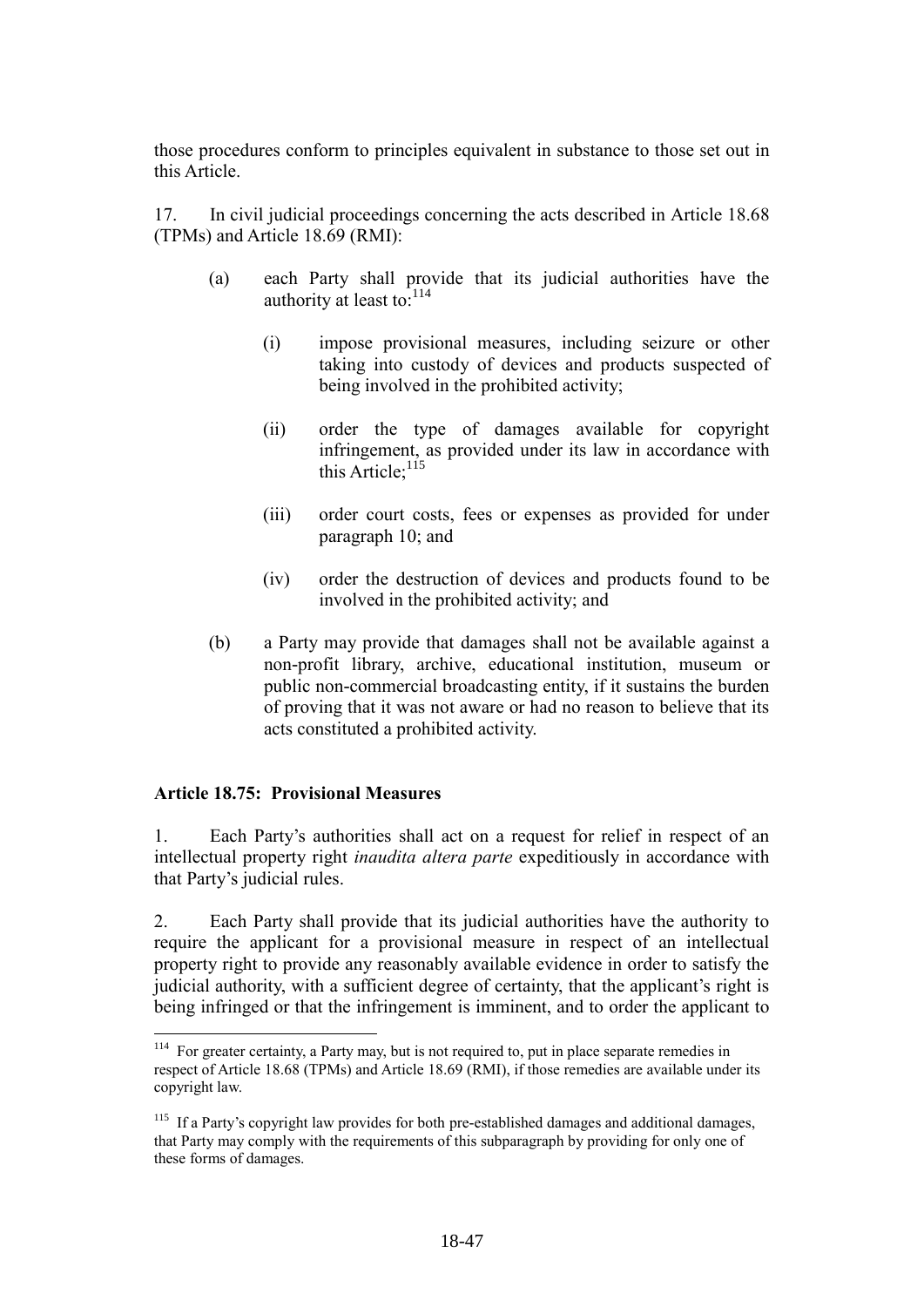those procedures conform to principles equivalent in substance to those set out in this Article.

17. In civil judicial proceedings concerning the acts described in Article 18.68 (TPMs) and Article 18.69 (RMI):

(a) each Party shall provide that its judicial authorities have the authority at least to:[114]

(i) impose provisional measures, including seizure or other taking into custody of devices and products suspected of being involved in the prohibited activity;

(ii) order the type of damages available for copyright infringement, as provided under its law in accordance with this Article;[115]

(iii) order court costs, fees or expenses as provided for under paragraph 10; and

(iv) order the destruction of devices and products found to be involved in the prohibited activity; and

(b) a Party may provide that damages shall not be available against a non-profit library, archive, educational institution, museum or public non-commercial broadcasting entity, if it sustains the burden of proving that it was not aware or had no reason to believe that its acts constituted a prohibited activity.

**Article 18.75: Provisional Measures**

1. Each Party's authorities shall act on a request for relief in respect of an intellectual property right *inaudita altera parte* expeditiously in accordance with that Party's judicial rules.

2. Each Party shall provide that its judicial authorities have the authority to require the applicant for a provisional measure in respect of an intellectual property right to provide any reasonably available evidence in order to satisfy the judicial authority, with a sufficient degree of certainty, that the applicant's right is being infringed or that the infringement is imminent, and to order the applicant to

---

[114] For greater certainty, a Party may, but is not required to, put in place separate remedies in respect of Article 18.68 (TPMs) and Article 18.69 (RMI), if those remedies are available under its copyright law.

[115] If a Party's copyright law provides for both pre-established damages and additional damages, that Party may comply with the requirements of this subparagraph by providing for only one of these forms of damages.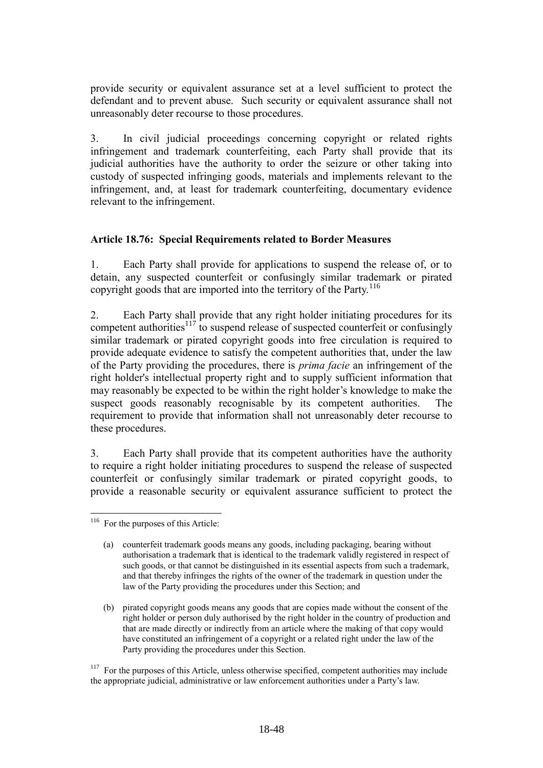provide security or equivalent assurance set at a level sufficient to protect the defendant and to prevent abuse. Such security or equivalent assurance shall not unreasonably deter recourse to those procedures.

3. In civil judicial proceedings concerning copyright or related rights infringement and trademark counterfeiting, each Party shall provide that its judicial authorities have the authority to order the seizure or other taking into custody of suspected infringing goods, materials and implements relevant to the infringement, and, at least for trademark counterfeiting, documentary evidence relevant to the infringement.

### Article 18.76: Special Requirements related to Border Measures

1. Each Party shall provide for applications to suspend the release of, or to detain, any suspected counterfeit or confusingly similar trademark or pirated copyright goods that are imported into the territory of the Party.[116]

2. Each Party shall provide that any right holder initiating procedures for its competent authorities[117] to suspend release of suspected counterfeit or confusingly similar trademark or pirated copyright goods into free circulation is required to provide adequate evidence to satisfy the competent authorities that, under the law of the Party providing the procedures, there is *prima facie* an infringement of the right holder's intellectual property right and to supply sufficient information that may reasonably be expected to be within the right holder's knowledge to make the suspect goods reasonably recognisable by its competent authorities. The requirement to provide that information shall not unreasonably deter recourse to these procedures.

3. Each Party shall provide that its competent authorities have the authority to require a right holder initiating procedures to suspend the release of suspected counterfeit or confusingly similar trademark or pirated copyright goods, to provide a reasonable security or equivalent assurance sufficient to protect the

---

[116] For the purposes of this Article:

(a) counterfeit trademark goods means any goods, including packaging, bearing without authorisation a trademark that is identical to the trademark validly registered in respect of such goods, or that cannot be distinguished in its essential aspects from such a trademark, and that thereby infringes the rights of the owner of the trademark in question under the law of the Party providing the procedures under this Section; and

(b) pirated copyright goods means any goods that are copies made without the consent of the right holder or person duly authorised by the right holder in the country of production and that are made directly or indirectly from an article where the making of that copy would have constituted an infringement of a copyright or a related right under the law of the Party providing the procedures under this Section.

[117] For the purposes of this Article, unless otherwise specified, competent authorities may include the appropriate judicial, administrative or law enforcement authorities under a Party's law.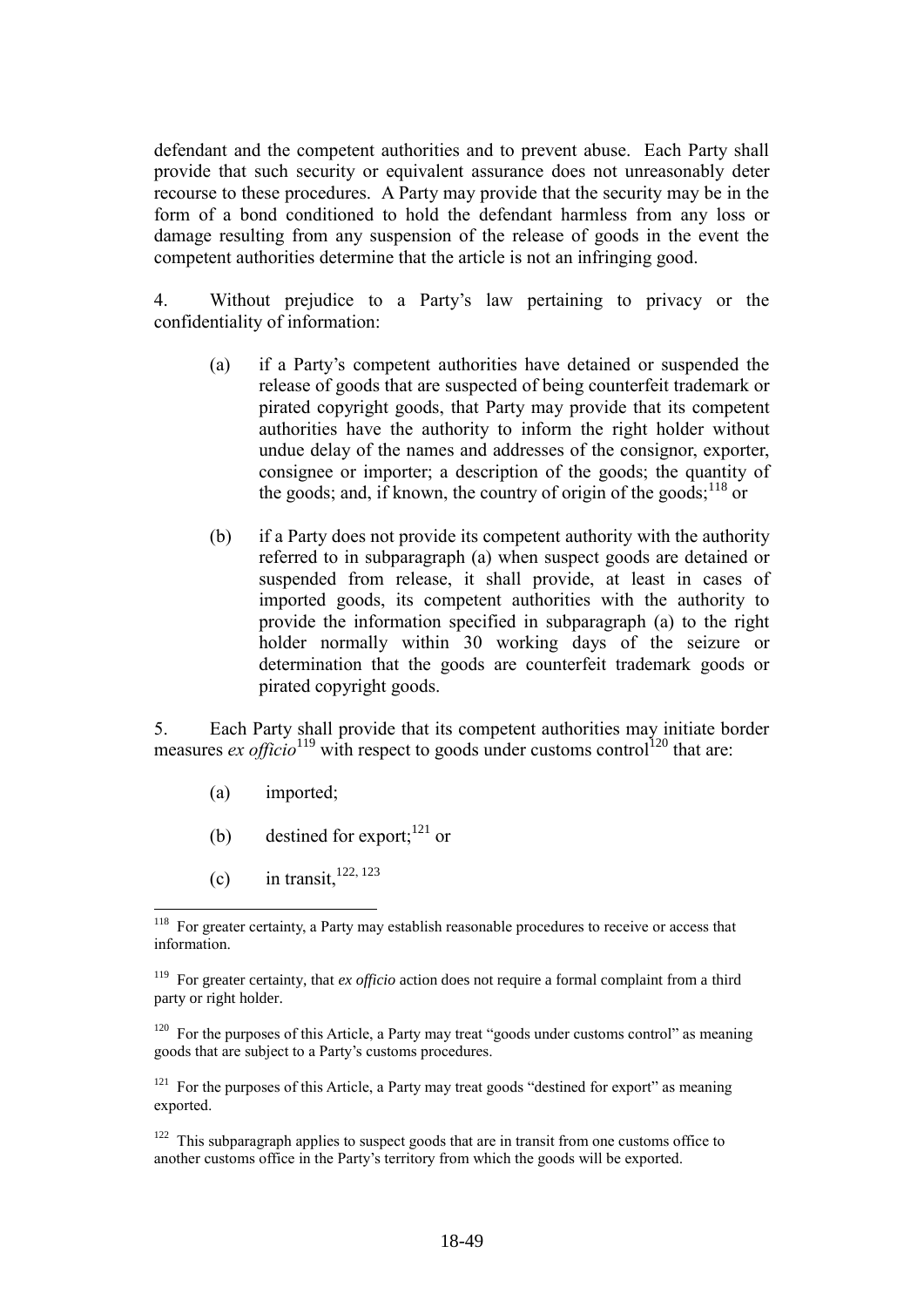defendant and the competent authorities and to prevent abuse. Each Party shall provide that such security or equivalent assurance does not unreasonably deter recourse to these procedures. A Party may provide that the security may be in the form of a bond conditioned to hold the defendant harmless from any loss or damage resulting from any suspension of the release of goods in the event the competent authorities determine that the article is not an infringing good.

4. Without prejudice to a Party's law pertaining to privacy or the confidentiality of information:

(a) if a Party's competent authorities have detained or suspended the release of goods that are suspected of being counterfeit trademark or pirated copyright goods, that Party may provide that its competent authorities have the authority to inform the right holder without undue delay of the names and addresses of the consignor, exporter, consignee or importer; a description of the goods; the quantity of the goods; and, if known, the country of origin of the goods;[118] or

(b) if a Party does not provide its competent authority with the authority referred to in subparagraph (a) when suspect goods are detained or suspended from release, it shall provide, at least in cases of imported goods, its competent authorities with the authority to provide the information specified in subparagraph (a) to the right holder normally within 30 working days of the seizure or determination that the goods are counterfeit trademark goods or pirated copyright goods.

5. Each Party shall provide that its competent authorities may initiate border measures *ex officio*[119] with respect to goods under customs control[120] that are:

(a) imported;

(b) destined for export;[121] or

(c) in transit,[122, 123]

---

[118] For greater certainty, a Party may establish reasonable procedures to receive or access that information.

[119] For greater certainty, that *ex officio* action does not require a formal complaint from a third party or right holder.

[120] For the purposes of this Article, a Party may treat "goods under customs control" as meaning goods that are subject to a Party's customs procedures.

[121] For the purposes of this Article, a Party may treat goods "destined for export" as meaning exported.

[122] This subparagraph applies to suspect goods that are in transit from one customs office to another customs office in the Party's territory from which the goods will be exported.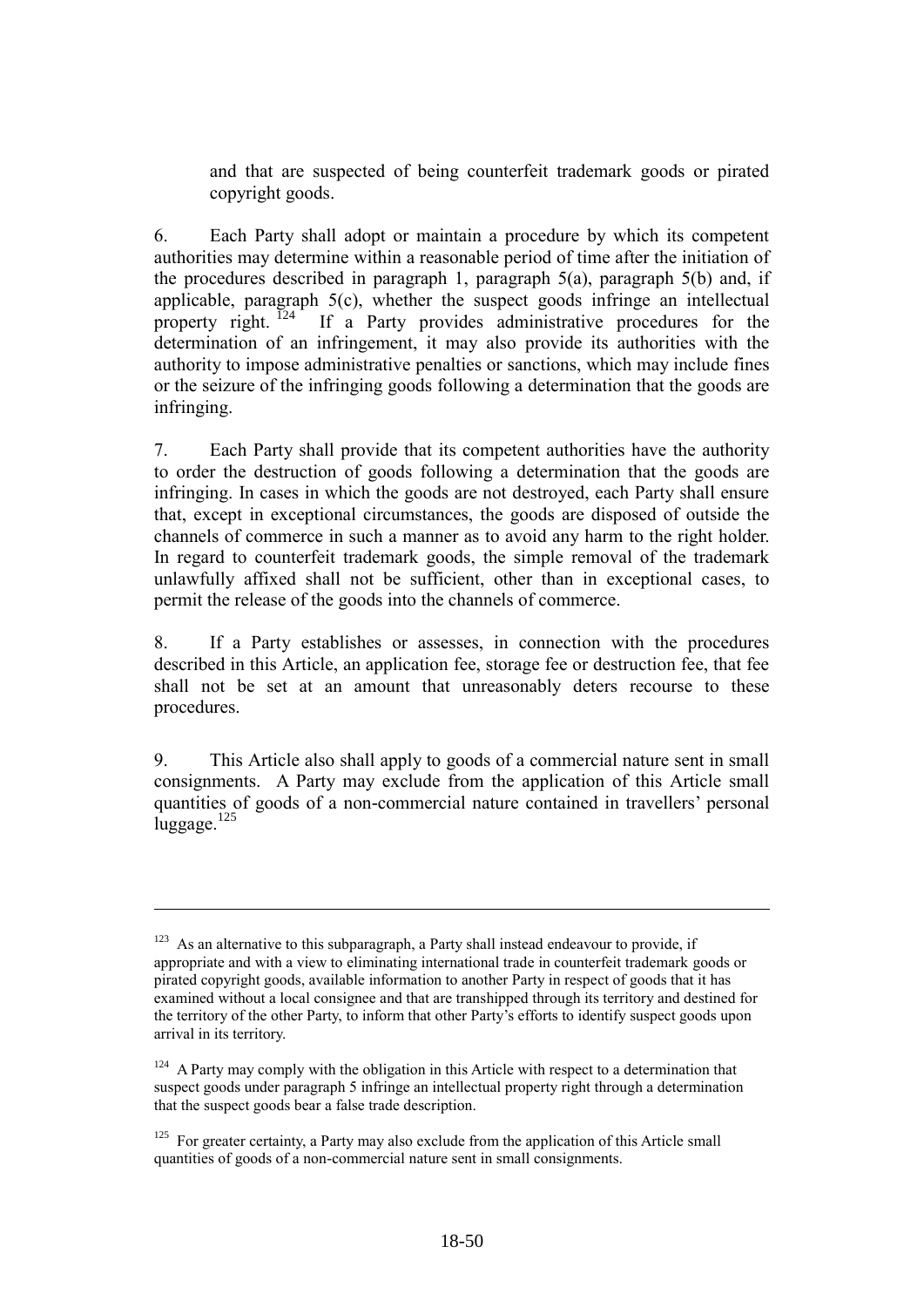and that are suspected of being counterfeit trademark goods or pirated copyright goods.

6. Each Party shall adopt or maintain a procedure by which its competent authorities may determine within a reasonable period of time after the initiation of the procedures described in paragraph 1, paragraph 5(a), paragraph 5(b) and, if applicable, paragraph 5(c), whether the suspect goods infringe an intellectual property right. [124] If a Party provides administrative procedures for the determination of an infringement, it may also provide its authorities with the authority to impose administrative penalties or sanctions, which may include fines or the seizure of the infringing goods following a determination that the goods are infringing.

7. Each Party shall provide that its competent authorities have the authority to order the destruction of goods following a determination that the goods are infringing. In cases in which the goods are not destroyed, each Party shall ensure that, except in exceptional circumstances, the goods are disposed of outside the channels of commerce in such a manner as to avoid any harm to the right holder. In regard to counterfeit trademark goods, the simple removal of the trademark unlawfully affixed shall not be sufficient, other than in exceptional cases, to permit the release of the goods into the channels of commerce.

8. If a Party establishes or assesses, in connection with the procedures described in this Article, an application fee, storage fee or destruction fee, that fee shall not be set at an amount that unreasonably deters recourse to these procedures.

9. This Article also shall apply to goods of a commercial nature sent in small consignments. A Party may exclude from the application of this Article small quantities of goods of a non-commercial nature contained in travellers' personal luggage.[125]

---

[123] As an alternative to this subparagraph, a Party shall instead endeavour to provide, if appropriate and with a view to eliminating international trade in counterfeit trademark goods or pirated copyright goods, available information to another Party in respect of goods that it has examined without a local consignee and that are transhipped through its territory and destined for the territory of the other Party, to inform that other Party's efforts to identify suspect goods upon arrival in its territory.

[124] A Party may comply with the obligation in this Article with respect to a determination that suspect goods under paragraph 5 infringe an intellectual property right through a determination that the suspect goods bear a false trade description.

[125] For greater certainty, a Party may also exclude from the application of this Article small quantities of goods of a non-commercial nature sent in small consignments.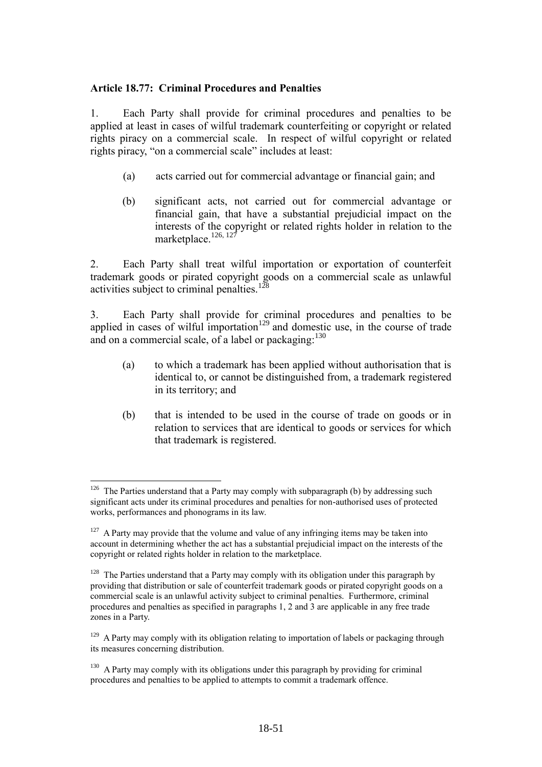**Article 18.77: Criminal Procedures and Penalties**

1. Each Party shall provide for criminal procedures and penalties to be applied at least in cases of wilful trademark counterfeiting or copyright or related rights piracy on a commercial scale. In respect of wilful copyright or related rights piracy, "on a commercial scale" includes at least:

   (a) acts carried out for commercial advantage or financial gain; and

   (b) significant acts, not carried out for commercial advantage or financial gain, that have a substantial prejudicial impact on the interests of the copyright or related rights holder in relation to the marketplace.[126, 127]

2. Each Party shall treat wilful importation or exportation of counterfeit trademark goods or pirated copyright goods on a commercial scale as unlawful activities subject to criminal penalties.[128]

3. Each Party shall provide for criminal procedures and penalties to be applied in cases of wilful importation[129] and domestic use, in the course of trade and on a commercial scale, of a label or packaging:[130]

   (a) to which a trademark has been applied without authorisation that is identical to, or cannot be distinguished from, a trademark registered in its territory; and

   (b) that is intended to be used in the course of trade on goods or in relation to services that are identical to goods or services for which that trademark is registered.

---

[126] The Parties understand that a Party may comply with subparagraph (b) by addressing such significant acts under its criminal procedures and penalties for non-authorised uses of protected works, performances and phonograms in its law.

[127] A Party may provide that the volume and value of any infringing items may be taken into account in determining whether the act has a substantial prejudicial impact on the interests of the copyright or related rights holder in relation to the marketplace.

[128] The Parties understand that a Party may comply with its obligation under this paragraph by providing that distribution or sale of counterfeit trademark goods or pirated copyright goods on a commercial scale is an unlawful activity subject to criminal penalties. Furthermore, criminal procedures and penalties as specified in paragraphs 1, 2 and 3 are applicable in any free trade zones in a Party.

[129] A Party may comply with its obligation relating to importation of labels or packaging through its measures concerning distribution.

[130] A Party may comply with its obligations under this paragraph by providing for criminal procedures and penalties to be applied to attempts to commit a trademark offence.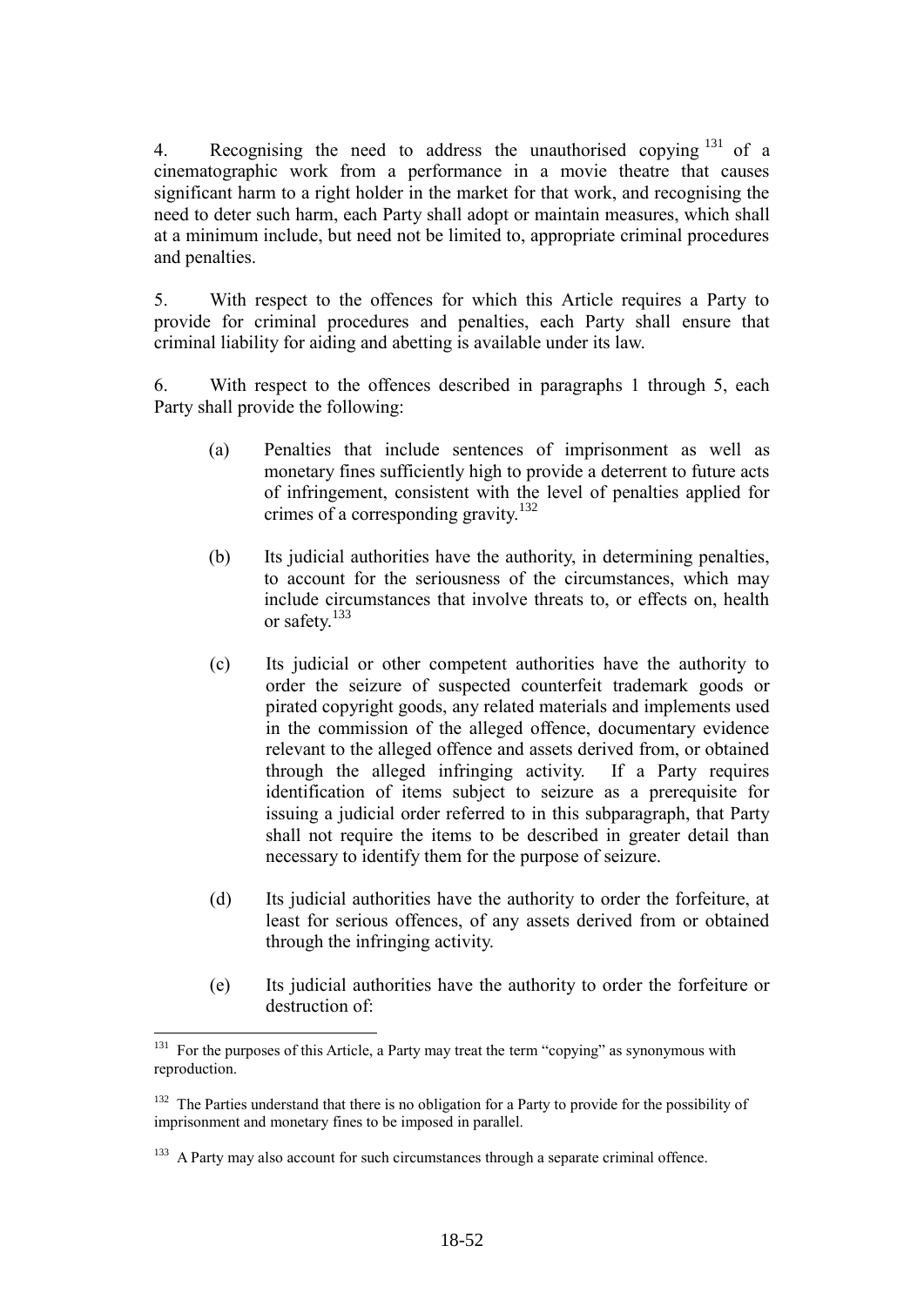4. Recognising the need to address the unauthorised copying[131] of a cinematographic work from a performance in a movie theatre that causes significant harm to a right holder in the market for that work, and recognising the need to deter such harm, each Party shall adopt or maintain measures, which shall at a minimum include, but need not be limited to, appropriate criminal procedures and penalties.

5. With respect to the offences for which this Article requires a Party to provide for criminal procedures and penalties, each Party shall ensure that criminal liability for aiding and abetting is available under its law.

6. With respect to the offences described in paragraphs 1 through 5, each Party shall provide the following:

(a) Penalties that include sentences of imprisonment as well as monetary fines sufficiently high to provide a deterrent to future acts of infringement, consistent with the level of penalties applied for crimes of a corresponding gravity.[132]

(b) Its judicial authorities have the authority, in determining penalties, to account for the seriousness of the circumstances, which may include circumstances that involve threats to, or effects on, health or safety.[133]

(c) Its judicial or other competent authorities have the authority to order the seizure of suspected counterfeit trademark goods or pirated copyright goods, any related materials and implements used in the commission of the alleged offence, documentary evidence relevant to the alleged offence and assets derived from, or obtained through the alleged infringing activity. If a Party requires identification of items subject to seizure as a prerequisite for issuing a judicial order referred to in this subparagraph, that Party shall not require the items to be described in greater detail than necessary to identify them for the purpose of seizure.

(d) Its judicial authorities have the authority to order the forfeiture, at least for serious offences, of any assets derived from or obtained through the infringing activity.

(e) Its judicial authorities have the authority to order the forfeiture or destruction of:

---

[131] For the purposes of this Article, a Party may treat the term "copying" as synonymous with reproduction.

[132] The Parties understand that there is no obligation for a Party to provide for the possibility of imprisonment and monetary fines to be imposed in parallel.

[133] A Party may also account for such circumstances through a separate criminal offence.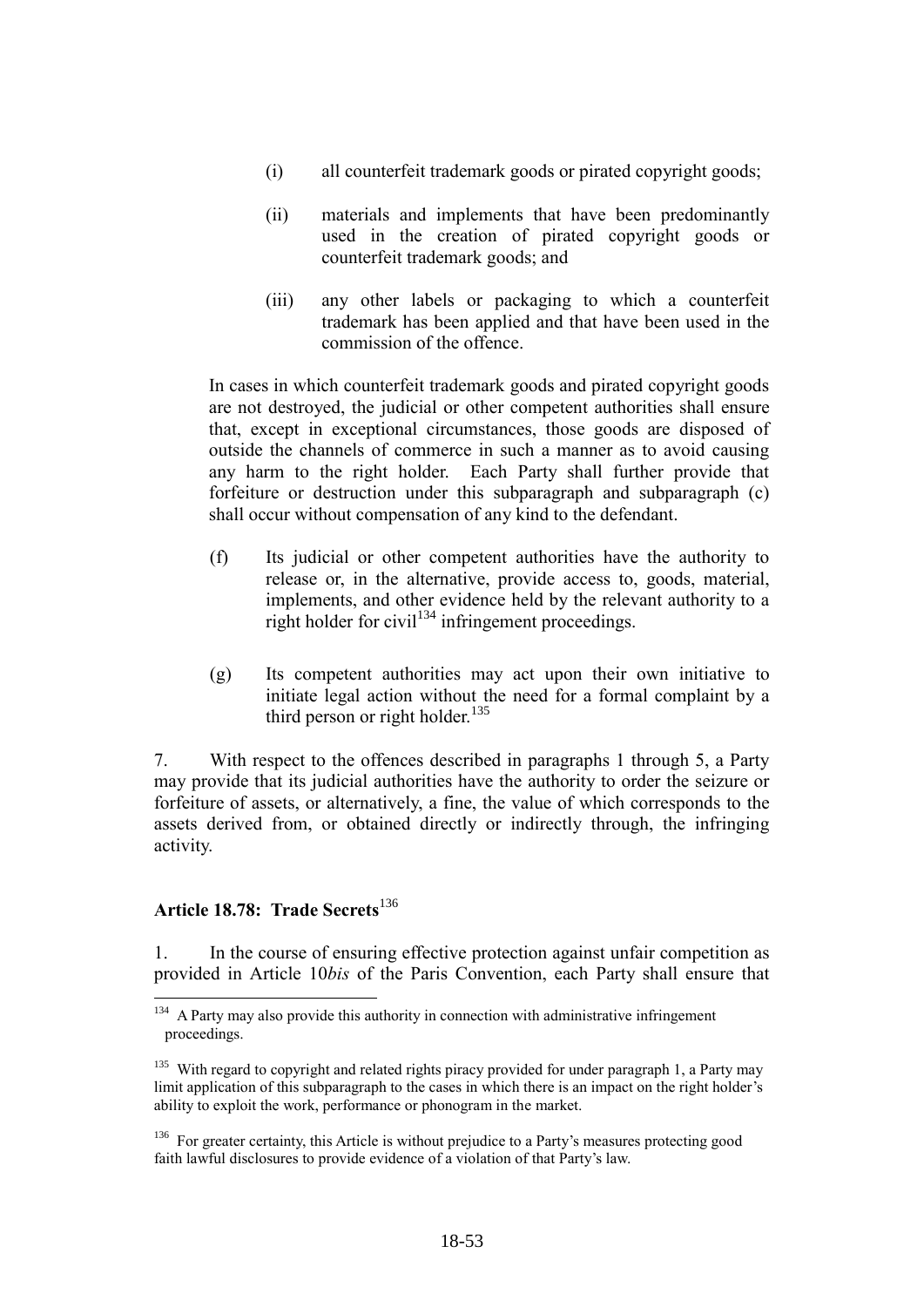(i) all counterfeit trademark goods or pirated copyright goods;

(ii) materials and implements that have been predominantly used in the creation of pirated copyright goods or counterfeit trademark goods; and

(iii) any other labels or packaging to which a counterfeit trademark has been applied and that have been used in the commission of the offence.

In cases in which counterfeit trademark goods and pirated copyright goods are not destroyed, the judicial or other competent authorities shall ensure that, except in exceptional circumstances, those goods are disposed of outside the channels of commerce in such a manner as to avoid causing any harm to the right holder. Each Party shall further provide that forfeiture or destruction under this subparagraph and subparagraph (c) shall occur without compensation of any kind to the defendant.

(f) Its judicial or other competent authorities have the authority to release or, in the alternative, provide access to, goods, material, implements, and other evidence held by the relevant authority to a right holder for civil[134] infringement proceedings.

(g) Its competent authorities may act upon their own initiative to initiate legal action without the need for a formal complaint by a third person or right holder.[135]

7. With respect to the offences described in paragraphs 1 through 5, a Party may provide that its judicial authorities have the authority to order the seizure or forfeiture of assets, or alternatively, a fine, the value of which corresponds to the assets derived from, or obtained directly or indirectly through, the infringing activity.

### Article 18.78: Trade Secrets[136]

1. In the course of ensuring effective protection against unfair competition as provided in Article 10*bis* of the Paris Convention, each Party shall ensure that

---

[134] A Party may also provide this authority in connection with administrative infringement proceedings.

[135] With regard to copyright and related rights piracy provided for under paragraph 1, a Party may limit application of this subparagraph to the cases in which there is an impact on the right holder's ability to exploit the work, performance or phonogram in the market.

[136] For greater certainty, this Article is without prejudice to a Party's measures protecting good faith lawful disclosures to provide evidence of a violation of that Party's law.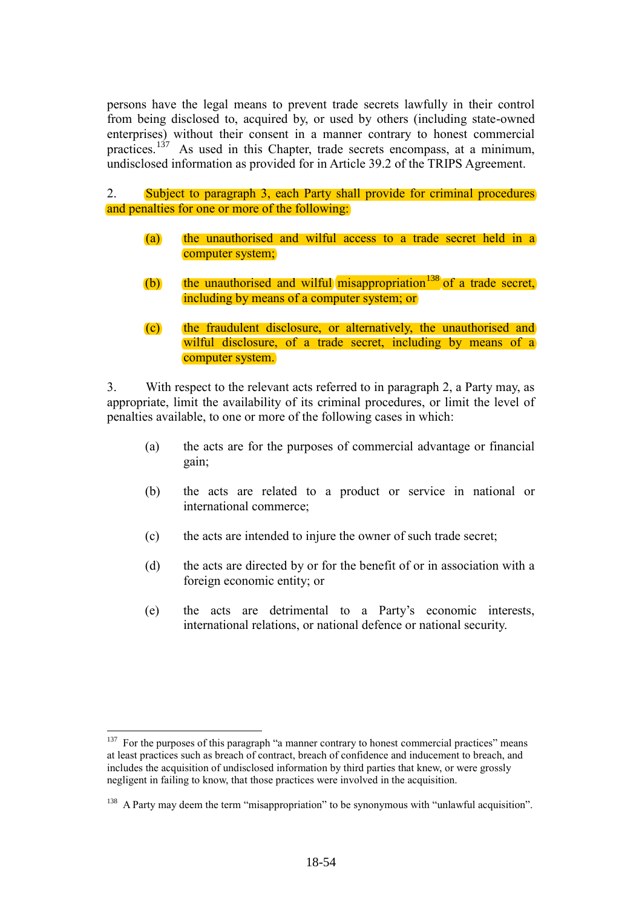persons have the legal means to prevent trade secrets lawfully in their control from being disclosed to, acquired by, or used by others (including state-owned enterprises) without their consent in a manner contrary to honest commercial practices.[137] As used in this Chapter, trade secrets encompass, at a minimum, undisclosed information as provided for in Article 39.2 of the TRIPS Agreement.

2. Subject to paragraph 3, each Party shall provide for criminal procedures and penalties for one or more of the following:

(a) the unauthorised and wilful access to a trade secret held in a computer system;

(b) the unauthorised and wilful misappropriation[138] of a trade secret, including by means of a computer system; or

(c) the fraudulent disclosure, or alternatively, the unauthorised and wilful disclosure, of a trade secret, including by means of a computer system.

3. With respect to the relevant acts referred to in paragraph 2, a Party may, as appropriate, limit the availability of its criminal procedures, or limit the level of penalties available, to one or more of the following cases in which:

(a) the acts are for the purposes of commercial advantage or financial gain;

(b) the acts are related to a product or service in national or international commerce;

(c) the acts are intended to injure the owner of such trade secret;

(d) the acts are directed by or for the benefit of or in association with a foreign economic entity; or

(e) the acts are detrimental to a Party's economic interests, international relations, or national defence or national security.

---

[137] For the purposes of this paragraph "a manner contrary to honest commercial practices" means at least practices such as breach of contract, breach of confidence and inducement to breach, and includes the acquisition of undisclosed information by third parties that knew, or were grossly negligent in failing to know, that those practices were involved in the acquisition.

[138] A Party may deem the term "misappropriation" to be synonymous with "unlawful acquisition".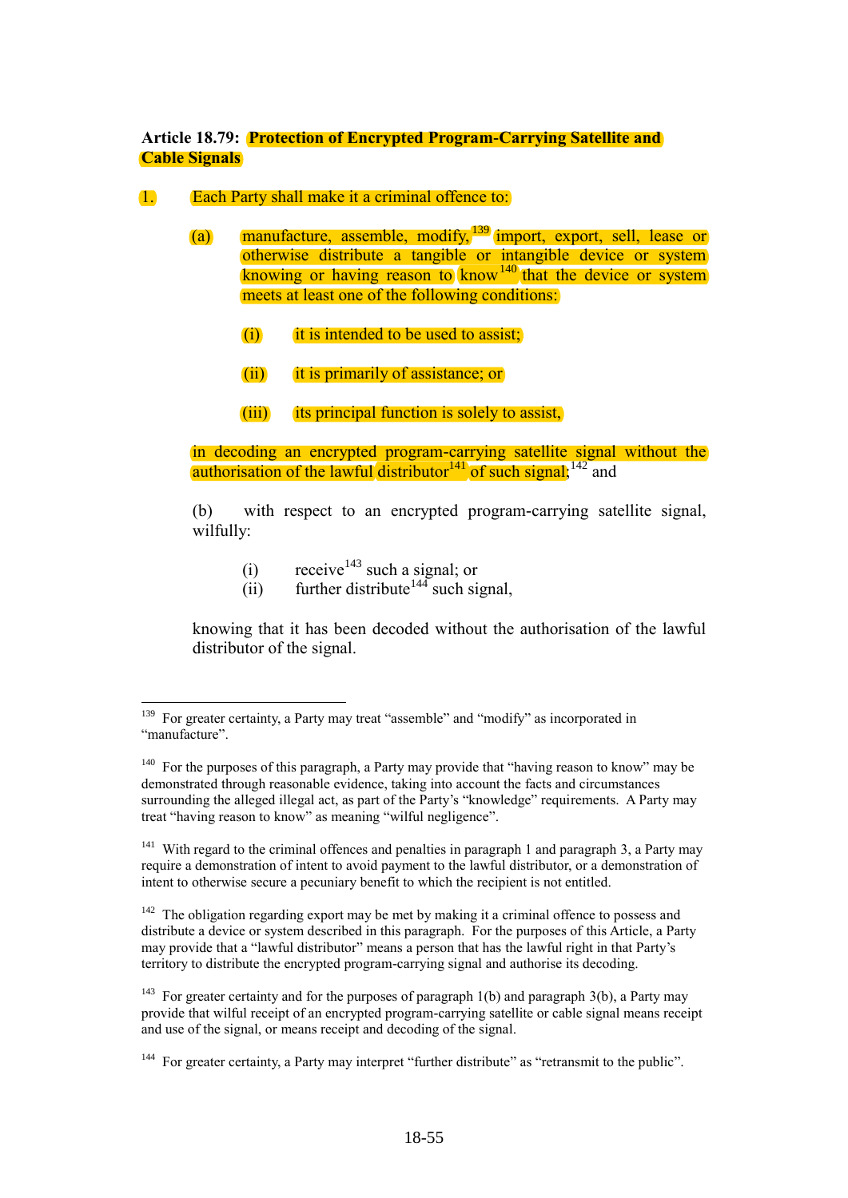**Article 18.79: Protection of Encrypted Program-Carrying Satellite and Cable Signals**

1. Each Party shall make it a criminal offence to:

   (a) manufacture, assemble, modify,[139] import, export, sell, lease or otherwise distribute a tangible or intangible device or system knowing or having reason to know[140] that the device or system meets at least one of the following conditions:

      (i) it is intended to be used to assist;

      (ii) it is primarily of assistance; or

      (iii) its principal function is solely to assist,

   in decoding an encrypted program-carrying satellite signal without the authorisation of the lawful distributor[141] of such signal;[142] and

   (b) with respect to an encrypted program-carrying satellite signal, wilfully:

      (i) receive[143] such a signal; or
      (ii) further distribute[144] such signal,

   knowing that it has been decoded without the authorisation of the lawful distributor of the signal.

---

[139] For greater certainty, a Party may treat "assemble" and "modify" as incorporated in "manufacture".

[140] For the purposes of this paragraph, a Party may provide that "having reason to know" may be demonstrated through reasonable evidence, taking into account the facts and circumstances surrounding the alleged illegal act, as part of the Party's "knowledge" requirements. A Party may treat "having reason to know" as meaning "wilful negligence".

[141] With regard to the criminal offences and penalties in paragraph 1 and paragraph 3, a Party may require a demonstration of intent to avoid payment to the lawful distributor, or a demonstration of intent to otherwise secure a pecuniary benefit to which the recipient is not entitled.

[142] The obligation regarding export may be met by making it a criminal offence to possess and distribute a device or system described in this paragraph. For the purposes of this Article, a Party may provide that a "lawful distributor" means a person that has the lawful right in that Party's territory to distribute the encrypted program-carrying signal and authorise its decoding.

[143] For greater certainty and for the purposes of paragraph 1(b) and paragraph 3(b), a Party may provide that wilful receipt of an encrypted program-carrying satellite or cable signal means receipt and use of the signal, or means receipt and decoding of the signal.

[144] For greater certainty, a Party may interpret "further distribute" as "retransmit to the public".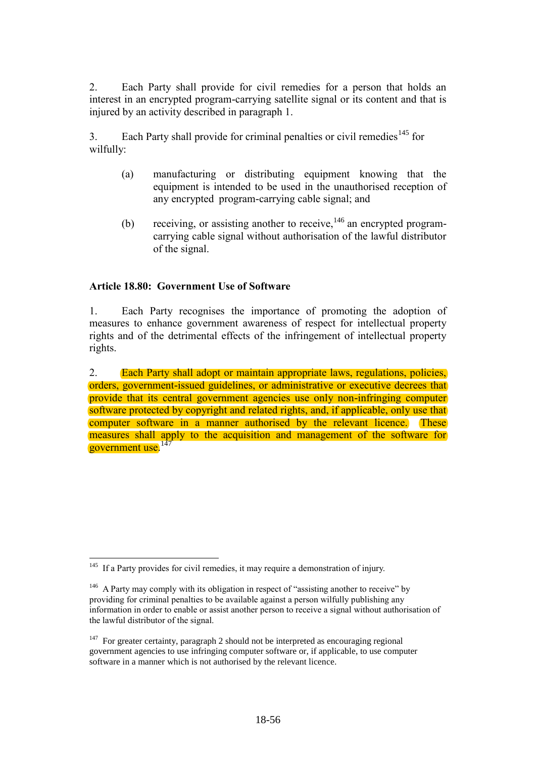2. Each Party shall provide for civil remedies for a person that holds an interest in an encrypted program-carrying satellite signal or its content and that is injured by an activity described in paragraph 1.

3. Each Party shall provide for criminal penalties or civil remedies[145] for wilfully:

(a) manufacturing or distributing equipment knowing that the equipment is intended to be used in the unauthorised reception of any encrypted program-carrying cable signal; and

(b) receiving, or assisting another to receive,[146] an encrypted program-carrying cable signal without authorisation of the lawful distributor of the signal.

**Article 18.80: Government Use of Software**

1. Each Party recognises the importance of promoting the adoption of measures to enhance government awareness of respect for intellectual property rights and of the detrimental effects of the infringement of intellectual property rights.

2. Each Party shall adopt or maintain appropriate laws, regulations, policies, orders, government-issued guidelines, or administrative or executive decrees that provide that its central government agencies use only non-infringing computer software protected by copyright and related rights, and, if applicable, only use that computer software in a manner authorised by the relevant licence. These measures shall apply to the acquisition and management of the software for government use.[147]

---

[145] If a Party provides for civil remedies, it may require a demonstration of injury.

[146] A Party may comply with its obligation in respect of "assisting another to receive" by providing for criminal penalties to be available against a person wilfully publishing any information in order to enable or assist another person to receive a signal without authorisation of the lawful distributor of the signal.

[147] For greater certainty, paragraph 2 should not be interpreted as encouraging regional government agencies to use infringing computer software or, if applicable, to use computer software in a manner which is not authorised by the relevant licence.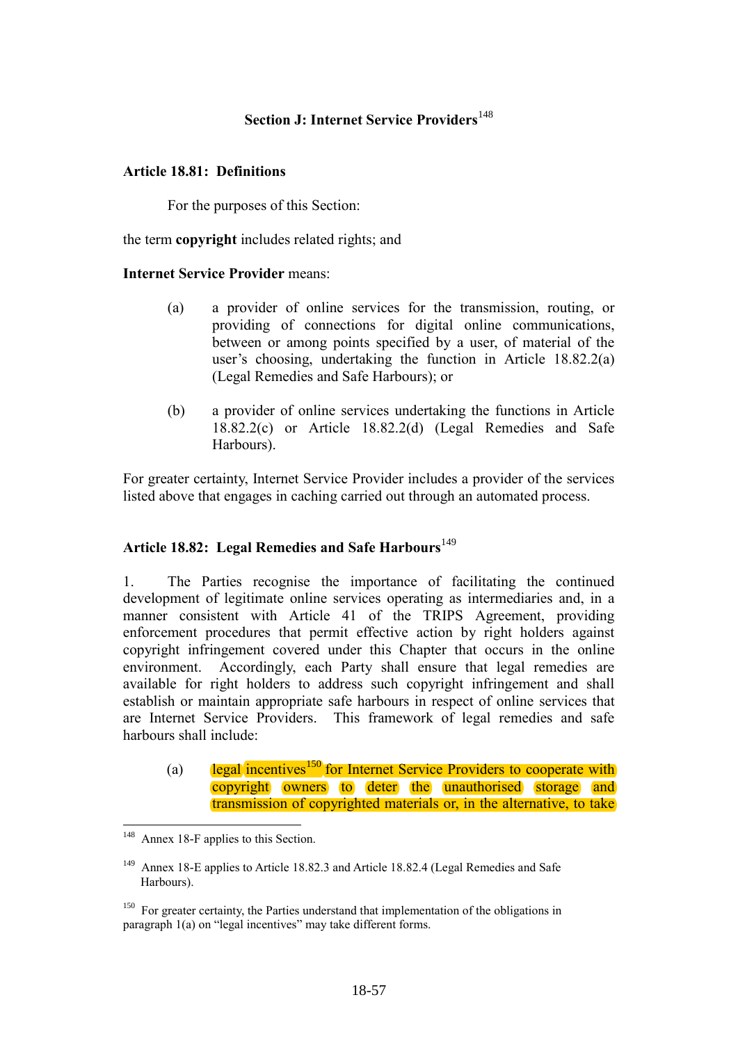## Section J: Internet Service Providers[148]

### Article 18.81: Definitions

For the purposes of this Section:

the term **copyright** includes related rights; and

**Internet Service Provider** means:

(a) a provider of online services for the transmission, routing, or providing of connections for digital online communications, between or among points specified by a user, of material of the user's choosing, undertaking the function in Article 18.82.2(a) (Legal Remedies and Safe Harbours); or

(b) a provider of online services undertaking the functions in Article 18.82.2(c) or Article 18.82.2(d) (Legal Remedies and Safe Harbours).

For greater certainty, Internet Service Provider includes a provider of the services listed above that engages in caching carried out through an automated process.

### Article 18.82: Legal Remedies and Safe Harbours[149]

1. The Parties recognise the importance of facilitating the continued development of legitimate online services operating as intermediaries and, in a manner consistent with Article 41 of the TRIPS Agreement, providing enforcement procedures that permit effective action by right holders against copyright infringement covered under this Chapter that occurs in the online environment. Accordingly, each Party shall ensure that legal remedies are available for right holders to address such copyright infringement and shall establish or maintain appropriate safe harbours in respect of online services that are Internet Service Providers. This framework of legal remedies and safe harbours shall include:

(a) legal incentives[150] for Internet Service Providers to cooperate with copyright owners to deter the unauthorised storage and transmission of copyrighted materials or, in the alternative, to take

---

[148] Annex 18-F applies to this Section.

[149] Annex 18-E applies to Article 18.82.3 and Article 18.82.4 (Legal Remedies and Safe Harbours).

[150] For greater certainty, the Parties understand that implementation of the obligations in paragraph 1(a) on "legal incentives" may take different forms.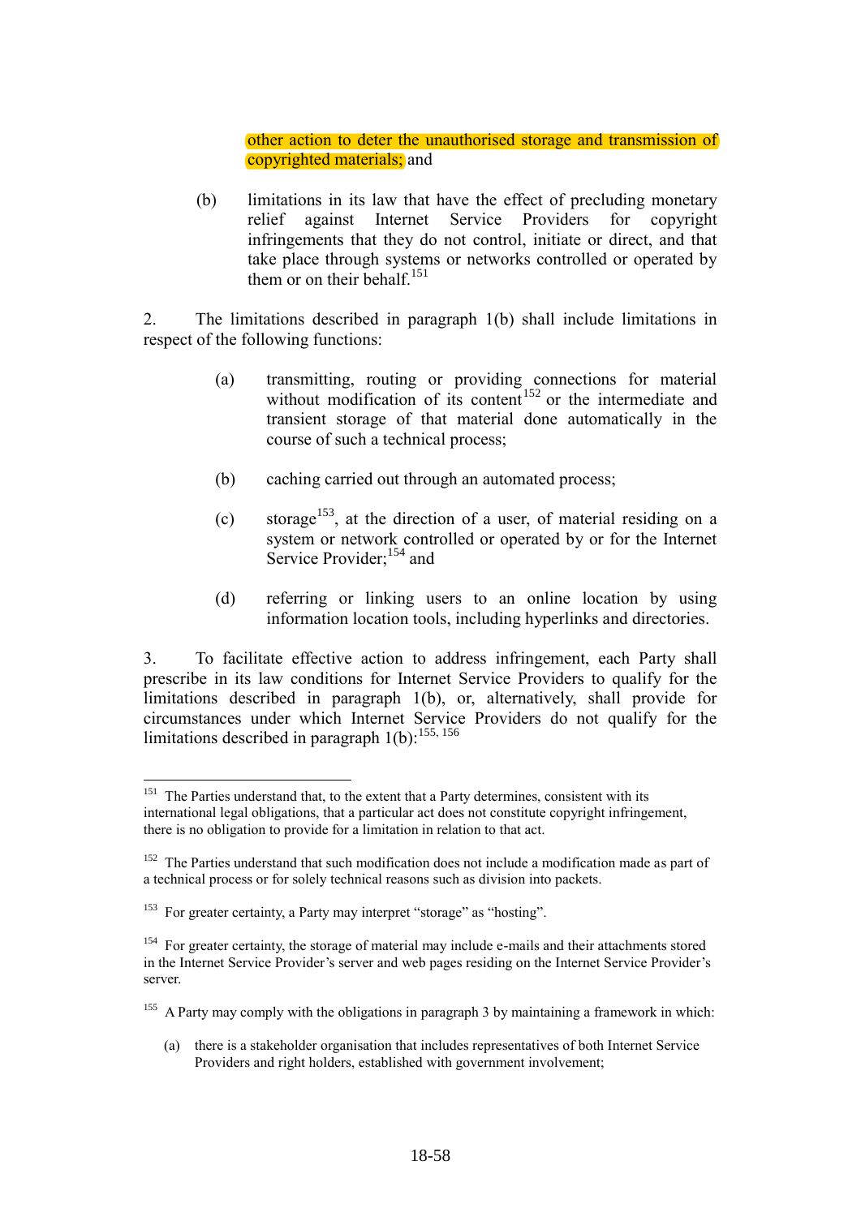other action to deter the unauthorised storage and transmission of copyrighted materials; and

(b) limitations in its law that have the effect of precluding monetary relief against Internet Service Providers for copyright infringements that they do not control, initiate or direct, and that take place through systems or networks controlled or operated by them or on their behalf.[151]

2. The limitations described in paragraph 1(b) shall include limitations in respect of the following functions:

(a) transmitting, routing or providing connections for material without modification of its content[152] or the intermediate and transient storage of that material done automatically in the course of such a technical process;

(b) caching carried out through an automated process;

(c) storage[153], at the direction of a user, of material residing on a system or network controlled or operated by or for the Internet Service Provider;[154] and

(d) referring or linking users to an online location by using information location tools, including hyperlinks and directories.

3. To facilitate effective action to address infringement, each Party shall prescribe in its law conditions for Internet Service Providers to qualify for the limitations described in paragraph 1(b), or, alternatively, shall provide for circumstances under which Internet Service Providers do not qualify for the limitations described in paragraph 1(b):[155, 156]

---

[151] The Parties understand that, to the extent that a Party determines, consistent with its international legal obligations, that a particular act does not constitute copyright infringement, there is no obligation to provide for a limitation in relation to that act.

[152] The Parties understand that such modification does not include a modification made as part of a technical process or for solely technical reasons such as division into packets.

[153] For greater certainty, a Party may interpret "storage" as "hosting".

[154] For greater certainty, the storage of material may include e-mails and their attachments stored in the Internet Service Provider's server and web pages residing on the Internet Service Provider's server.

[155] A Party may comply with the obligations in paragraph 3 by maintaining a framework in which:

(a) there is a stakeholder organisation that includes representatives of both Internet Service Providers and right holders, established with government involvement;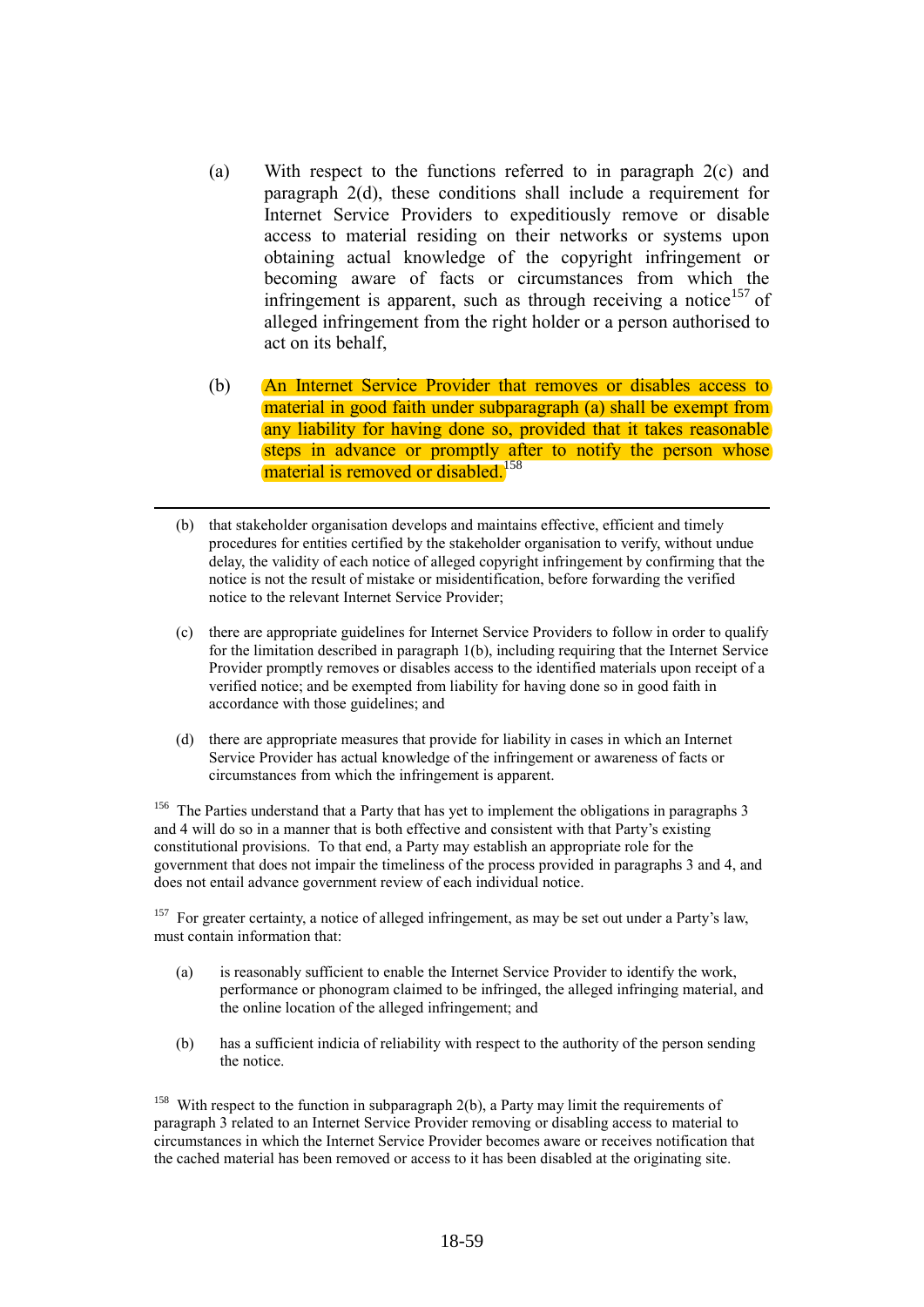(a) With respect to the functions referred to in paragraph 2(c) and paragraph 2(d), these conditions shall include a requirement for Internet Service Providers to expeditiously remove or disable access to material residing on their networks or systems upon obtaining actual knowledge of the copyright infringement or becoming aware of facts or circumstances from which the infringement is apparent, such as through receiving a notice[157] of alleged infringement from the right holder or a person authorised to act on its behalf,

(b) An Internet Service Provider that removes or disables access to material in good faith under subparagraph (a) shall be exempt from any liability for having done so, provided that it takes reasonable steps in advance or promptly after to notify the person whose material is removed or disabled.[158]

---

(b) that stakeholder organisation develops and maintains effective, efficient and timely procedures for entities certified by the stakeholder organisation to verify, without undue delay, the validity of each notice of alleged copyright infringement by confirming that the notice is not the result of mistake or misidentification, before forwarding the verified notice to the relevant Internet Service Provider;

(c) there are appropriate guidelines for Internet Service Providers to follow in order to qualify for the limitation described in paragraph 1(b), including requiring that the Internet Service Provider promptly removes or disables access to the identified materials upon receipt of a verified notice; and be exempted from liability for having done so in good faith in accordance with those guidelines; and

(d) there are appropriate measures that provide for liability in cases in which an Internet Service Provider has actual knowledge of the infringement or awareness of facts or circumstances from which the infringement is apparent.

[156] The Parties understand that a Party that has yet to implement the obligations in paragraphs 3 and 4 will do so in a manner that is both effective and consistent with that Party's existing constitutional provisions. To that end, a Party may establish an appropriate role for the government that does not impair the timeliness of the process provided in paragraphs 3 and 4, and does not entail advance government review of each individual notice.

[157] For greater certainty, a notice of alleged infringement, as may be set out under a Party's law, must contain information that:

(a) is reasonably sufficient to enable the Internet Service Provider to identify the work, performance or phonogram claimed to be infringed, the alleged infringing material, and the online location of the alleged infringement; and

(b) has a sufficient indicia of reliability with respect to the authority of the person sending the notice.

[158] With respect to the function in subparagraph 2(b), a Party may limit the requirements of paragraph 3 related to an Internet Service Provider removing or disabling access to material to circumstances in which the Internet Service Provider becomes aware or receives notification that the cached material has been removed or access to it has been disabled at the originating site.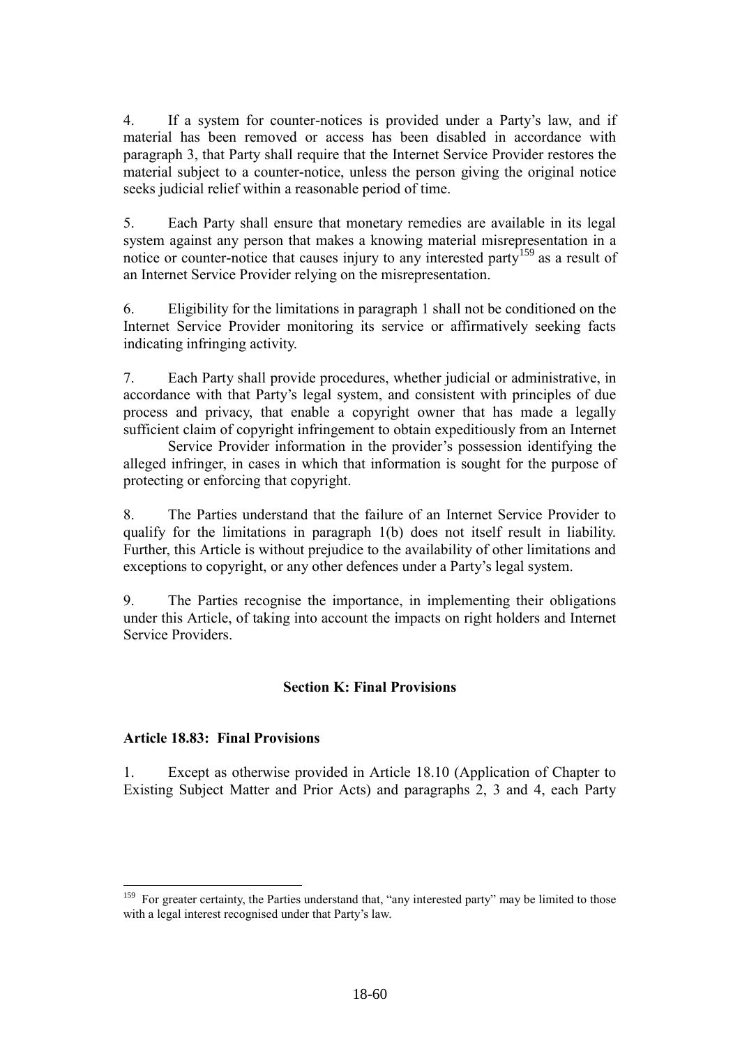4. If a system for counter-notices is provided under a Party's law, and if material has been removed or access has been disabled in accordance with paragraph 3, that Party shall require that the Internet Service Provider restores the material subject to a counter-notice, unless the person giving the original notice seeks judicial relief within a reasonable period of time.

5. Each Party shall ensure that monetary remedies are available in its legal system against any person that makes a knowing material misrepresentation in a notice or counter-notice that causes injury to any interested party[159] as a result of an Internet Service Provider relying on the misrepresentation.

6. Eligibility for the limitations in paragraph 1 shall not be conditioned on the Internet Service Provider monitoring its service or affirmatively seeking facts indicating infringing activity.

7. Each Party shall provide procedures, whether judicial or administrative, in accordance with that Party's legal system, and consistent with principles of due process and privacy, that enable a copyright owner that has made a legally sufficient claim of copyright infringement to obtain expeditiously from an Internet Service Provider information in the provider's possession identifying the alleged infringer, in cases in which that information is sought for the purpose of protecting or enforcing that copyright.

8. The Parties understand that the failure of an Internet Service Provider to qualify for the limitations in paragraph 1(b) does not itself result in liability. Further, this Article is without prejudice to the availability of other limitations and exceptions to copyright, or any other defences under a Party's legal system.

9. The Parties recognise the importance, in implementing their obligations under this Article, of taking into account the impacts on right holders and Internet Service Providers.

## Section K: Final Provisions

### Article 18.83: Final Provisions

1. Except as otherwise provided in Article 18.10 (Application of Chapter to Existing Subject Matter and Prior Acts) and paragraphs 2, 3 and 4, each Party

---

[159] For greater certainty, the Parties understand that, "any interested party" may be limited to those with a legal interest recognised under that Party's law.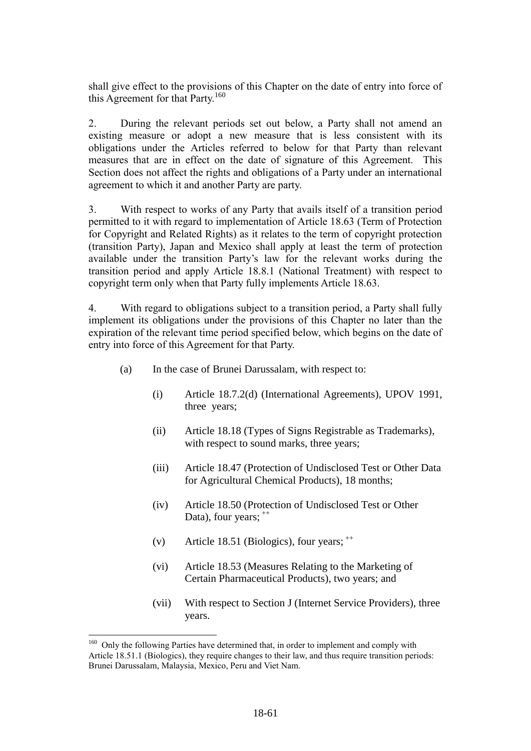shall give effect to the provisions of this Chapter on the date of entry into force of this Agreement for that Party.[160]

2. During the relevant periods set out below, a Party shall not amend an existing measure or adopt a new measure that is less consistent with its obligations under the Articles referred to below for that Party than relevant measures that are in effect on the date of signature of this Agreement. This Section does not affect the rights and obligations of a Party under an international agreement to which it and another Party are party.

3. With respect to works of any Party that avails itself of a transition period permitted to it with regard to implementation of Article 18.63 (Term of Protection for Copyright and Related Rights) as it relates to the term of copyright protection (transition Party), Japan and Mexico shall apply at least the term of protection available under the transition Party's law for the relevant works during the transition period and apply Article 18.8.1 (National Treatment) with respect to copyright term only when that Party fully implements Article 18.63.

4. With regard to obligations subject to a transition period, a Party shall fully implement its obligations under the provisions of this Chapter no later than the expiration of the relevant time period specified below, which begins on the date of entry into force of this Agreement for that Party.

(a) In the case of Brunei Darussalam, with respect to:

(i) Article 18.7.2(d) (International Agreements), UPOV 1991, three years;

(ii) Article 18.18 (Types of Signs Registrable as Trademarks), with respect to sound marks, three years;

(iii) Article 18.47 (Protection of Undisclosed Test or Other Data for Agricultural Chemical Products), 18 months;

(iv) Article 18.50 (Protection of Undisclosed Test or Other Data), four years; [++]

(v) Article 18.51 (Biologics), four years; [++]

(vi) Article 18.53 (Measures Relating to the Marketing of Certain Pharmaceutical Products), two years; and

(vii) With respect to Section J (Internet Service Providers), three years.

---

[160] Only the following Parties have determined that, in order to implement and comply with Article 18.51.1 (Biologics), they require changes to their law, and thus require transition periods: Brunei Darussalam, Malaysia, Mexico, Peru and Viet Nam.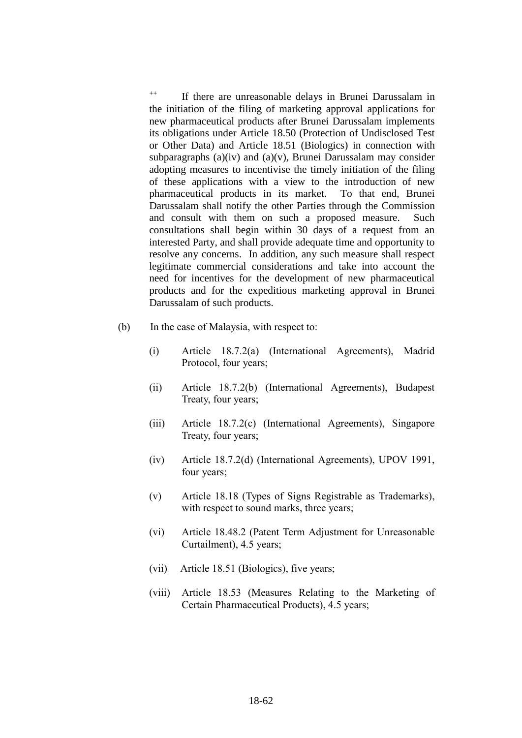++ If there are unreasonable delays in Brunei Darussalam in the initiation of the filing of marketing approval applications for new pharmaceutical products after Brunei Darussalam implements its obligations under Article 18.50 (Protection of Undisclosed Test or Other Data) and Article 18.51 (Biologics) in connection with subparagraphs (a)(iv) and (a)(v), Brunei Darussalam may consider adopting measures to incentivise the timely initiation of the filing of these applications with a view to the introduction of new pharmaceutical products in its market. To that end, Brunei Darussalam shall notify the other Parties through the Commission and consult with them on such a proposed measure. Such consultations shall begin within 30 days of a request from an interested Party, and shall provide adequate time and opportunity to resolve any concerns. In addition, any such measure shall respect legitimate commercial considerations and take into account the need for incentives for the development of new pharmaceutical products and for the expeditious marketing approval in Brunei Darussalam of such products.

(b) In the case of Malaysia, with respect to:

(i) Article 18.7.2(a) (International Agreements), Madrid Protocol, four years;

(ii) Article 18.7.2(b) (International Agreements), Budapest Treaty, four years;

(iii) Article 18.7.2(c) (International Agreements), Singapore Treaty, four years;

(iv) Article 18.7.2(d) (International Agreements), UPOV 1991, four years;

(v) Article 18.18 (Types of Signs Registrable as Trademarks), with respect to sound marks, three years;

(vi) Article 18.48.2 (Patent Term Adjustment for Unreasonable Curtailment), 4.5 years;

(vii) Article 18.51 (Biologics), five years;

(viii) Article 18.53 (Measures Relating to the Marketing of Certain Pharmaceutical Products), 4.5 years;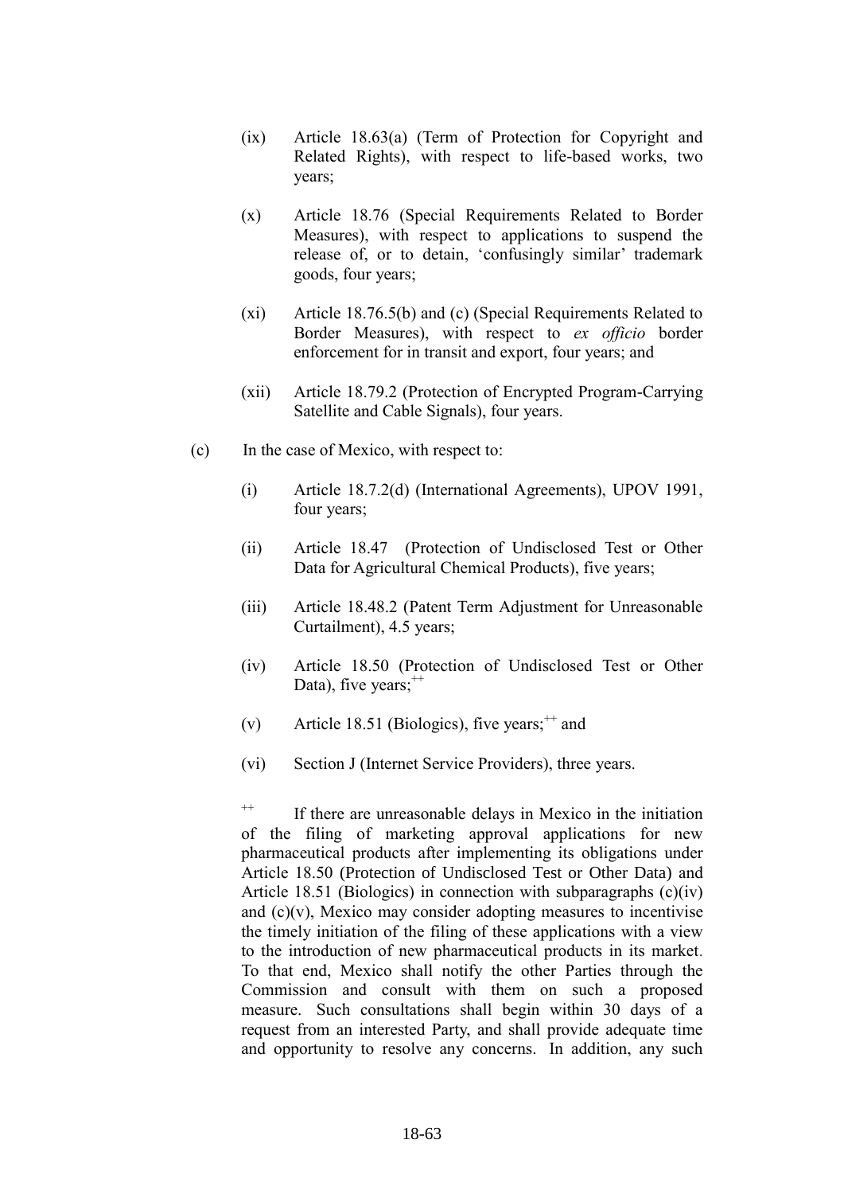(ix) Article 18.63(a) (Term of Protection for Copyright and Related Rights), with respect to life-based works, two years;

(x) Article 18.76 (Special Requirements Related to Border Measures), with respect to applications to suspend the release of, or to detain, 'confusingly similar' trademark goods, four years;

(xi) Article 18.76.5(b) and (c) (Special Requirements Related to Border Measures), with respect to *ex officio* border enforcement for in transit and export, four years; and

(xii) Article 18.79.2 (Protection of Encrypted Program-Carrying Satellite and Cable Signals), four years.

(c) In the case of Mexico, with respect to:

(i) Article 18.7.2(d) (International Agreements), UPOV 1991, four years;

(ii) Article 18.47 (Protection of Undisclosed Test or Other Data for Agricultural Chemical Products), five years;

(iii) Article 18.48.2 (Patent Term Adjustment for Unreasonable Curtailment), 4.5 years;

(iv) Article 18.50 (Protection of Undisclosed Test or Other Data), five years;[++]

(v) Article 18.51 (Biologics), five years;[++] and

(vi) Section J (Internet Service Providers), three years.

[++] If there are unreasonable delays in Mexico in the initiation of the filing of marketing approval applications for new pharmaceutical products after implementing its obligations under Article 18.50 (Protection of Undisclosed Test or Other Data) and Article 18.51 (Biologics) in connection with subparagraphs (c)(iv) and (c)(v), Mexico may consider adopting measures to incentivise the timely initiation of the filing of these applications with a view to the introduction of new pharmaceutical products in its market. To that end, Mexico shall notify the other Parties through the Commission and consult with them on such a proposed measure. Such consultations shall begin within 30 days of a request from an interested Party, and shall provide adequate time and opportunity to resolve any concerns. In addition, any such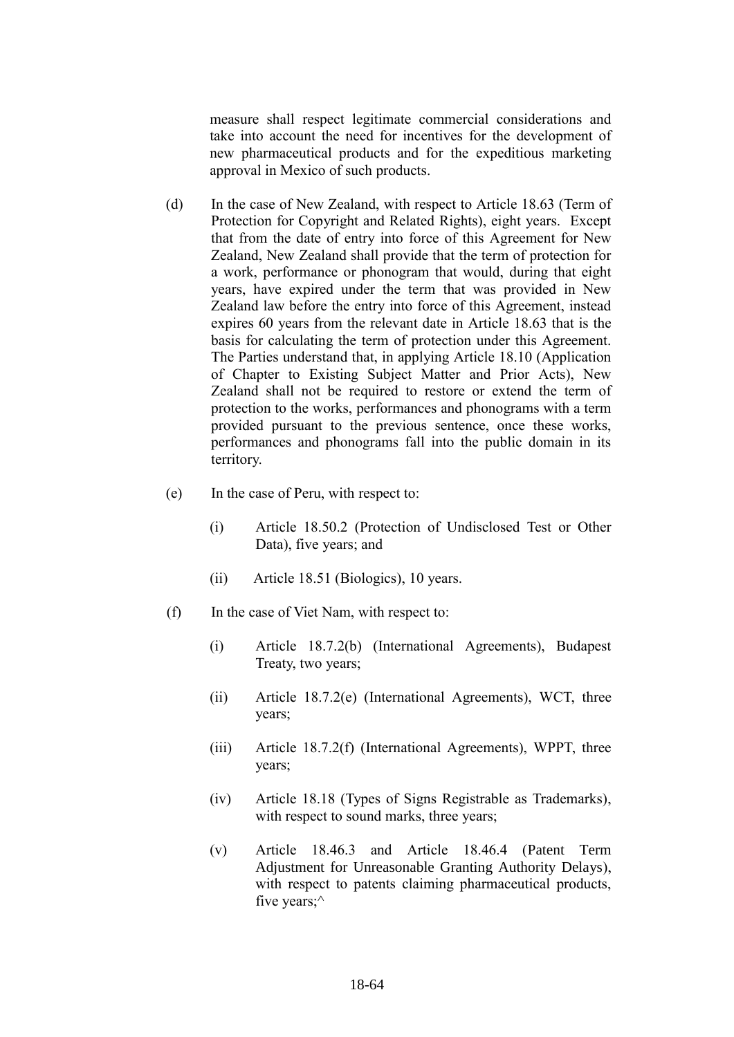measure shall respect legitimate commercial considerations and take into account the need for incentives for the development of new pharmaceutical products and for the expeditious marketing approval in Mexico of such products.

(d) In the case of New Zealand, with respect to Article 18.63 (Term of Protection for Copyright and Related Rights), eight years. Except that from the date of entry into force of this Agreement for New Zealand, New Zealand shall provide that the term of protection for a work, performance or phonogram that would, during that eight years, have expired under the term that was provided in New Zealand law before the entry into force of this Agreement, instead expires 60 years from the relevant date in Article 18.63 that is the basis for calculating the term of protection under this Agreement. The Parties understand that, in applying Article 18.10 (Application of Chapter to Existing Subject Matter and Prior Acts), New Zealand shall not be required to restore or extend the term of protection to the works, performances and phonograms with a term provided pursuant to the previous sentence, once these works, performances and phonograms fall into the public domain in its territory.

(e) In the case of Peru, with respect to:

(i) Article 18.50.2 (Protection of Undisclosed Test or Other Data), five years; and

(ii) Article 18.51 (Biologics), 10 years.

(f) In the case of Viet Nam, with respect to:

(i) Article 18.7.2(b) (International Agreements), Budapest Treaty, two years;

(ii) Article 18.7.2(e) (International Agreements), WCT, three years;

(iii) Article 18.7.2(f) (International Agreements), WPPT, three years;

(iv) Article 18.18 (Types of Signs Registrable as Trademarks), with respect to sound marks, three years;

(v) Article 18.46.3 and Article 18.46.4 (Patent Term Adjustment for Unreasonable Granting Authority Delays), with respect to patents claiming pharmaceutical products, five years;^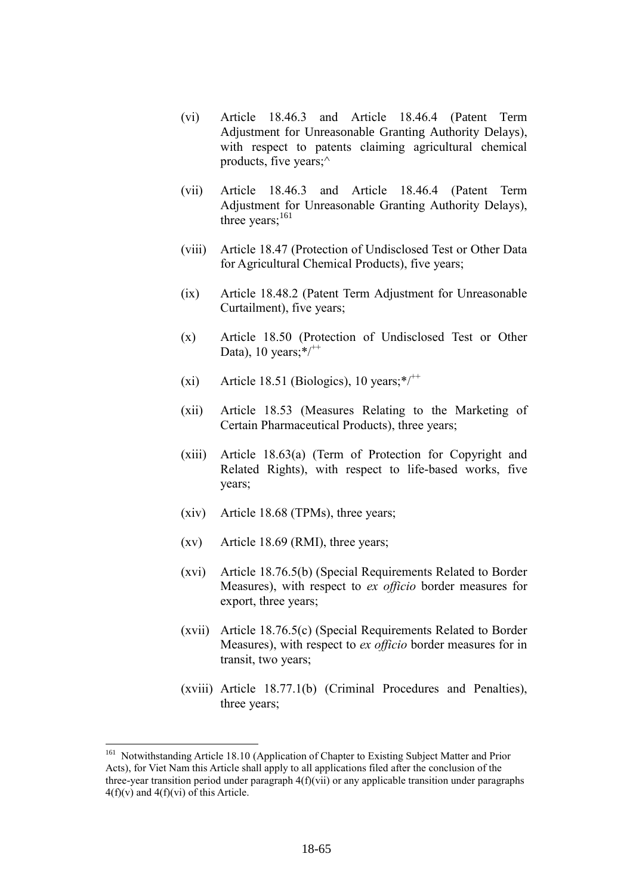(vi) Article 18.46.3 and Article 18.46.4 (Patent Term Adjustment for Unreasonable Granting Authority Delays), with respect to patents claiming agricultural chemical products, five years;^

(vii) Article 18.46.3 and Article 18.46.4 (Patent Term Adjustment for Unreasonable Granting Authority Delays), three years;[161]

(viii) Article 18.47 (Protection of Undisclosed Test or Other Data for Agricultural Chemical Products), five years;

(ix) Article 18.48.2 (Patent Term Adjustment for Unreasonable Curtailment), five years;

(x) Article 18.50 (Protection of Undisclosed Test or Other Data), 10 years;*/++

(xi) Article 18.51 (Biologics), 10 years;*/++

(xii) Article 18.53 (Measures Relating to the Marketing of Certain Pharmaceutical Products), three years;

(xiii) Article 18.63(a) (Term of Protection for Copyright and Related Rights), with respect to life-based works, five years;

(xiv) Article 18.68 (TPMs), three years;

(xv) Article 18.69 (RMI), three years;

(xvi) Article 18.76.5(b) (Special Requirements Related to Border Measures), with respect to *ex officio* border measures for export, three years;

(xvii) Article 18.76.5(c) (Special Requirements Related to Border Measures), with respect to *ex officio* border measures for in transit, two years;

(xviii) Article 18.77.1(b) (Criminal Procedures and Penalties), three years;

---

[161] Notwithstanding Article 18.10 (Application of Chapter to Existing Subject Matter and Prior Acts), for Viet Nam this Article shall apply to all applications filed after the conclusion of the three-year transition period under paragraph 4(f)(vii) or any applicable transition under paragraphs 4(f)(v) and 4(f)(vi) of this Article.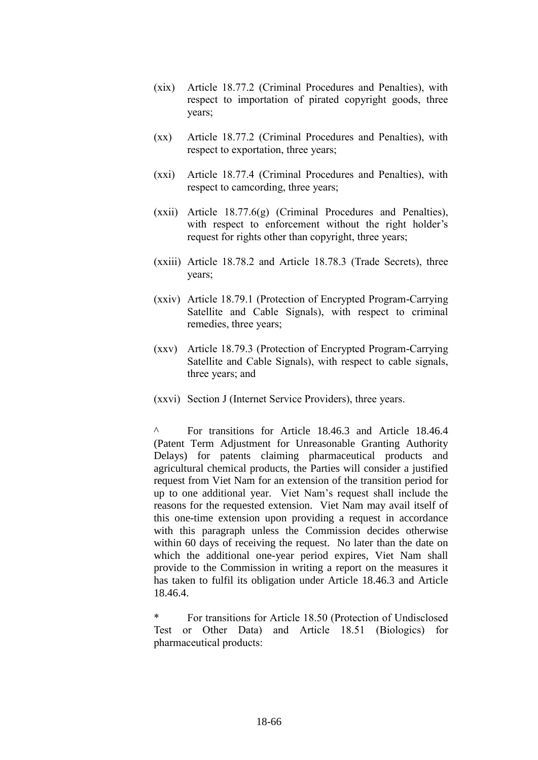(xix) Article 18.77.2 (Criminal Procedures and Penalties), with respect to importation of pirated copyright goods, three years;

(xx) Article 18.77.2 (Criminal Procedures and Penalties), with respect to exportation, three years;

(xxi) Article 18.77.4 (Criminal Procedures and Penalties), with respect to camcording, three years;

(xxii) Article 18.77.6(g) (Criminal Procedures and Penalties), with respect to enforcement without the right holder's request for rights other than copyright, three years;

(xxiii) Article 18.78.2 and Article 18.78.3 (Trade Secrets), three years;

(xxiv) Article 18.79.1 (Protection of Encrypted Program-Carrying Satellite and Cable Signals), with respect to criminal remedies, three years;

(xxv) Article 18.79.3 (Protection of Encrypted Program-Carrying Satellite and Cable Signals), with respect to cable signals, three years; and

(xxvi) Section J (Internet Service Providers), three years.

^ For transitions for Article 18.46.3 and Article 18.46.4 (Patent Term Adjustment for Unreasonable Granting Authority Delays) for patents claiming pharmaceutical products and agricultural chemical products, the Parties will consider a justified request from Viet Nam for an extension of the transition period for up to one additional year. Viet Nam's request shall include the reasons for the requested extension. Viet Nam may avail itself of this one-time extension upon providing a request in accordance with this paragraph unless the Commission decides otherwise within 60 days of receiving the request. No later than the date on which the additional one-year period expires, Viet Nam shall provide to the Commission in writing a report on the measures it has taken to fulfil its obligation under Article 18.46.3 and Article 18.46.4.

* For transitions for Article 18.50 (Protection of Undisclosed Test or Other Data) and Article 18.51 (Biologics) for pharmaceutical products: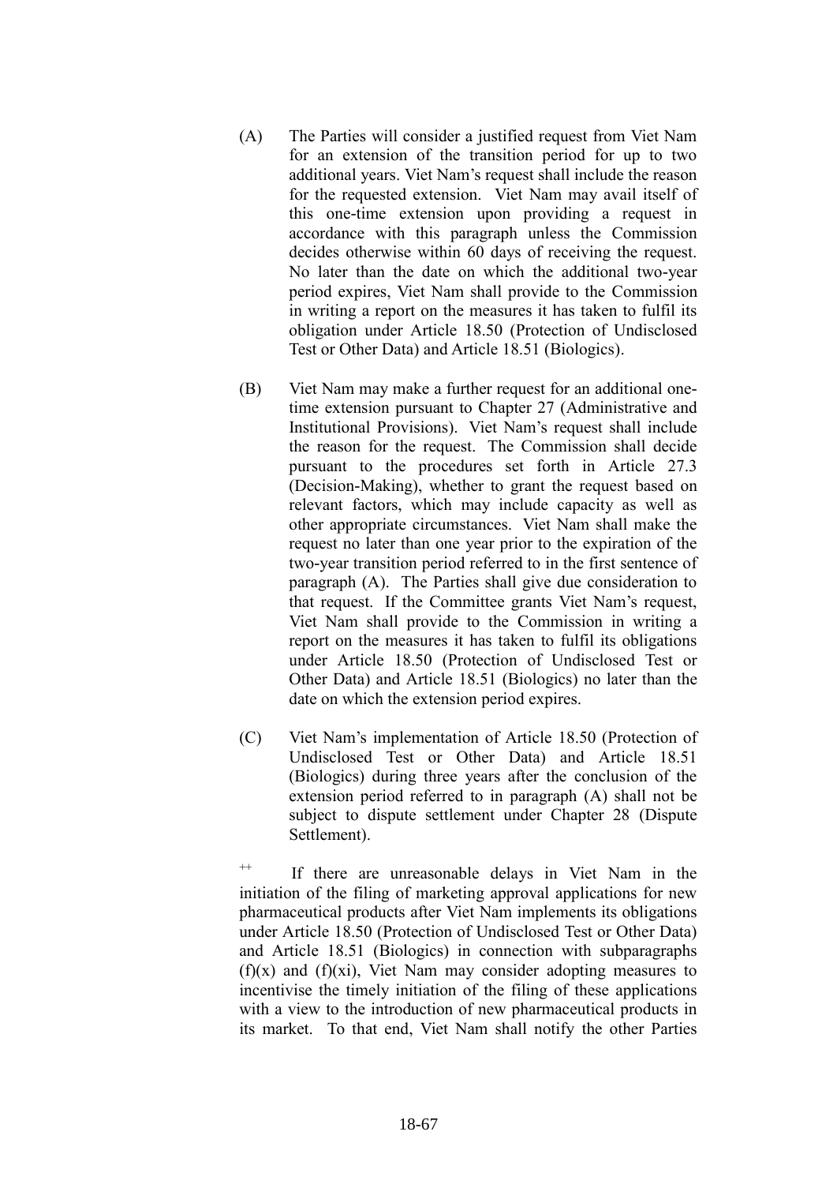(A) The Parties will consider a justified request from Viet Nam for an extension of the transition period for up to two additional years. Viet Nam's request shall include the reason for the requested extension. Viet Nam may avail itself of this one-time extension upon providing a request in accordance with this paragraph unless the Commission decides otherwise within 60 days of receiving the request. No later than the date on which the additional two-year period expires, Viet Nam shall provide to the Commission in writing a report on the measures it has taken to fulfil its obligation under Article 18.50 (Protection of Undisclosed Test or Other Data) and Article 18.51 (Biologics).

(B) Viet Nam may make a further request for an additional one-time extension pursuant to Chapter 27 (Administrative and Institutional Provisions). Viet Nam's request shall include the reason for the request. The Commission shall decide pursuant to the procedures set forth in Article 27.3 (Decision-Making), whether to grant the request based on relevant factors, which may include capacity as well as other appropriate circumstances. Viet Nam shall make the request no later than one year prior to the expiration of the two-year transition period referred to in the first sentence of paragraph (A). The Parties shall give due consideration to that request. If the Committee grants Viet Nam's request, Viet Nam shall provide to the Commission in writing a report on the measures it has taken to fulfil its obligations under Article 18.50 (Protection of Undisclosed Test or Other Data) and Article 18.51 (Biologics) no later than the date on which the extension period expires.

(C) Viet Nam's implementation of Article 18.50 (Protection of Undisclosed Test or Other Data) and Article 18.51 (Biologics) during three years after the conclusion of the extension period referred to in paragraph (A) shall not be subject to dispute settlement under Chapter 28 (Dispute Settlement).

++ If there are unreasonable delays in Viet Nam in the initiation of the filing of marketing approval applications for new pharmaceutical products after Viet Nam implements its obligations under Article 18.50 (Protection of Undisclosed Test or Other Data) and Article 18.51 (Biologics) in connection with subparagraphs (f)(x) and (f)(xi), Viet Nam may consider adopting measures to incentivise the timely initiation of the filing of these applications with a view to the introduction of new pharmaceutical products in its market. To that end, Viet Nam shall notify the other Parties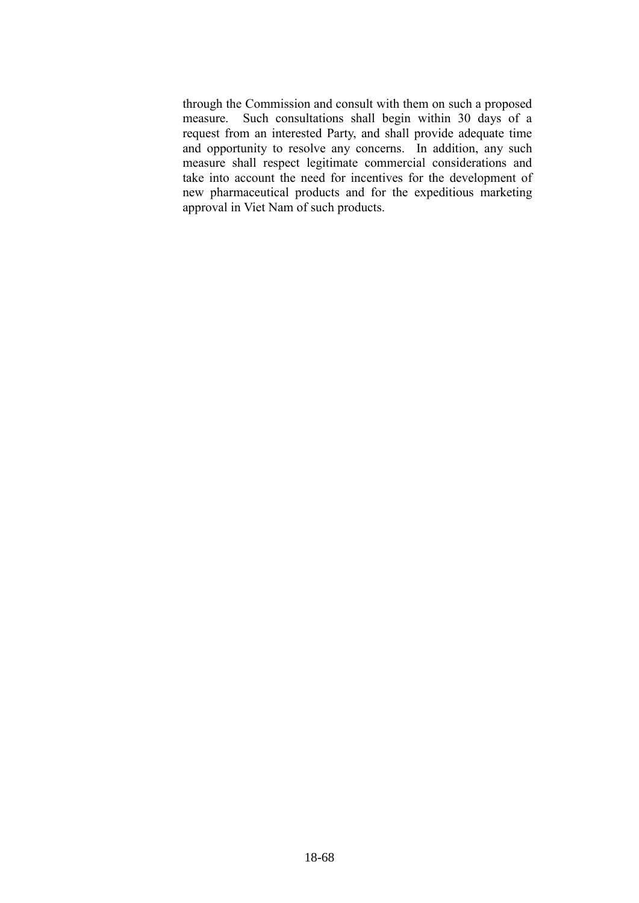through the Commission and consult with them on such a proposed measure. Such consultations shall begin within 30 days of a request from an interested Party, and shall provide adequate time and opportunity to resolve any concerns. In addition, any such measure shall respect legitimate commercial considerations and take into account the need for incentives for the development of new pharmaceutical products and for the expeditious marketing approval in Viet Nam of such products.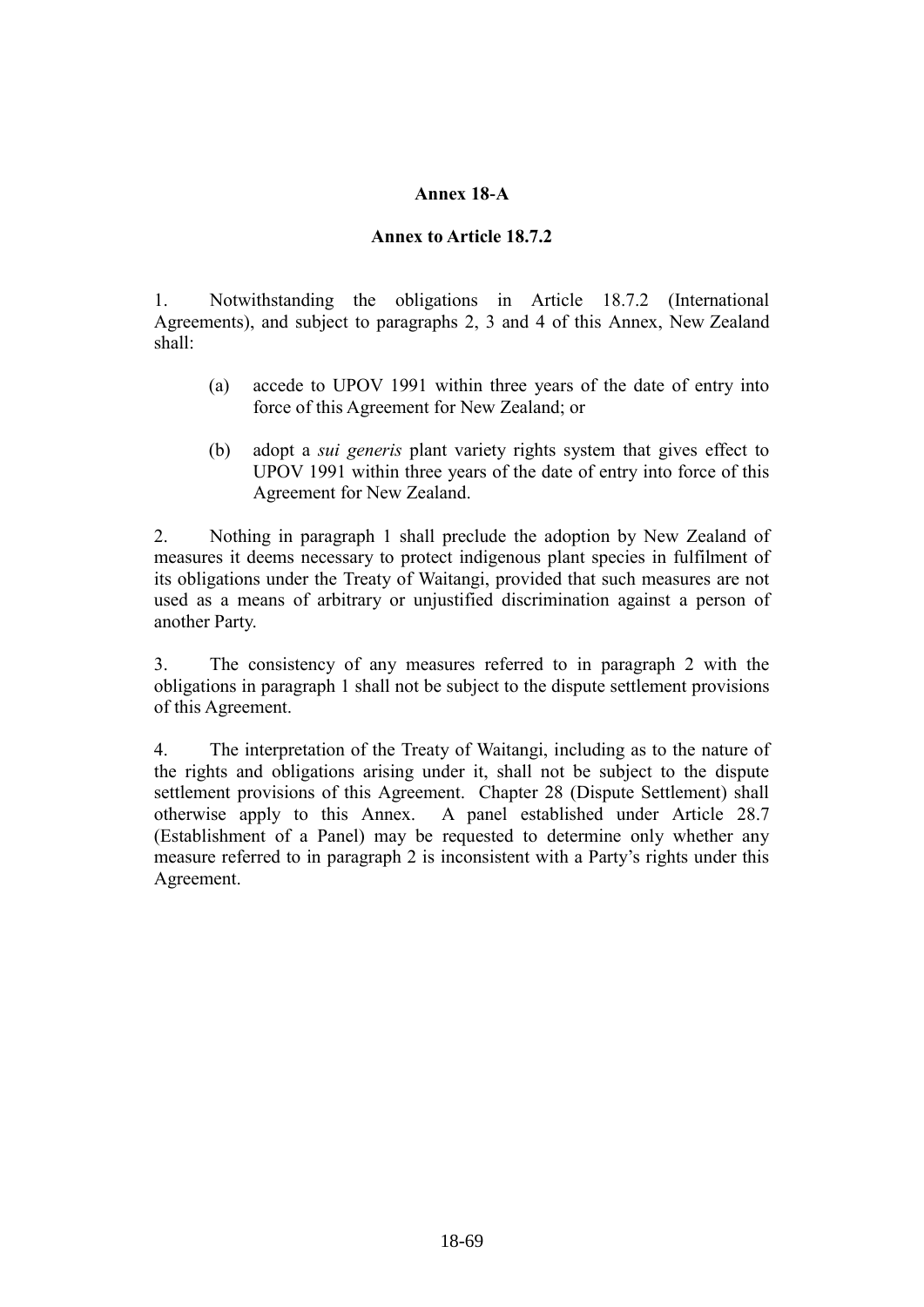# Annex 18-A

## Annex to Article 18.7.2

1. Notwithstanding the obligations in Article 18.7.2 (International Agreements), and subject to paragraphs 2, 3 and 4 of this Annex, New Zealand shall:

   (a) accede to UPOV 1991 within three years of the date of entry into force of this Agreement for New Zealand; or

   (b) adopt a *sui generis* plant variety rights system that gives effect to UPOV 1991 within three years of the date of entry into force of this Agreement for New Zealand.

2. Nothing in paragraph 1 shall preclude the adoption by New Zealand of measures it deems necessary to protect indigenous plant species in fulfilment of its obligations under the Treaty of Waitangi, provided that such measures are not used as a means of arbitrary or unjustified discrimination against a person of another Party.

3. The consistency of any measures referred to in paragraph 2 with the obligations in paragraph 1 shall not be subject to the dispute settlement provisions of this Agreement.

4. The interpretation of the Treaty of Waitangi, including as to the nature of the rights and obligations arising under it, shall not be subject to the dispute settlement provisions of this Agreement. Chapter 28 (Dispute Settlement) shall otherwise apply to this Annex. A panel established under Article 28.7 (Establishment of a Panel) may be requested to determine only whether any measure referred to in paragraph 2 is inconsistent with a Party's rights under this Agreement.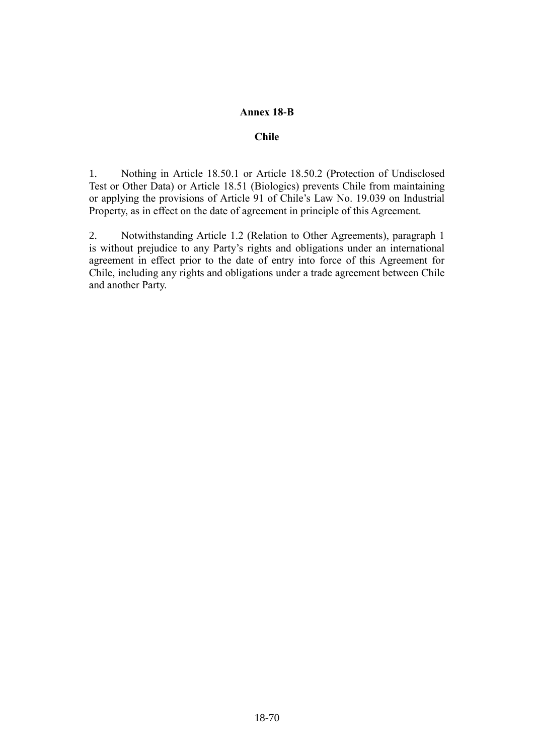## Annex 18-B

### Chile

1. Nothing in Article 18.50.1 or Article 18.50.2 (Protection of Undisclosed Test or Other Data) or Article 18.51 (Biologics) prevents Chile from maintaining or applying the provisions of Article 91 of Chile's Law No. 19.039 on Industrial Property, as in effect on the date of agreement in principle of this Agreement.

2. Notwithstanding Article 1.2 (Relation to Other Agreements), paragraph 1 is without prejudice to any Party's rights and obligations under an international agreement in effect prior to the date of entry into force of this Agreement for Chile, including any rights and obligations under a trade agreement between Chile and another Party.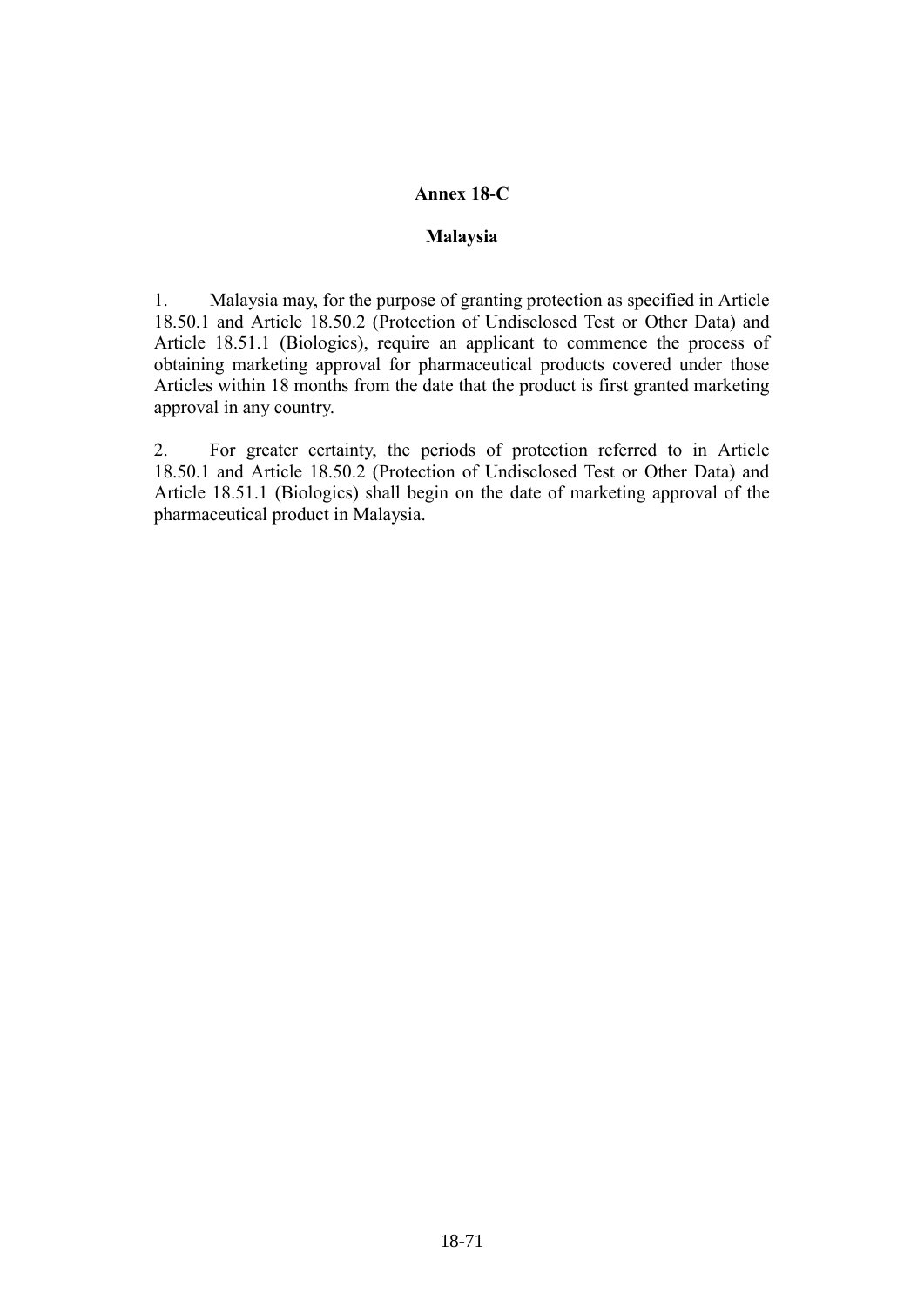## Annex 18-C

### Malaysia

1. Malaysia may, for the purpose of granting protection as specified in Article 18.50.1 and Article 18.50.2 (Protection of Undisclosed Test or Other Data) and Article 18.51.1 (Biologics), require an applicant to commence the process of obtaining marketing approval for pharmaceutical products covered under those Articles within 18 months from the date that the product is first granted marketing approval in any country.

2. For greater certainty, the periods of protection referred to in Article 18.50.1 and Article 18.50.2 (Protection of Undisclosed Test or Other Data) and Article 18.51.1 (Biologics) shall begin on the date of marketing approval of the pharmaceutical product in Malaysia.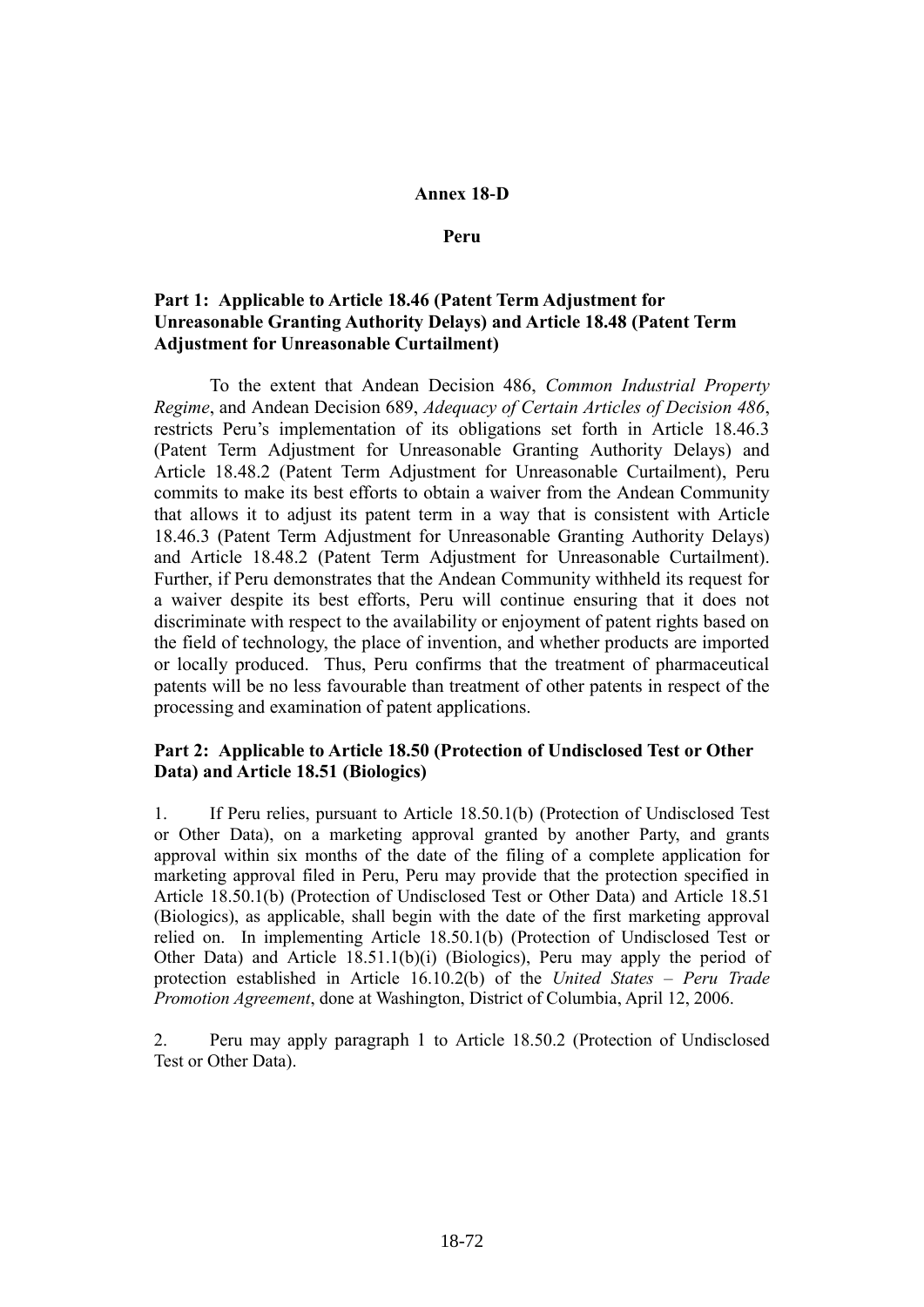# Annex 18-D

## Peru

### Part 1: Applicable to Article 18.46 (Patent Term Adjustment for Unreasonable Granting Authority Delays) and Article 18.48 (Patent Term Adjustment for Unreasonable Curtailment)

To the extent that Andean Decision 486, *Common Industrial Property Regime*, and Andean Decision 689, *Adequacy of Certain Articles of Decision 486*, restricts Peru's implementation of its obligations set forth in Article 18.46.3 (Patent Term Adjustment for Unreasonable Granting Authority Delays) and Article 18.48.2 (Patent Term Adjustment for Unreasonable Curtailment), Peru commits to make its best efforts to obtain a waiver from the Andean Community that allows it to adjust its patent term in a way that is consistent with Article 18.46.3 (Patent Term Adjustment for Unreasonable Granting Authority Delays) and Article 18.48.2 (Patent Term Adjustment for Unreasonable Curtailment). Further, if Peru demonstrates that the Andean Community withheld its request for a waiver despite its best efforts, Peru will continue ensuring that it does not discriminate with respect to the availability or enjoyment of patent rights based on the field of technology, the place of invention, and whether products are imported or locally produced. Thus, Peru confirms that the treatment of pharmaceutical patents will be no less favourable than treatment of other patents in respect of the processing and examination of patent applications.

### Part 2: Applicable to Article 18.50 (Protection of Undisclosed Test or Other Data) and Article 18.51 (Biologics)

1. If Peru relies, pursuant to Article 18.50.1(b) (Protection of Undisclosed Test or Other Data), on a marketing approval granted by another Party, and grants approval within six months of the date of the filing of a complete application for marketing approval filed in Peru, Peru may provide that the protection specified in Article 18.50.1(b) (Protection of Undisclosed Test or Other Data) and Article 18.51 (Biologics), as applicable, shall begin with the date of the first marketing approval relied on. In implementing Article 18.50.1(b) (Protection of Undisclosed Test or Other Data) and Article 18.51.1(b)(i) (Biologics), Peru may apply the period of protection established in Article 16.10.2(b) of the *United States – Peru Trade Promotion Agreement*, done at Washington, District of Columbia, April 12, 2006.

2. Peru may apply paragraph 1 to Article 18.50.2 (Protection of Undisclosed Test or Other Data).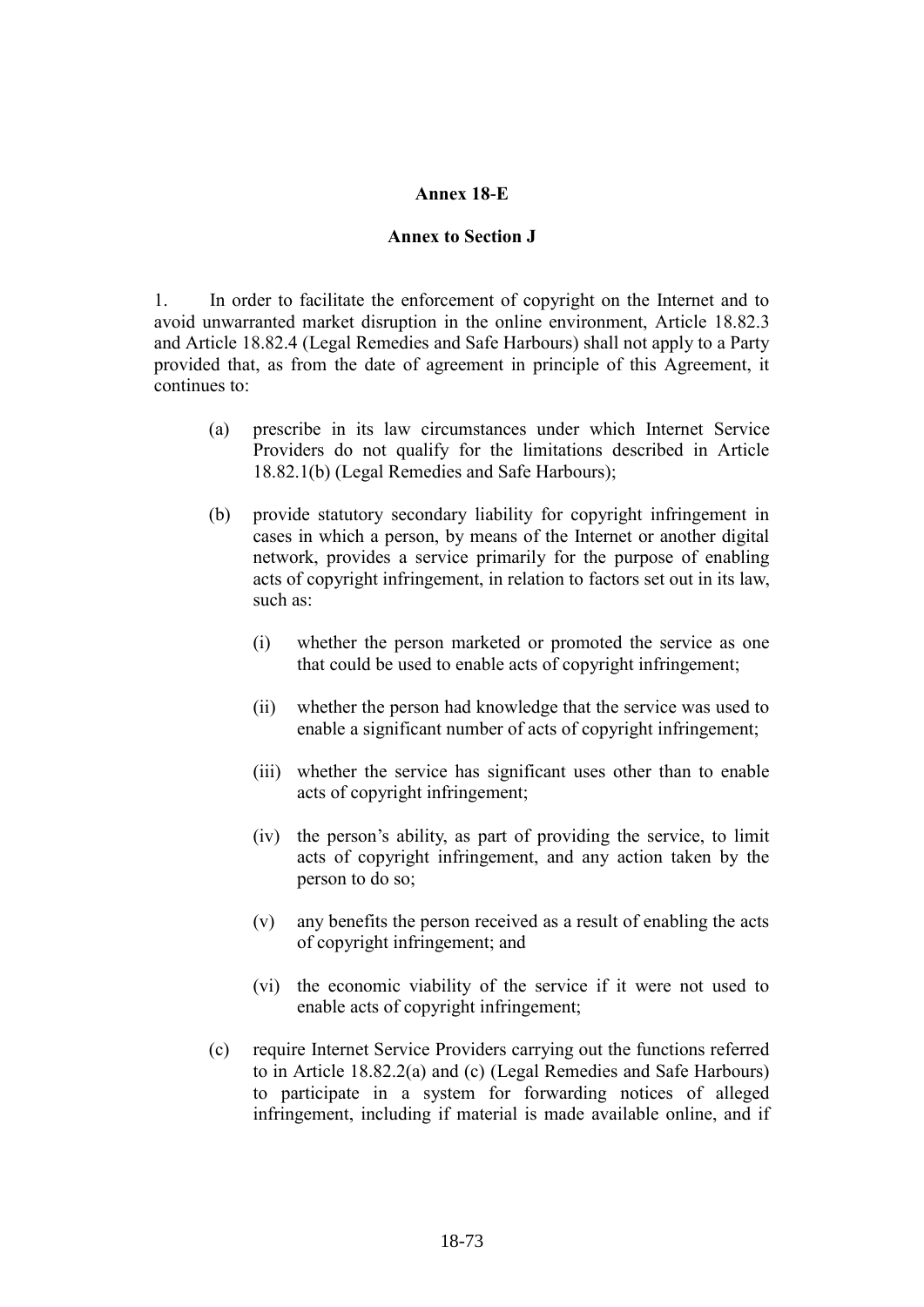**Annex 18-E**

**Annex to Section J**

1. In order to facilitate the enforcement of copyright on the Internet and to avoid unwarranted market disruption in the online environment, Article 18.82.3 and Article 18.82.4 (Legal Remedies and Safe Harbours) shall not apply to a Party provided that, as from the date of agreement in principle of this Agreement, it continues to:

   (a) prescribe in its law circumstances under which Internet Service Providers do not qualify for the limitations described in Article 18.82.1(b) (Legal Remedies and Safe Harbours);

   (b) provide statutory secondary liability for copyright infringement in cases in which a person, by means of the Internet or another digital network, provides a service primarily for the purpose of enabling acts of copyright infringement, in relation to factors set out in its law, such as:

      (i) whether the person marketed or promoted the service as one that could be used to enable acts of copyright infringement;

      (ii) whether the person had knowledge that the service was used to enable a significant number of acts of copyright infringement;

      (iii) whether the service has significant uses other than to enable acts of copyright infringement;

      (iv) the person's ability, as part of providing the service, to limit acts of copyright infringement, and any action taken by the person to do so;

      (v) any benefits the person received as a result of enabling the acts of copyright infringement; and

      (vi) the economic viability of the service if it were not used to enable acts of copyright infringement;

   (c) require Internet Service Providers carrying out the functions referred to in Article 18.82.2(a) and (c) (Legal Remedies and Safe Harbours) to participate in a system for forwarding notices of alleged infringement, including if material is made available online, and if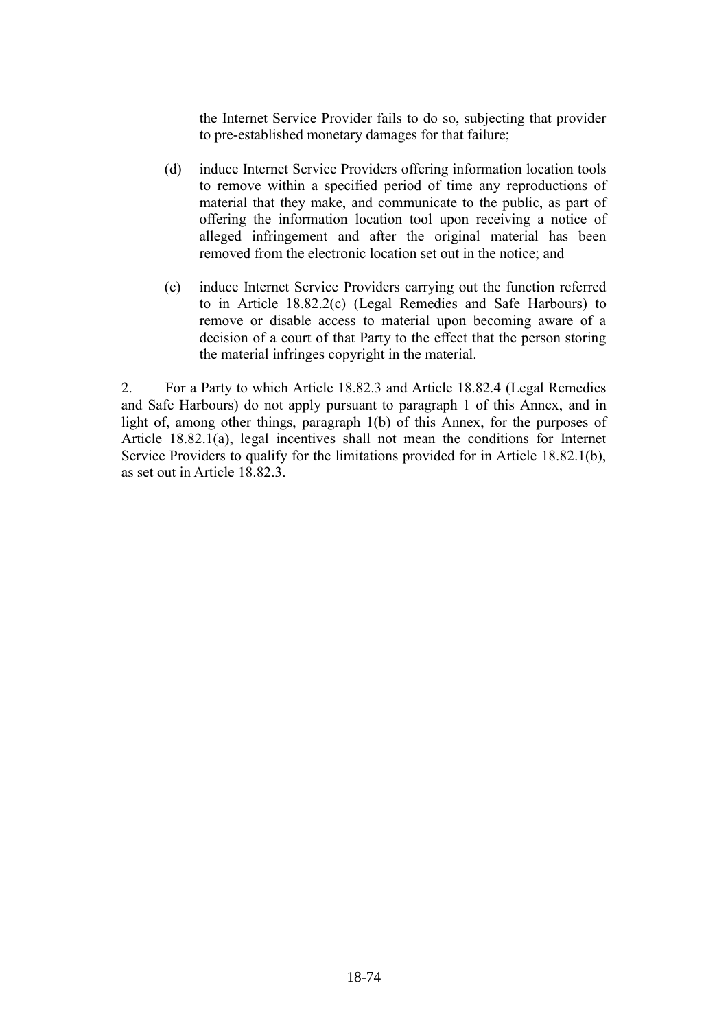the Internet Service Provider fails to do so, subjecting that provider to pre-established monetary damages for that failure;

(d) induce Internet Service Providers offering information location tools to remove within a specified period of time any reproductions of material that they make, and communicate to the public, as part of offering the information location tool upon receiving a notice of alleged infringement and after the original material has been removed from the electronic location set out in the notice; and

(e) induce Internet Service Providers carrying out the function referred to in Article 18.82.2(c) (Legal Remedies and Safe Harbours) to remove or disable access to material upon becoming aware of a decision of a court of that Party to the effect that the person storing the material infringes copyright in the material.

2. For a Party to which Article 18.82.3 and Article 18.82.4 (Legal Remedies and Safe Harbours) do not apply pursuant to paragraph 1 of this Annex, and in light of, among other things, paragraph 1(b) of this Annex, for the purposes of Article 18.82.1(a), legal incentives shall not mean the conditions for Internet Service Providers to qualify for the limitations provided for in Article 18.82.1(b), as set out in Article 18.82.3.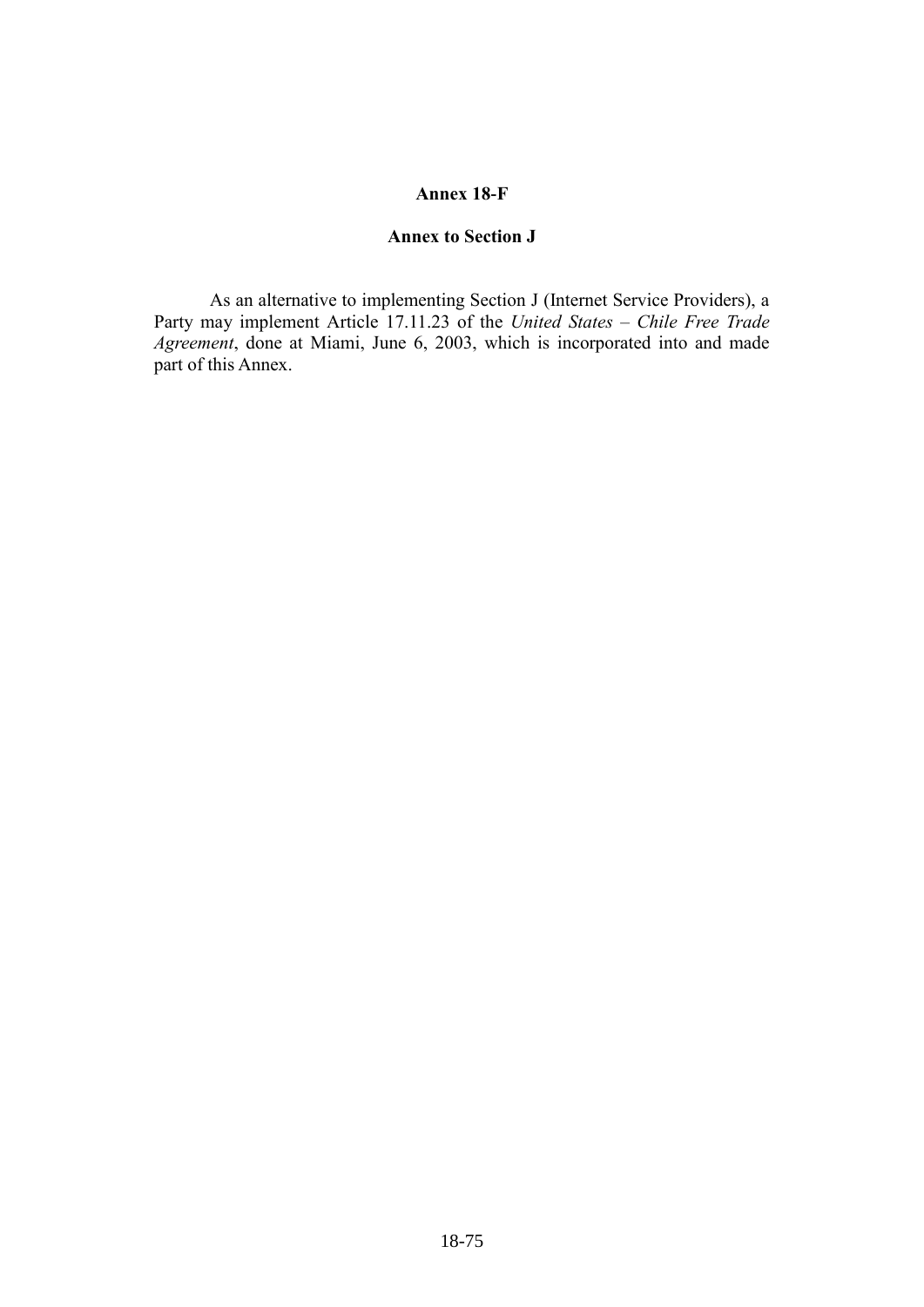## Annex 18-F

### Annex to Section J

As an alternative to implementing Section J (Internet Service Providers), a Party may implement Article 17.11.23 of the *United States – Chile Free Trade Agreement*, done at Miami, June 6, 2003, which is incorporated into and made part of this Annex.